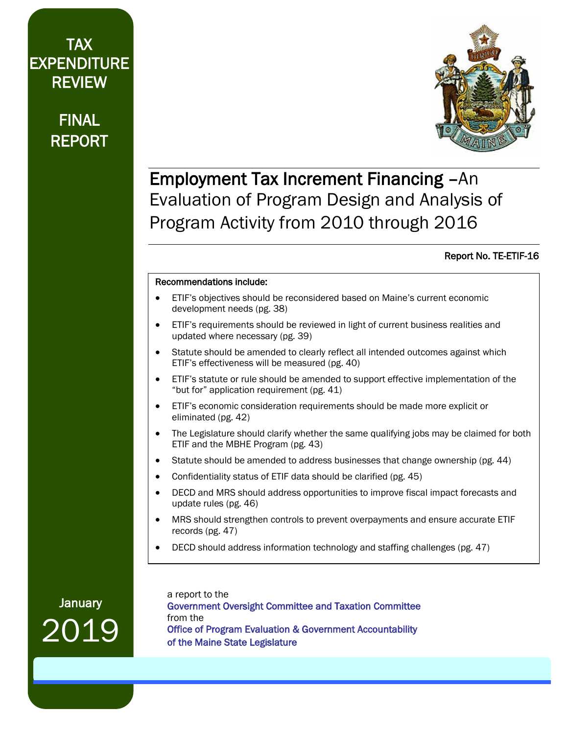TAX EXPENDITURE REVIEW

FINAL REPORT

# Employment Tax Increment Financing –An Evaluation of Program Design and Analysis of Program Activity from 2010 through 2016

Report No. TE-ETIF-16

**Recommendations include:**

- ETIF's objectives should be reconsidered based on Maine's current economic development needs (pg. 38)
- ETIF's requirements should be reviewed in light of current business realities and updated where necessary (pg. 39)
- Statute should be amended to clearly reflect all intended outcomes against which ETIF's effectiveness will be measured (pg. 40)
- ETIF's statute or rule should be amended to support effective implementation of the "but for" application requirement (pg. 41)
- ETIF's economic consideration requirements should be made more explicit or eliminated (pg. 42)
- The Legislature should clarify whether the same qualifying jobs may be claimed for both ETIF and the MBHE Program (pg. 43)
- Statute should be amended to address businesses that change ownership (pg. 44)
- Confidentiality status of ETIF data should be clarified (pg. 45)
- DECD and MRS should address opportunities to improve fiscal impact forecasts and update rules (pg. 46)
- MRS should strengthen controls to prevent overpayments and ensure accurate ETIF records (pg. 47)
- DECD should address information technology and staffing challenges (pg. 47)

January 2019

a report to the
Government Oversight Committee and Taxation Committee
from the
Office of Program Evaluation & Government Accountability
of the Maine State Legislature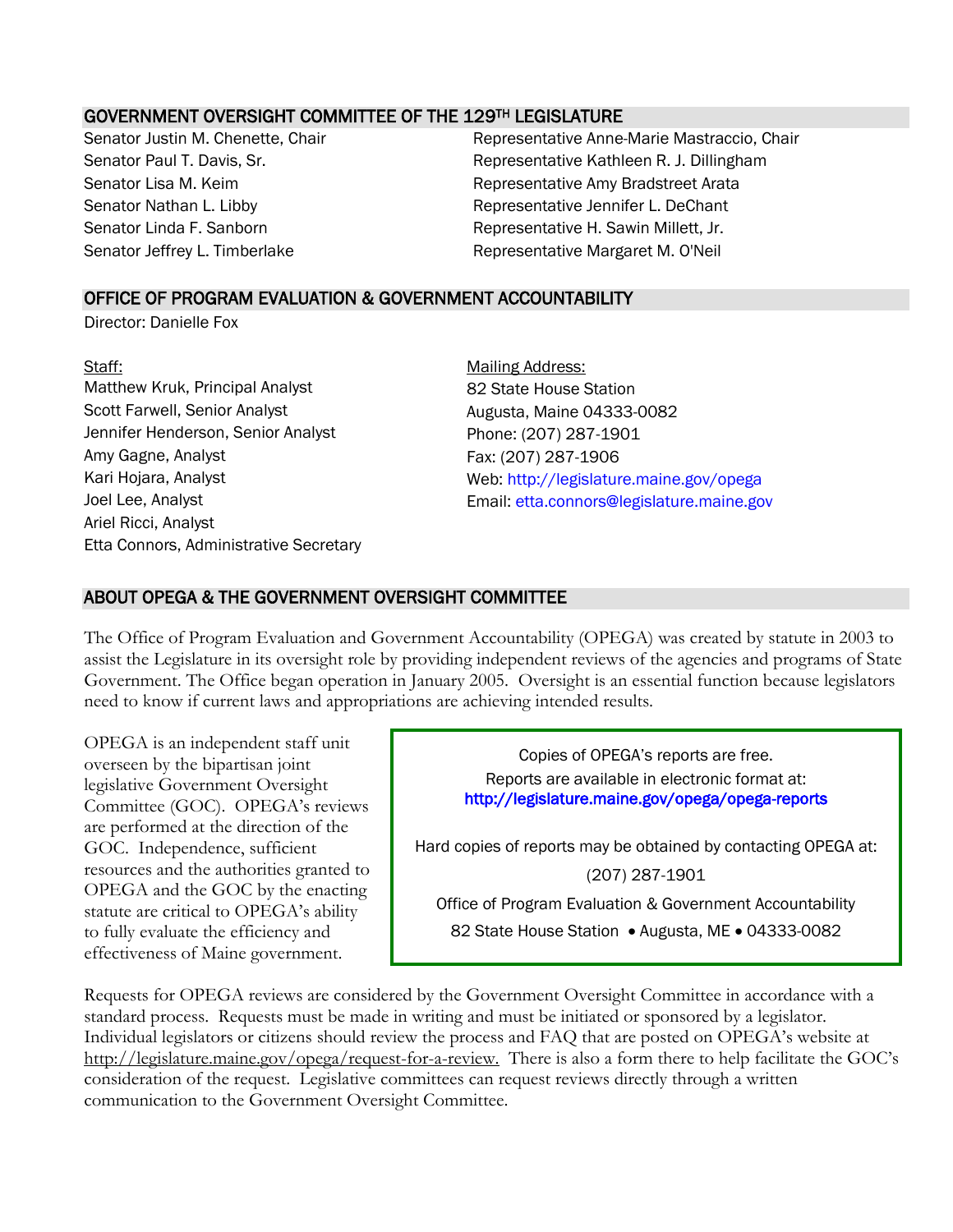## GOVERNMENT OVERSIGHT COMMITTEE OF THE 129TH LEGISLATURE

Senator Justin M. Chenette, Chair
Senator Paul T. Davis, Sr.
Senator Lisa M. Keim
Senator Nathan L. Libby
Senator Linda F. Sanborn
Senator Jeffrey L. Timberlake

Representative Anne-Marie Mastraccio, Chair
Representative Kathleen R. J. Dillingham
Representative Amy Bradstreet Arata
Representative Jennifer L. DeChant
Representative H. Sawin Millett, Jr.
Representative Margaret M. O'Neil

## OFFICE OF PROGRAM EVALUATION & GOVERNMENT ACCOUNTABILITY

Director: Danielle Fox

Staff:
Matthew Kruk, Principal Analyst
Scott Farwell, Senior Analyst
Jennifer Henderson, Senior Analyst
Amy Gagne, Analyst
Kari Hojara, Analyst
Joel Lee, Analyst
Ariel Ricci, Analyst
Etta Connors, Administrative Secretary

Mailing Address:
82 State House Station
Augusta, Maine 04333-0082
Phone: (207) 287-1901
Fax: (207) 287-1906
Web: http://legislature.maine.gov/opega
Email: etta.connors@legislature.maine.gov

## ABOUT OPEGA & THE GOVERNMENT OVERSIGHT COMMITTEE

The Office of Program Evaluation and Government Accountability (OPEGA) was created by statute in 2003 to assist the Legislature in its oversight role by providing independent reviews of the agencies and programs of State Government. The Office began operation in January 2005. Oversight is an essential function because legislators need to know if current laws and appropriations are achieving intended results.

OPEGA is an independent staff unit overseen by the bipartisan joint legislative Government Oversight Committee (GOC). OPEGA's reviews are performed at the direction of the GOC. Independence, sufficient resources and the authorities granted to OPEGA and the GOC by the enacting statute are critical to OPEGA's ability to fully evaluate the efficiency and effectiveness of Maine government.

Copies of OPEGA's reports are free.
Reports are available in electronic format at:
**http://legislature.maine.gov/opega/opega-reports**

Hard copies of reports may be obtained by contacting OPEGA at:
(207) 287-1901
Office of Program Evaluation & Government Accountability
82 State House Station • Augusta, ME • 04333-0082

Requests for OPEGA reviews are considered by the Government Oversight Committee in accordance with a standard process. Requests must be made in writing and must be initiated or sponsored by a legislator. Individual legislators or citizens should review the process and FAQ that are posted on OPEGA's website at http://legislature.maine.gov/opega/request-for-a-review. There is also a form there to help facilitate the GOC's consideration of the request. Legislative committees can request reviews directly through a written communication to the Government Oversight Committee.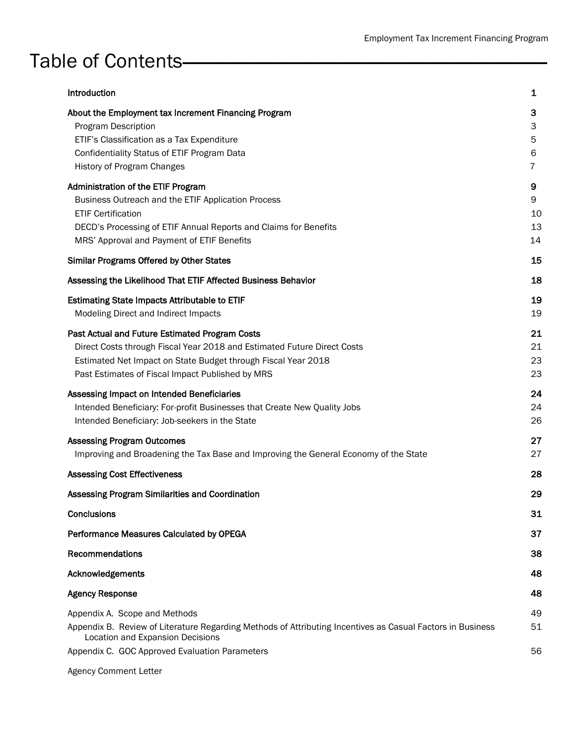# Table of Contents

| | |
|---|---|
| **Introduction** | **1** |
| **About the Employment tax Increment Financing Program** | **3** |
| Program Description | 3 |
| ETIF's Classification as a Tax Expenditure | 5 |
| Confidentiality Status of ETIF Program Data | 6 |
| History of Program Changes | 7 |
| **Administration of the ETIF Program** | **9** |
| Business Outreach and the ETIF Application Process | 9 |
| ETIF Certification | 10 |
| DECD's Processing of ETIF Annual Reports and Claims for Benefits | 13 |
| MRS' Approval and Payment of ETIF Benefits | 14 |
| **Similar Programs Offered by Other States** | **15** |
| **Assessing the Likelihood That ETIF Affected Business Behavior** | **18** |
| **Estimating State Impacts Attributable to ETIF** | **19** |
| Modeling Direct and Indirect Impacts | 19 |
| **Past Actual and Future Estimated Program Costs** | **21** |
| Direct Costs through Fiscal Year 2018 and Estimated Future Direct Costs | 21 |
| Estimated Net Impact on State Budget through Fiscal Year 2018 | 23 |
| Past Estimates of Fiscal Impact Published by MRS | 23 |
| **Assessing Impact on Intended Beneficiaries** | **24** |
| Intended Beneficiary: For-profit Businesses that Create New Quality Jobs | 24 |
| Intended Beneficiary: Job-seekers in the State | 26 |
| **Assessing Program Outcomes** | **27** |
| Improving and Broadening the Tax Base and Improving the General Economy of the State | 27 |
| **Assessing Cost Effectiveness** | **28** |
| **Assessing Program Similarities and Coordination** | **29** |
| **Conclusions** | **31** |
| **Performance Measures Calculated by OPEGA** | **37** |
| **Recommendations** | **38** |
| **Acknowledgements** | **48** |
| **Agency Response** | **48** |
| Appendix A. Scope and Methods | 49 |
| Appendix B. Review of Literature Regarding Methods of Attributing Incentives as Casual Factors in Business Location and Expansion Decisions | 51 |
| Appendix C. GOC Approved Evaluation Parameters | 56 |
| Agency Comment Letter | |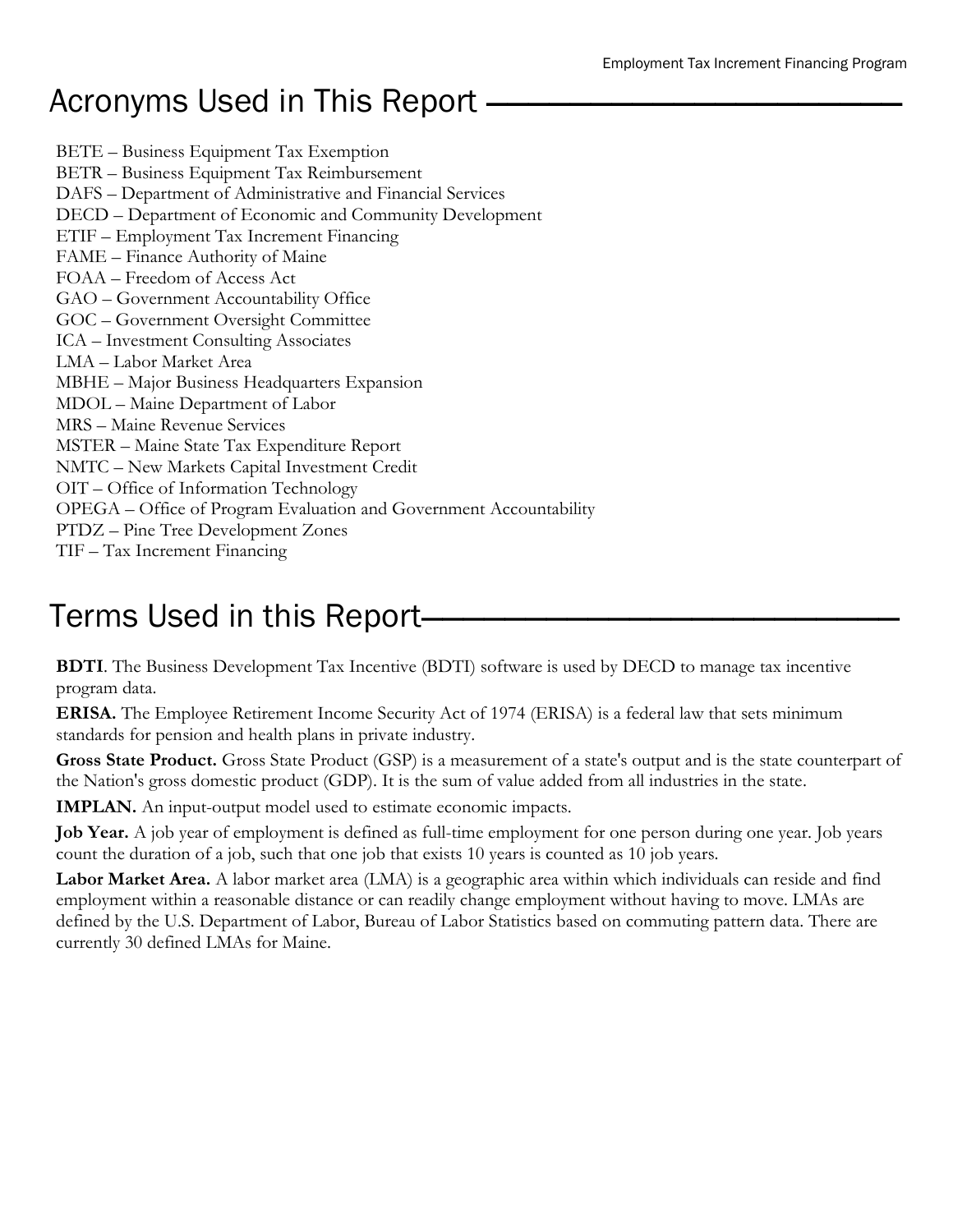# Acronyms Used in This Report

BETE – Business Equipment Tax Exemption
BETR – Business Equipment Tax Reimbursement
DAFS – Department of Administrative and Financial Services
DECD – Department of Economic and Community Development
ETIF – Employment Tax Increment Financing
FAME – Finance Authority of Maine
FOAA – Freedom of Access Act
GAO – Government Accountability Office
GOC – Government Oversight Committee
ICA – Investment Consulting Associates
LMA – Labor Market Area
MBHE – Major Business Headquarters Expansion
MDOL – Maine Department of Labor
MRS – Maine Revenue Services
MSTER – Maine State Tax Expenditure Report
NMTC – New Markets Capital Investment Credit
OIT – Office of Information Technology
OPEGA – Office of Program Evaluation and Government Accountability
PTDZ – Pine Tree Development Zones
TIF – Tax Increment Financing

# Terms Used in this Report

**BDTI**. The Business Development Tax Incentive (BDTI) software is used by DECD to manage tax incentive program data.

**ERISA.** The Employee Retirement Income Security Act of 1974 (ERISA) is a federal law that sets minimum standards for pension and health plans in private industry.

**Gross State Product.** Gross State Product (GSP) is a measurement of a state's output and is the state counterpart of the Nation's gross domestic product (GDP). It is the sum of value added from all industries in the state.

**IMPLAN.** An input-output model used to estimate economic impacts.

**Job Year.** A job year of employment is defined as full-time employment for one person during one year. Job years count the duration of a job, such that one job that exists 10 years is counted as 10 job years.

**Labor Market Area.** A labor market area (LMA) is a geographic area within which individuals can reside and find employment within a reasonable distance or can readily change employment without having to move. LMAs are defined by the U.S. Department of Labor, Bureau of Labor Statistics based on commuting pattern data. There are currently 30 defined LMAs for Maine.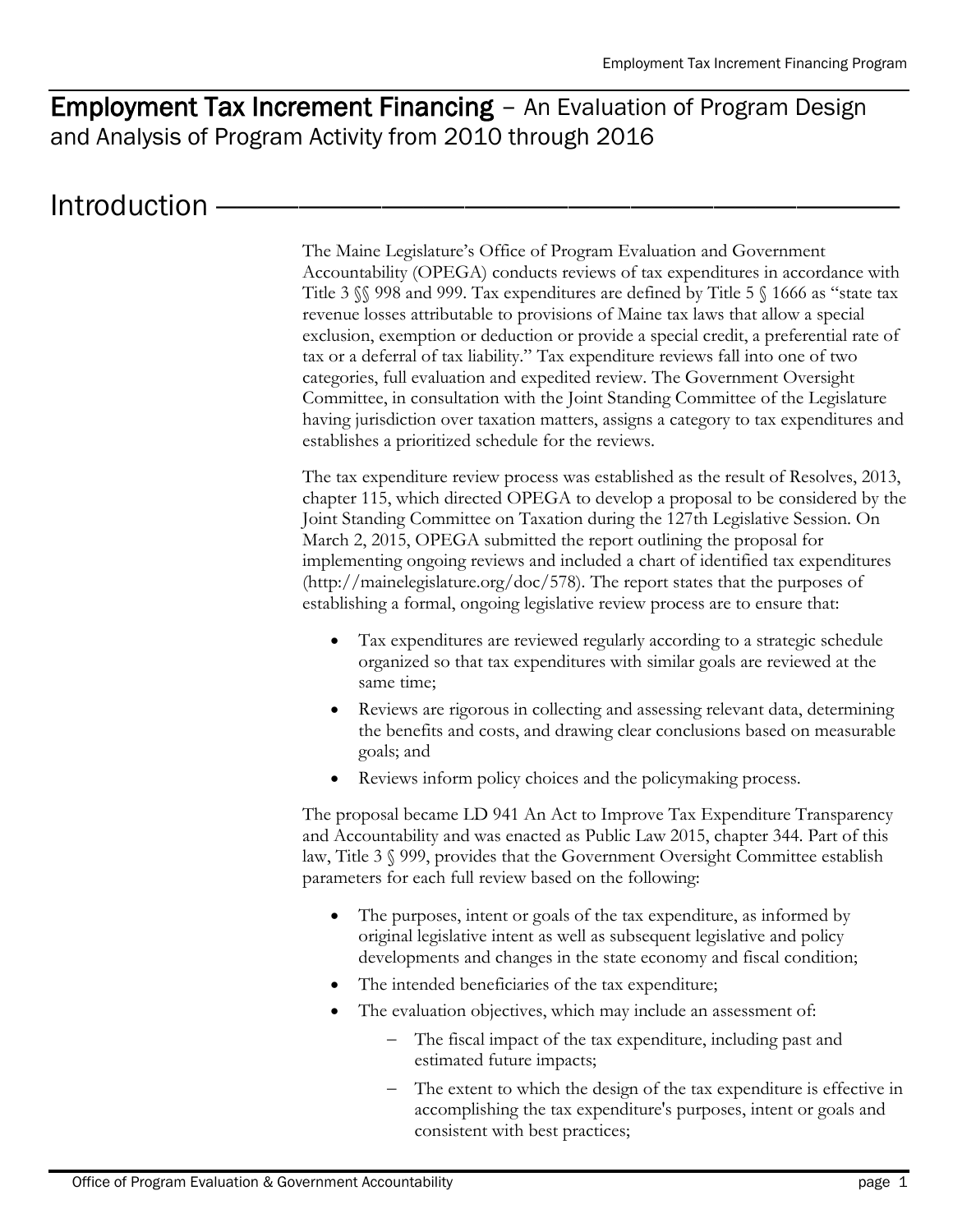# Employment Tax Increment Financing – An Evaluation of Program Design and Analysis of Program Activity from 2010 through 2016

## Introduction

The Maine Legislature's Office of Program Evaluation and Government Accountability (OPEGA) conducts reviews of tax expenditures in accordance with Title 3 §§ 998 and 999. Tax expenditures are defined by Title 5 § 1666 as "state tax revenue losses attributable to provisions of Maine tax laws that allow a special exclusion, exemption or deduction or provide a special credit, a preferential rate of tax or a deferral of tax liability." Tax expenditure reviews fall into one of two categories, full evaluation and expedited review. The Government Oversight Committee, in consultation with the Joint Standing Committee of the Legislature having jurisdiction over taxation matters, assigns a category to tax expenditures and establishes a prioritized schedule for the reviews.

The tax expenditure review process was established as the result of Resolves, 2013, chapter 115, which directed OPEGA to develop a proposal to be considered by the Joint Standing Committee on Taxation during the 127th Legislative Session. On March 2, 2015, OPEGA submitted the report outlining the proposal for implementing ongoing reviews and included a chart of identified tax expenditures (http://mainelegislature.org/doc/578). The report states that the purposes of establishing a formal, ongoing legislative review process are to ensure that:

- Tax expenditures are reviewed regularly according to a strategic schedule organized so that tax expenditures with similar goals are reviewed at the same time;
- Reviews are rigorous in collecting and assessing relevant data, determining the benefits and costs, and drawing clear conclusions based on measurable goals; and
- Reviews inform policy choices and the policymaking process.

The proposal became LD 941 An Act to Improve Tax Expenditure Transparency and Accountability and was enacted as Public Law 2015, chapter 344. Part of this law, Title 3 § 999, provides that the Government Oversight Committee establish parameters for each full review based on the following:

- The purposes, intent or goals of the tax expenditure, as informed by original legislative intent as well as subsequent legislative and policy developments and changes in the state economy and fiscal condition;
- The intended beneficiaries of the tax expenditure;
- The evaluation objectives, which may include an assessment of:
  - The fiscal impact of the tax expenditure, including past and estimated future impacts;
  - The extent to which the design of the tax expenditure is effective in accomplishing the tax expenditure's purposes, intent or goals and consistent with best practices;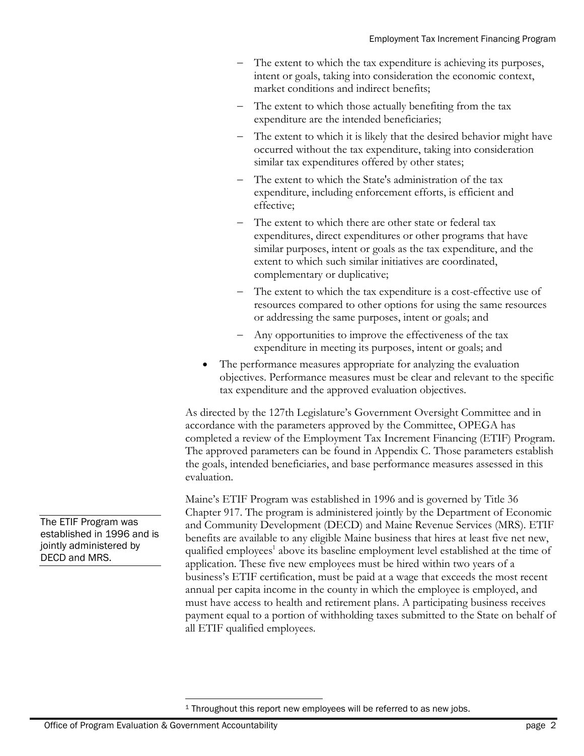- The extent to which the tax expenditure is achieving its purposes, intent or goals, taking into consideration the economic context, market conditions and indirect benefits;
  - The extent to which those actually benefiting from the tax expenditure are the intended beneficiaries;
  - The extent to which it is likely that the desired behavior might have occurred without the tax expenditure, taking into consideration similar tax expenditures offered by other states;
  - The extent to which the State's administration of the tax expenditure, including enforcement efforts, is efficient and effective;
  - The extent to which there are other state or federal tax expenditures, direct expenditures or other programs that have similar purposes, intent or goals as the tax expenditure, and the extent to which such similar initiatives are coordinated, complementary or duplicative;
  - The extent to which the tax expenditure is a cost-effective use of resources compared to other options for using the same resources or addressing the same purposes, intent or goals; and
  - Any opportunities to improve the effectiveness of the tax expenditure in meeting its purposes, intent or goals; and
- The performance measures appropriate for analyzing the evaluation objectives. Performance measures must be clear and relevant to the specific tax expenditure and the approved evaluation objectives.

As directed by the 127th Legislature's Government Oversight Committee and in accordance with the parameters approved by the Committee, OPEGA has completed a review of the Employment Tax Increment Financing (ETIF) Program. The approved parameters can be found in Appendix C. Those parameters establish the goals, intended beneficiaries, and base performance measures assessed in this evaluation.

The ETIF Program was established in 1996 and is jointly administered by DECD and MRS.

Maine's ETIF Program was established in 1996 and is governed by Title 36 Chapter 917. The program is administered jointly by the Department of Economic and Community Development (DECD) and Maine Revenue Services (MRS). ETIF benefits are available to any eligible Maine business that hires at least five net new, qualified employees[1] above its baseline employment level established at the time of application. These five new employees must be hired within two years of a business's ETIF certification, must be paid at a wage that exceeds the most recent annual per capita income in the county in which the employee is employed, and must have access to health and retirement plans. A participating business receives payment equal to a portion of withholding taxes submitted to the State on behalf of all ETIF qualified employees.

[1] Throughout this report new employees will be referred to as new jobs.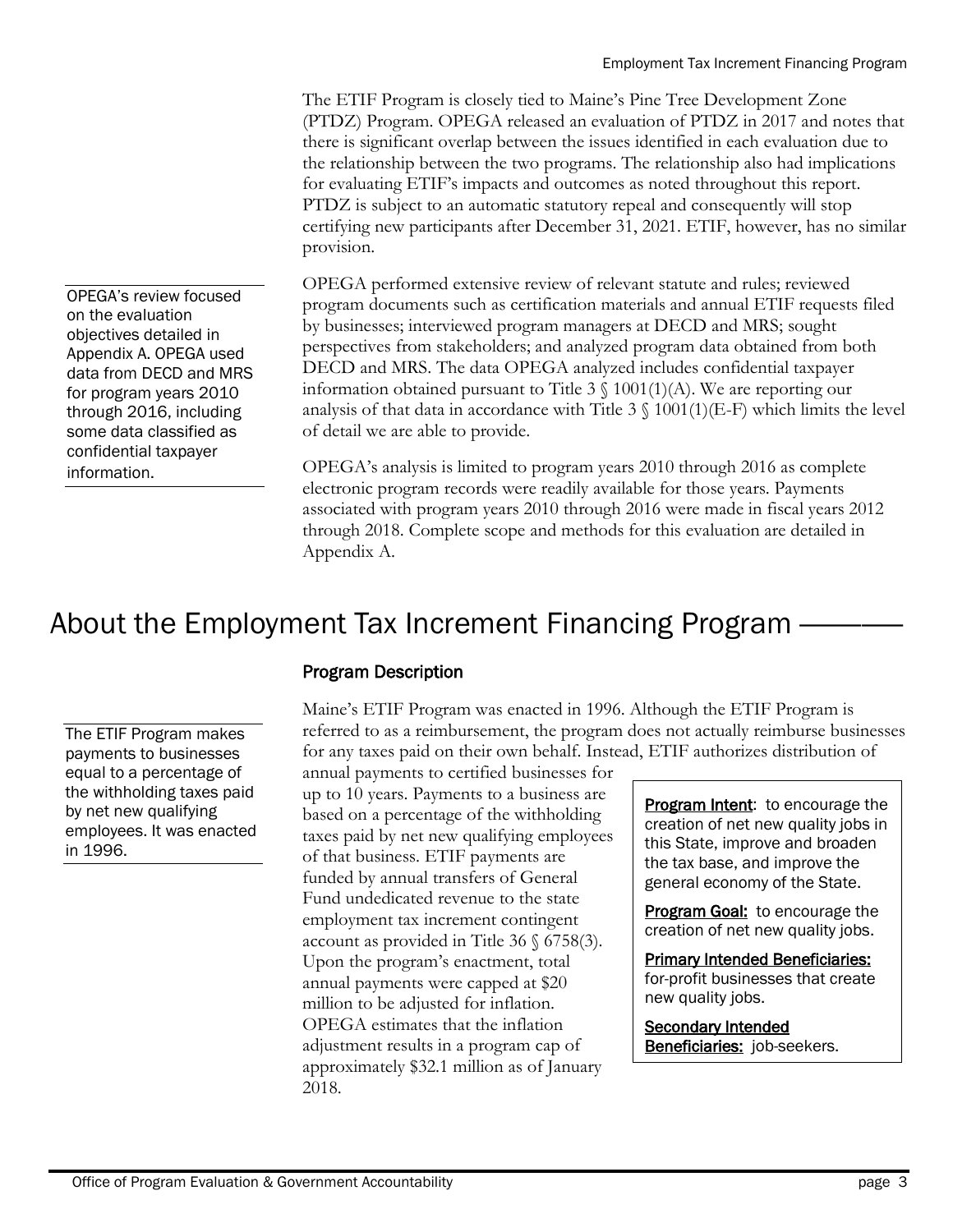The ETIF Program is closely tied to Maine's Pine Tree Development Zone (PTDZ) Program. OPEGA released an evaluation of PTDZ in 2017 and notes that there is significant overlap between the issues identified in each evaluation due to the relationship between the two programs. The relationship also had implications for evaluating ETIF's impacts and outcomes as noted throughout this report. PTDZ is subject to an automatic statutory repeal and consequently will stop certifying new participants after December 31, 2021. ETIF, however, has no similar provision.

OPEGA's review focused on the evaluation objectives detailed in Appendix A. OPEGA used data from DECD and MRS for program years 2010 through 2016, including some data classified as confidential taxpayer information.

OPEGA performed extensive review of relevant statute and rules; reviewed program documents such as certification materials and annual ETIF requests filed by businesses; interviewed program managers at DECD and MRS; sought perspectives from stakeholders; and analyzed program data obtained from both DECD and MRS. The data OPEGA analyzed includes confidential taxpayer information obtained pursuant to Title 3 § 1001(1)(A). We are reporting our analysis of that data in accordance with Title 3 § 1001(1)(E-F) which limits the level of detail we are able to provide.

OPEGA's analysis is limited to program years 2010 through 2016 as complete electronic program records were readily available for those years. Payments associated with program years 2010 through 2016 were made in fiscal years 2012 through 2018. Complete scope and methods for this evaluation are detailed in Appendix A.

# About the Employment Tax Increment Financing Program

## Program Description

The ETIF Program makes payments to businesses equal to a percentage of the withholding taxes paid by net new qualifying employees. It was enacted in 1996.

Maine's ETIF Program was enacted in 1996. Although the ETIF Program is referred to as a reimbursement, the program does not actually reimburse businesses for any taxes paid on their own behalf. Instead, ETIF authorizes distribution of annual payments to certified businesses for up to 10 years. Payments to a business are based on a percentage of the withholding taxes paid by net new qualifying employees of that business. ETIF payments are funded by annual transfers of General Fund undedicated revenue to the state employment tax increment contingent account as provided in Title 36 § 6758(3). Upon the program's enactment, total annual payments were capped at $20 million to be adjusted for inflation. OPEGA estimates that the inflation adjustment results in a program cap of approximately $32.1 million as of January 2018.

**Program Intent**: to encourage the creation of net new quality jobs in this State, improve and broaden the tax base, and improve the general economy of the State.

**Program Goal:** to encourage the creation of net new quality jobs.

**Primary Intended Beneficiaries:** for-profit businesses that create new quality jobs.

**Secondary Intended Beneficiaries:** job-seekers.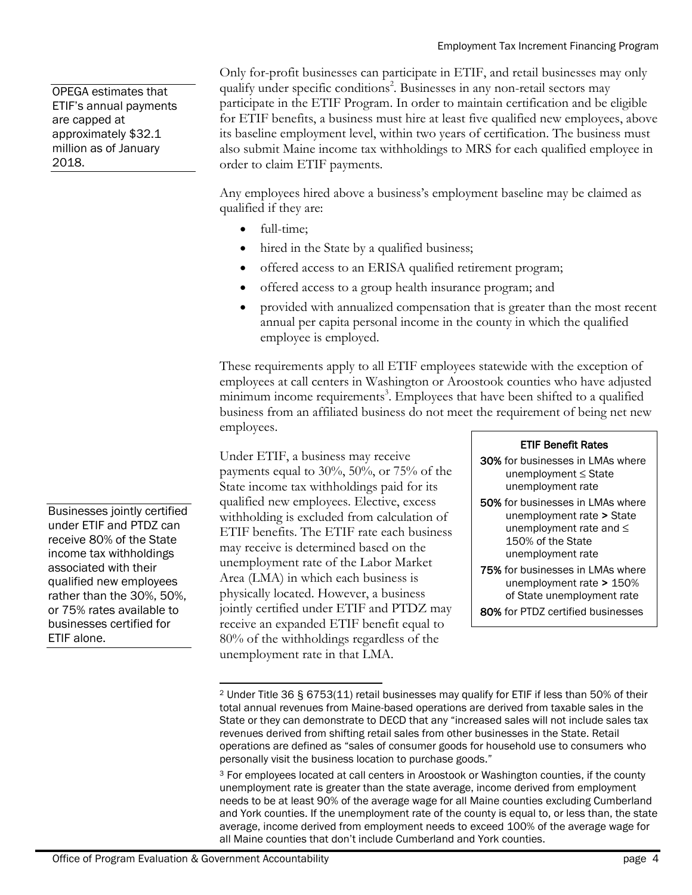OPEGA estimates that ETIF's annual payments are capped at approximately $32.1 million as of January 2018.

Only for-profit businesses can participate in ETIF, and retail businesses may only qualify under specific conditions[2]. Businesses in any non-retail sectors may participate in the ETIF Program. In order to maintain certification and be eligible for ETIF benefits, a business must hire at least five qualified new employees, above its baseline employment level, within two years of certification. The business must also submit Maine income tax withholdings to MRS for each qualified employee in order to claim ETIF payments.

Any employees hired above a business's employment baseline may be claimed as qualified if they are:

- full-time;
- hired in the State by a qualified business;
- offered access to an ERISA qualified retirement program;
- offered access to a group health insurance program; and
- provided with annualized compensation that is greater than the most recent annual per capita personal income in the county in which the qualified employee is employed.

These requirements apply to all ETIF employees statewide with the exception of employees at call centers in Washington or Aroostook counties who have adjusted minimum income requirements[3]. Employees that have been shifted to a qualified business from an affiliated business do not meet the requirement of being net new employees.

Businesses jointly certified under ETIF and PTDZ can receive 80% of the State income tax withholdings associated with their qualified new employees rather than the 30%, 50%, or 75% rates available to businesses certified for ETIF alone.

Under ETIF, a business may receive payments equal to 30%, 50%, or 75% of the State income tax withholdings paid for its qualified new employees. Elective, excess withholding is excluded from calculation of ETIF benefits. The ETIF rate each business may receive is determined based on the unemployment rate of the Labor Market Area (LMA) in which each business is physically located. However, a business jointly certified under ETIF and PTDZ may receive an expanded ETIF benefit equal to 80% of the withholdings regardless of the unemployment rate in that LMA.

**ETIF Benefit Rates**

- **30%** for businesses in LMAs where unemployment ≤ State unemployment rate
- **50%** for businesses in LMAs where unemployment rate **>** State unemployment rate and ≤ 150% of the State unemployment rate
- **75%** for businesses in LMAs where unemployment rate **>** 150% of State unemployment rate
- **80%** for PTDZ certified businesses

---

[2] Under Title 36 § 6753(11) retail businesses may qualify for ETIF if less than 50% of their total annual revenues from Maine-based operations are derived from taxable sales in the State or they can demonstrate to DECD that any "increased sales will not include sales tax revenues derived from shifting retail sales from other businesses in the State. Retail operations are defined as "sales of consumer goods for household use to consumers who personally visit the business location to purchase goods."

[3] For employees located at call centers in Aroostook or Washington counties, if the county unemployment rate is greater than the state average, income derived from employment needs to be at least 90% of the average wage for all Maine counties excluding Cumberland and York counties. If the unemployment rate of the county is equal to, or less than, the state average, income derived from employment needs to exceed 100% of the average wage for all Maine counties that don't include Cumberland and York counties.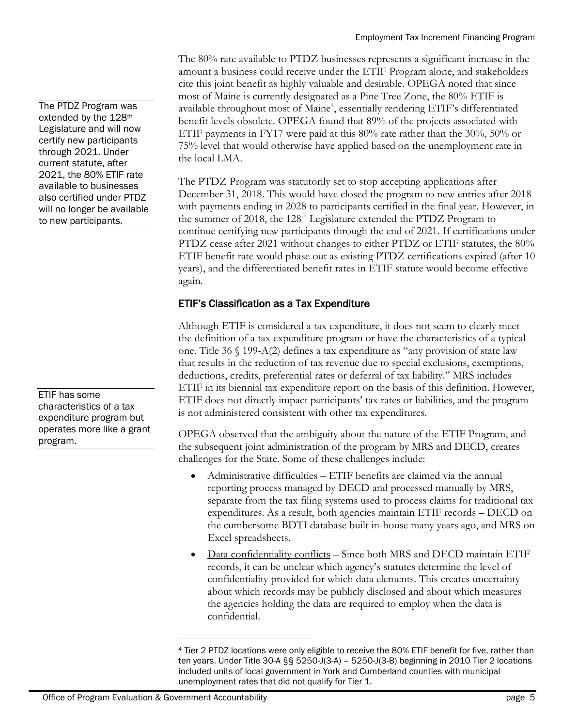The 80% rate available to PTDZ businesses represents a significant increase in the amount a business could receive under the ETIF Program alone, and stakeholders cite this joint benefit as highly valuable and desirable. OPEGA noted that since most of Maine is currently designated as a Pine Tree Zone, the 80% ETIF is available throughout most of Maine[4], essentially rendering ETIF's differentiated benefit levels obsolete. OPEGA found that 89% of the projects associated with ETIF payments in FY17 were paid at this 80% rate rather than the 30%, 50% or 75% level that would otherwise have applied based on the unemployment rate in the local LMA.

The PTDZ Program was extended by the 128th Legislature and will now certify new participants through 2021. Under current statute, after 2021, the 80% ETIF rate available to businesses also certified under PTDZ will no longer be available to new participants.

The PTDZ Program was statutorily set to stop accepting applications after December 31, 2018. This would have closed the program to new entries after 2018 with payments ending in 2028 to participants certified in the final year. However, in the summer of 2018, the 128th Legislature extended the PTDZ Program to continue certifying new participants through the end of 2021. If certifications under PTDZ cease after 2021 without changes to either PTDZ or ETIF statutes, the 80% ETIF benefit rate would phase out as existing PTDZ certifications expired (after 10 years), and the differentiated benefit rates in ETIF statute would become effective again.

## ETIF's Classification as a Tax Expenditure

Although ETIF is considered a tax expenditure, it does not seem to clearly meet the definition of a tax expenditure program or have the characteristics of a typical one. Title 36 § 199-A(2) defines a tax expenditure as "any provision of state law that results in the reduction of tax revenue due to special exclusions, exemptions, deductions, credits, preferential rates or deferral of tax liability." MRS includes ETIF in its biennial tax expenditure report on the basis of this definition. However, ETIF does not directly impact participants' tax rates or liabilities, and the program is not administered consistent with other tax expenditures.

ETIF has some characteristics of a tax expenditure program but operates more like a grant program.

OPEGA observed that the ambiguity about the nature of the ETIF Program, and the subsequent joint administration of the program by MRS and DECD, creates challenges for the State. Some of these challenges include:

- Administrative difficulties – ETIF benefits are claimed via the annual reporting process managed by DECD and processed manually by MRS, separate from the tax filing systems used to process claims for traditional tax expenditures. As a result, both agencies maintain ETIF records – DECD on the cumbersome BDTI database built in-house many years ago, and MRS on Excel spreadsheets.
- Data confidentiality conflicts – Since both MRS and DECD maintain ETIF records, it can be unclear which agency's statutes determine the level of confidentiality provided for which data elements. This creates uncertainty about which records may be publicly disclosed and about which measures the agencies holding the data are required to employ when the data is confidential.

[4] Tier 2 PTDZ locations were only eligible to receive the 80% ETIF benefit for five, rather than ten years. Under Title 30-A §§ 5250-J(3-A) – 5250-J(3-B) beginning in 2010 Tier 2 locations included units of local government in York and Cumberland counties with municipal unemployment rates that did not qualify for Tier 1.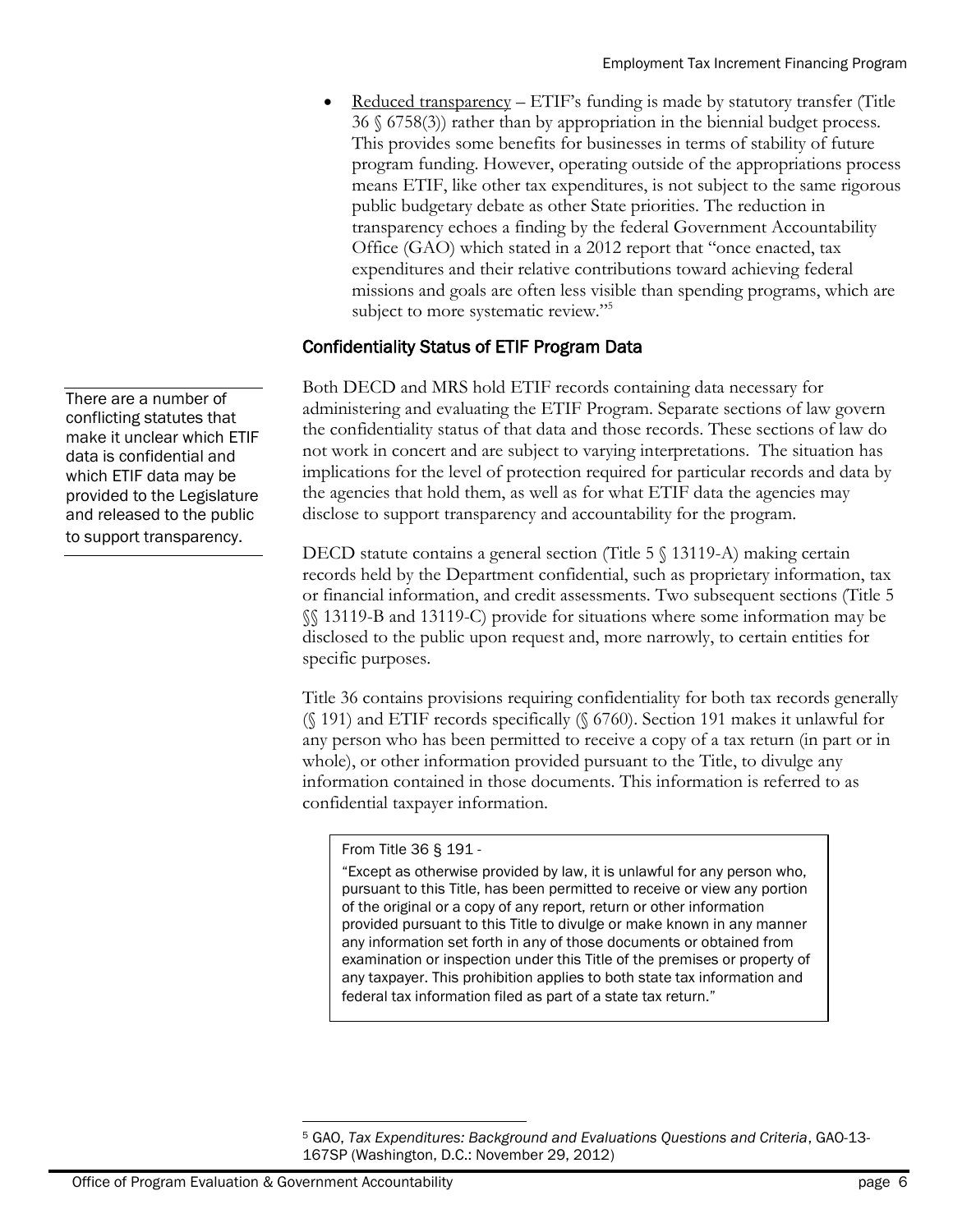- Reduced transparency – ETIF's funding is made by statutory transfer (Title 36 § 6758(3)) rather than by appropriation in the biennial budget process. This provides some benefits for businesses in terms of stability of future program funding. However, operating outside of the appropriations process means ETIF, like other tax expenditures, is not subject to the same rigorous public budgetary debate as other State priorities. The reduction in transparency echoes a finding by the federal Government Accountability Office (GAO) which stated in a 2012 report that "once enacted, tax expenditures and their relative contributions toward achieving federal missions and goals are often less visible than spending programs, which are subject to more systematic review."[5]

### Confidentiality Status of ETIF Program Data

There are a number of conflicting statutes that make it unclear which ETIF data is confidential and which ETIF data may be provided to the Legislature and released to the public to support transparency.

Both DECD and MRS hold ETIF records containing data necessary for administering and evaluating the ETIF Program. Separate sections of law govern the confidentiality status of that data and those records. These sections of law do not work in concert and are subject to varying interpretations. The situation has implications for the level of protection required for particular records and data by the agencies that hold them, as well as for what ETIF data the agencies may disclose to support transparency and accountability for the program.

DECD statute contains a general section (Title 5 § 13119-A) making certain records held by the Department confidential, such as proprietary information, tax or financial information, and credit assessments. Two subsequent sections (Title 5 §§ 13119-B and 13119-C) provide for situations where some information may be disclosed to the public upon request and, more narrowly, to certain entities for specific purposes.

Title 36 contains provisions requiring confidentiality for both tax records generally (§ 191) and ETIF records specifically (§ 6760). Section 191 makes it unlawful for any person who has been permitted to receive a copy of a tax return (in part or in whole), or other information provided pursuant to the Title, to divulge any information contained in those documents. This information is referred to as confidential taxpayer information.

> From Title 36 § 191 -
>
> "Except as otherwise provided by law, it is unlawful for any person who, pursuant to this Title, has been permitted to receive or view any portion of the original or a copy of any report, return or other information provided pursuant to this Title to divulge or make known in any manner any information set forth in any of those documents or obtained from examination or inspection under this Title of the premises or property of any taxpayer. This prohibition applies to both state tax information and federal tax information filed as part of a state tax return."

[5] GAO, *Tax Expenditures: Background and Evaluations Questions and Criteria*, GAO-13-167SP (Washington, D.C.: November 29, 2012)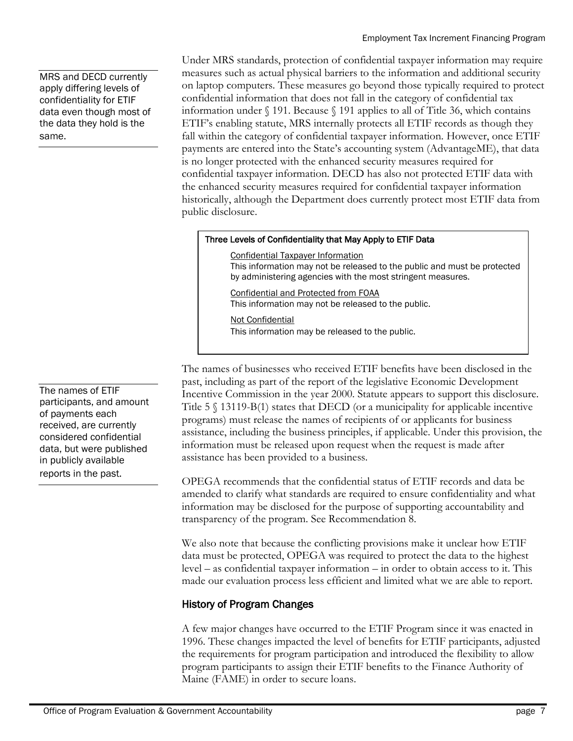MRS and DECD currently apply differing levels of confidentiality for ETIF data even though most of the data they hold is the same.

Under MRS standards, protection of confidential taxpayer information may require measures such as actual physical barriers to the information and additional security on laptop computers. These measures go beyond those typically required to protect confidential information that does not fall in the category of confidential tax information under § 191. Because § 191 applies to all of Title 36, which contains ETIF's enabling statute, MRS internally protects all ETIF records as though they fall within the category of confidential taxpayer information. However, once ETIF payments are entered into the State's accounting system (AdvantageME), that data is no longer protected with the enhanced security measures required for confidential taxpayer information. DECD has also not protected ETIF data with the enhanced security measures required for confidential taxpayer information historically, although the Department does currently protect most ETIF data from public disclosure.

**Three Levels of Confidentiality that May Apply to ETIF Data**

Confidential Taxpayer Information
This information may not be released to the public and must be protected by administering agencies with the most stringent measures.

Confidential and Protected from FOAA
This information may not be released to the public.

Not Confidential
This information may be released to the public.

The names of ETIF participants, and amount of payments each received, are currently considered confidential data, but were published in publicly available reports in the past.

The names of businesses who received ETIF benefits have been disclosed in the past, including as part of the report of the legislative Economic Development Incentive Commission in the year 2000. Statute appears to support this disclosure. Title 5 § 13119-B(1) states that DECD (or a municipality for applicable incentive programs) must release the names of recipients of or applicants for business assistance, including the business principles, if applicable. Under this provision, the information must be released upon request when the request is made after assistance has been provided to a business.

OPEGA recommends that the confidential status of ETIF records and data be amended to clarify what standards are required to ensure confidentiality and what information may be disclosed for the purpose of supporting accountability and transparency of the program. See Recommendation 8.

We also note that because the conflicting provisions make it unclear how ETIF data must be protected, OPEGA was required to protect the data to the highest level – as confidential taxpayer information – in order to obtain access to it. This made our evaluation process less efficient and limited what we are able to report.

## History of Program Changes

A few major changes have occurred to the ETIF Program since it was enacted in 1996. These changes impacted the level of benefits for ETIF participants, adjusted the requirements for program participation and introduced the flexibility to allow program participants to assign their ETIF benefits to the Finance Authority of Maine (FAME) in order to secure loans.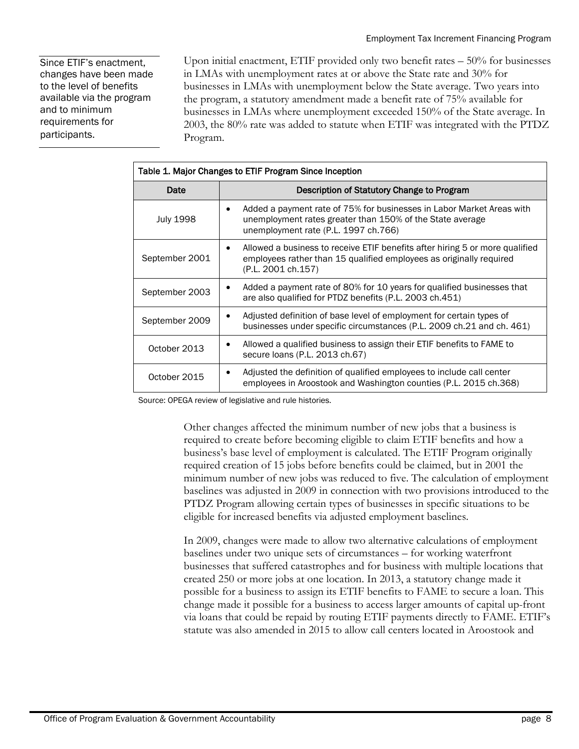Since ETIF's enactment, changes have been made to the level of benefits available via the program and to minimum requirements for participants.

Upon initial enactment, ETIF provided only two benefit rates – 50% for businesses in LMAs with unemployment rates at or above the State rate and 30% for businesses in LMAs with unemployment below the State average. Two years into the program, a statutory amendment made a benefit rate of 75% available for businesses in LMAs where unemployment exceeded 150% of the State average. In 2003, the 80% rate was added to statute when ETIF was integrated with the PTDZ Program.

**Table 1. Major Changes to ETIF Program Since Inception**

| Date | Description of Statutory Change to Program |
|---|---|
| July 1998 | • Added a payment rate of 75% for businesses in Labor Market Areas with unemployment rates greater than 150% of the State average unemployment rate (P.L. 1997 ch.766) |
| September 2001 | • Allowed a business to receive ETIF benefits after hiring 5 or more qualified employees rather than 15 qualified employees as originally required (P.L. 2001 ch.157) |
| September 2003 | • Added a payment rate of 80% for 10 years for qualified businesses that are also qualified for PTDZ benefits (P.L. 2003 ch.451) |
| September 2009 | • Adjusted definition of base level of employment for certain types of businesses under specific circumstances (P.L. 2009 ch.21 and ch. 461) |
| October 2013 | • Allowed a qualified business to assign their ETIF benefits to FAME to secure loans (P.L. 2013 ch.67) |
| October 2015 | • Adjusted the definition of qualified employees to include call center employees in Aroostook and Washington counties (P.L. 2015 ch.368) |

Source: OPEGA review of legislative and rule histories.

Other changes affected the minimum number of new jobs that a business is required to create before becoming eligible to claim ETIF benefits and how a business's base level of employment is calculated. The ETIF Program originally required creation of 15 jobs before benefits could be claimed, but in 2001 the minimum number of new jobs was reduced to five. The calculation of employment baselines was adjusted in 2009 in connection with two provisions introduced to the PTDZ Program allowing certain types of businesses in specific situations to be eligible for increased benefits via adjusted employment baselines.

In 2009, changes were made to allow two alternative calculations of employment baselines under two unique sets of circumstances – for working waterfront businesses that suffered catastrophes and for business with multiple locations that created 250 or more jobs at one location. In 2013, a statutory change made it possible for a business to assign its ETIF benefits to FAME to secure a loan. This change made it possible for a business to access larger amounts of capital up-front via loans that could be repaid by routing ETIF payments directly to FAME. ETIF's statute was also amended in 2015 to allow call centers located in Aroostook and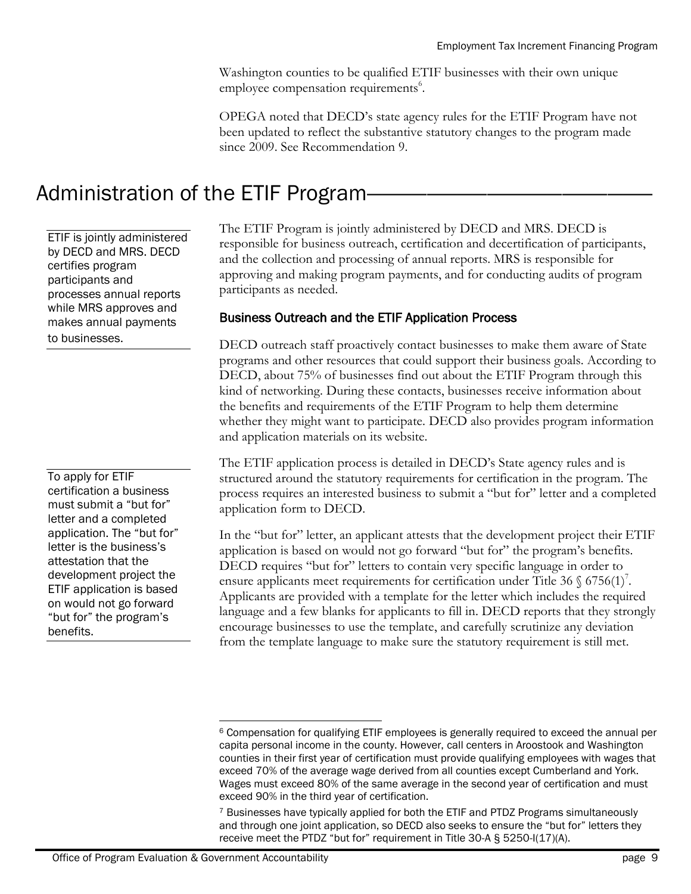Washington counties to be qualified ETIF businesses with their own unique employee compensation requirements[6].

OPEGA noted that DECD's state agency rules for the ETIF Program have not been updated to reflect the substantive statutory changes to the program made since 2009. See Recommendation 9.

## Administration of the ETIF Program

ETIF is jointly administered by DECD and MRS. DECD certifies program participants and processes annual reports while MRS approves and makes annual payments to businesses.

The ETIF Program is jointly administered by DECD and MRS. DECD is responsible for business outreach, certification and decertification of participants, and the collection and processing of annual reports. MRS is responsible for approving and making program payments, and for conducting audits of program participants as needed.

### Business Outreach and the ETIF Application Process

DECD outreach staff proactively contact businesses to make them aware of State programs and other resources that could support their business goals. According to DECD, about 75% of businesses find out about the ETIF Program through this kind of networking. During these contacts, businesses receive information about the benefits and requirements of the ETIF Program to help them determine whether they might want to participate. DECD also provides program information and application materials on its website.

To apply for ETIF certification a business must submit a "but for" letter and a completed application. The "but for" letter is the business's attestation that the development project the ETIF application is based on would not go forward "but for" the program's benefits.

The ETIF application process is detailed in DECD's State agency rules and is structured around the statutory requirements for certification in the program. The process requires an interested business to submit a "but for" letter and a completed application form to DECD.

In the "but for" letter, an applicant attests that the development project their ETIF application is based on would not go forward "but for" the program's benefits. DECD requires "but for" letters to contain very specific language in order to ensure applicants meet requirements for certification under Title 36 § 6756(1)[7]. Applicants are provided with a template for the letter which includes the required language and a few blanks for applicants to fill in. DECD reports that they strongly encourage businesses to use the template, and carefully scrutinize any deviation from the template language to make sure the statutory requirement is still met.

---

[6] Compensation for qualifying ETIF employees is generally required to exceed the annual per capita personal income in the county. However, call centers in Aroostook and Washington counties in their first year of certification must provide qualifying employees with wages that exceed 70% of the average wage derived from all counties except Cumberland and York. Wages must exceed 80% of the same average in the second year of certification and must exceed 90% in the third year of certification.

[7] Businesses have typically applied for both the ETIF and PTDZ Programs simultaneously and through one joint application, so DECD also seeks to ensure the "but for" letters they receive meet the PTDZ "but for" requirement in Title 30-A § 5250-I(17)(A).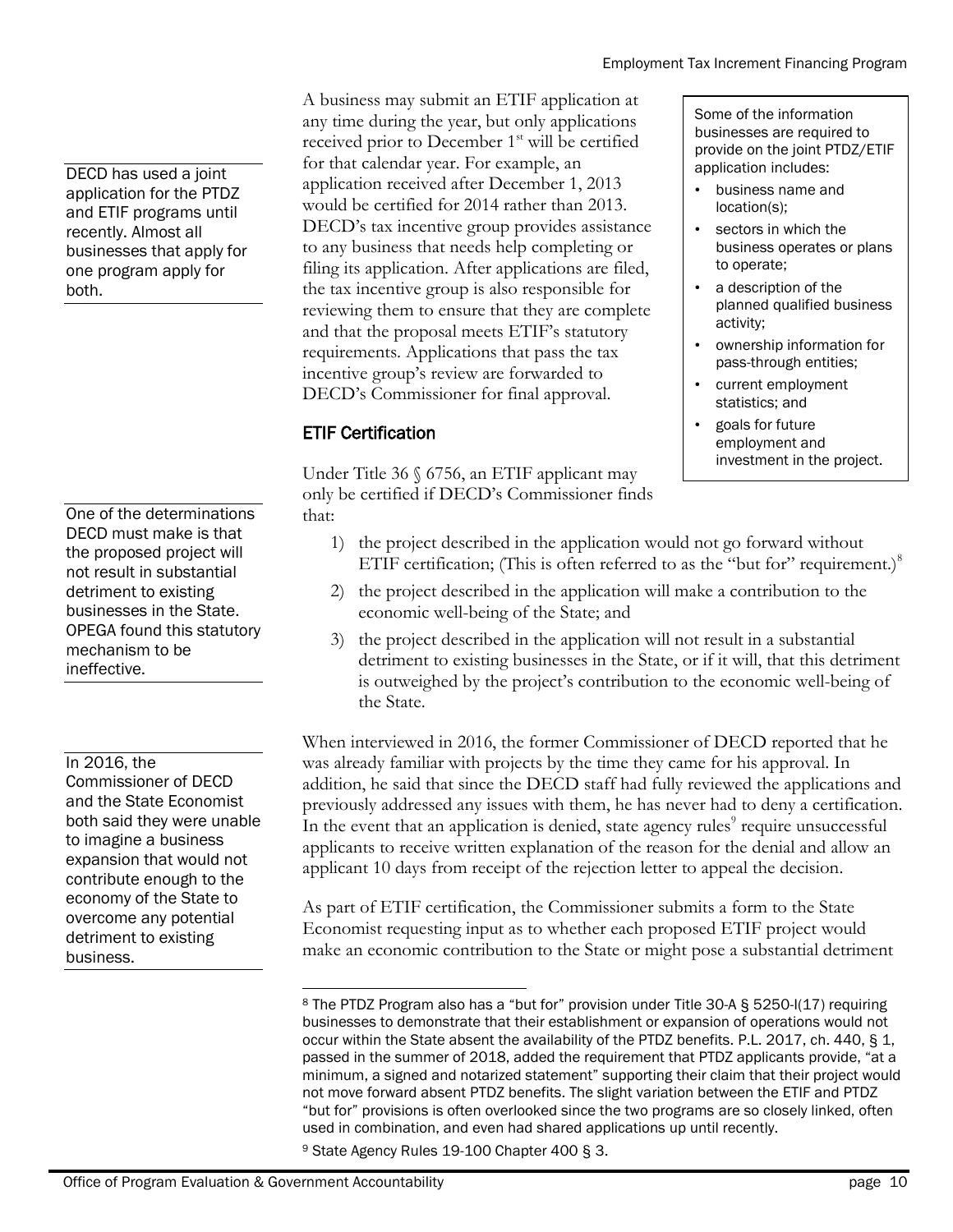DECD has used a joint application for the PTDZ and ETIF programs until recently. Almost all businesses that apply for one program apply for both.

A business may submit an ETIF application at any time during the year, but only applications received prior to December 1st will be certified for that calendar year. For example, an application received after December 1, 2013 would be certified for 2014 rather than 2013. DECD's tax incentive group provides assistance to any business that needs help completing or filing its application. After applications are filed, the tax incentive group is also responsible for reviewing them to ensure that they are complete and that the proposal meets ETIF's statutory requirements. Applications that pass the tax incentive group's review are forwarded to DECD's Commissioner for final approval.

> Some of the information businesses are required to provide on the joint PTDZ/ETIF application includes:
>
> - business name and location(s);
> - sectors in which the business operates or plans to operate;
> - a description of the planned qualified business activity;
> - ownership information for pass-through entities;
> - current employment statistics; and
> - goals for future employment and investment in the project.

## ETIF Certification

One of the determinations DECD must make is that the proposed project will not result in substantial detriment to existing businesses in the State. OPEGA found this statutory mechanism to be ineffective.

Under Title 36 § 6756, an ETIF applicant may only be certified if DECD's Commissioner finds that:

1) the project described in the application would not go forward without ETIF certification; (This is often referred to as the "but for" requirement.)[8]
2) the project described in the application will make a contribution to the economic well-being of the State; and
3) the project described in the application will not result in a substantial detriment to existing businesses in the State, or if it will, that this detriment is outweighed by the project's contribution to the economic well-being of the State.

In 2016, the Commissioner of DECD and the State Economist both said they were unable to imagine a business expansion that would not contribute enough to the economy of the State to overcome any potential detriment to existing business.

When interviewed in 2016, the former Commissioner of DECD reported that he was already familiar with projects by the time they came for his approval. In addition, he said that since the DECD staff had fully reviewed the applications and previously addressed any issues with them, he has never had to deny a certification. In the event that an application is denied, state agency rules[9] require unsuccessful applicants to receive written explanation of the reason for the denial and allow an applicant 10 days from receipt of the rejection letter to appeal the decision.

As part of ETIF certification, the Commissioner submits a form to the State Economist requesting input as to whether each proposed ETIF project would make an economic contribution to the State or might pose a substantial detriment

---

[8] The PTDZ Program also has a "but for" provision under Title 30-A § 5250-I(17) requiring businesses to demonstrate that their establishment or expansion of operations would not occur within the State absent the availability of the PTDZ benefits. P.L. 2017, ch. 440, § 1, passed in the summer of 2018, added the requirement that PTDZ applicants provide, "at a minimum, a signed and notarized statement" supporting their claim that their project would not move forward absent PTDZ benefits. The slight variation between the ETIF and PTDZ "but for" provisions is often overlooked since the two programs are so closely linked, often used in combination, and even had shared applications up until recently.

[9] State Agency Rules 19-100 Chapter 400 § 3.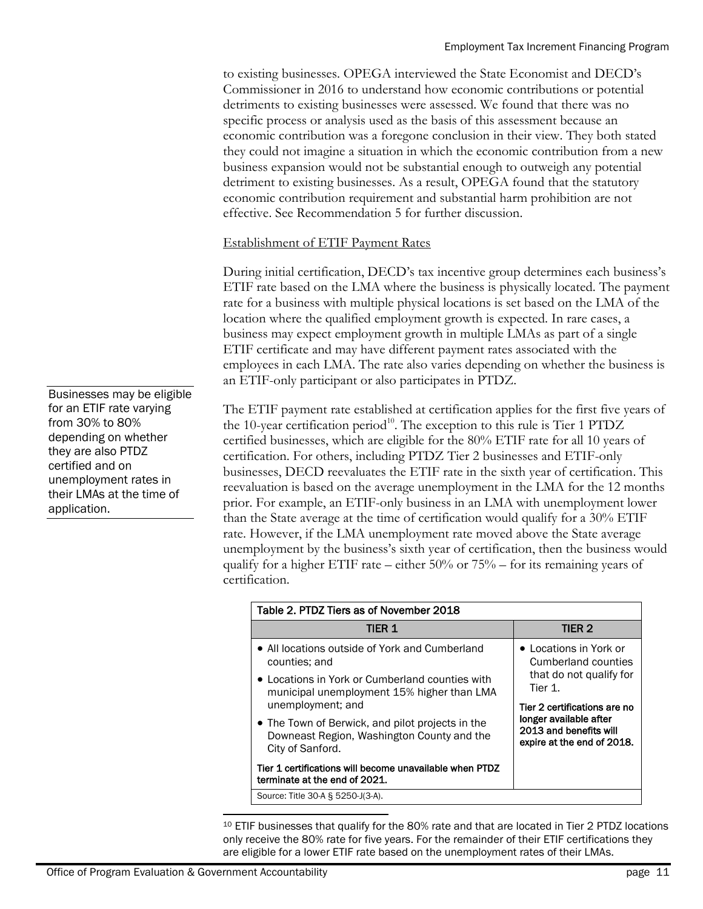to existing businesses. OPEGA interviewed the State Economist and DECD's Commissioner in 2016 to understand how economic contributions or potential detriments to existing businesses were assessed. We found that there was no specific process or analysis used as the basis of this assessment because an economic contribution was a foregone conclusion in their view. They both stated they could not imagine a situation in which the economic contribution from a new business expansion would not be substantial enough to outweigh any potential detriment to existing businesses. As a result, OPEGA found that the statutory economic contribution requirement and substantial harm prohibition are not effective. See Recommendation 5 for further discussion.

Establishment of ETIF Payment Rates

During initial certification, DECD's tax incentive group determines each business's ETIF rate based on the LMA where the business is physically located. The payment rate for a business with multiple physical locations is set based on the LMA of the location where the qualified employment growth is expected. In rare cases, a business may expect employment growth in multiple LMAs as part of a single ETIF certificate and may have different payment rates associated with the employees in each LMA. The rate also varies depending on whether the business is an ETIF-only participant or also participates in PTDZ.

Businesses may be eligible for an ETIF rate varying from 30% to 80% depending on whether they are also PTDZ certified and on unemployment rates in their LMAs at the time of application.

The ETIF payment rate established at certification applies for the first five years of the 10-year certification period[10]. The exception to this rule is Tier 1 PTDZ certified businesses, which are eligible for the 80% ETIF rate for all 10 years of certification. For others, including PTDZ Tier 2 businesses and ETIF-only businesses, DECD reevaluates the ETIF rate in the sixth year of certification. This reevaluation is based on the average unemployment in the LMA for the 12 months prior. For example, an ETIF-only business in an LMA with unemployment lower than the State average at the time of certification would qualify for a 30% ETIF rate. However, if the LMA unemployment rate moved above the State average unemployment by the business's sixth year of certification, then the business would qualify for a higher ETIF rate – either 50% or 75% – for its remaining years of certification.

**Table 2. PTDZ Tiers as of November 2018**

| TIER 1 | TIER 2 |
|---|---|
| • All locations outside of York and Cumberland counties; and<br>• Locations in York or Cumberland counties with municipal unemployment 15% higher than LMA unemployment; and<br>• The Town of Berwick, and pilot projects in the Downeast Region, Washington County and the City of Sanford.<br>**Tier 1 certifications will become unavailable when PTDZ terminate at the end of 2021.** | • Locations in York or Cumberland counties that do not qualify for Tier 1.<br>**Tier 2 certifications are no longer available after 2013 and benefits will expire at the end of 2018.** |

Source: Title 30-A § 5250-J(3-A).

[10] ETIF businesses that qualify for the 80% rate and that are located in Tier 2 PTDZ locations only receive the 80% rate for five years. For the remainder of their ETIF certifications they are eligible for a lower ETIF rate based on the unemployment rates of their LMAs.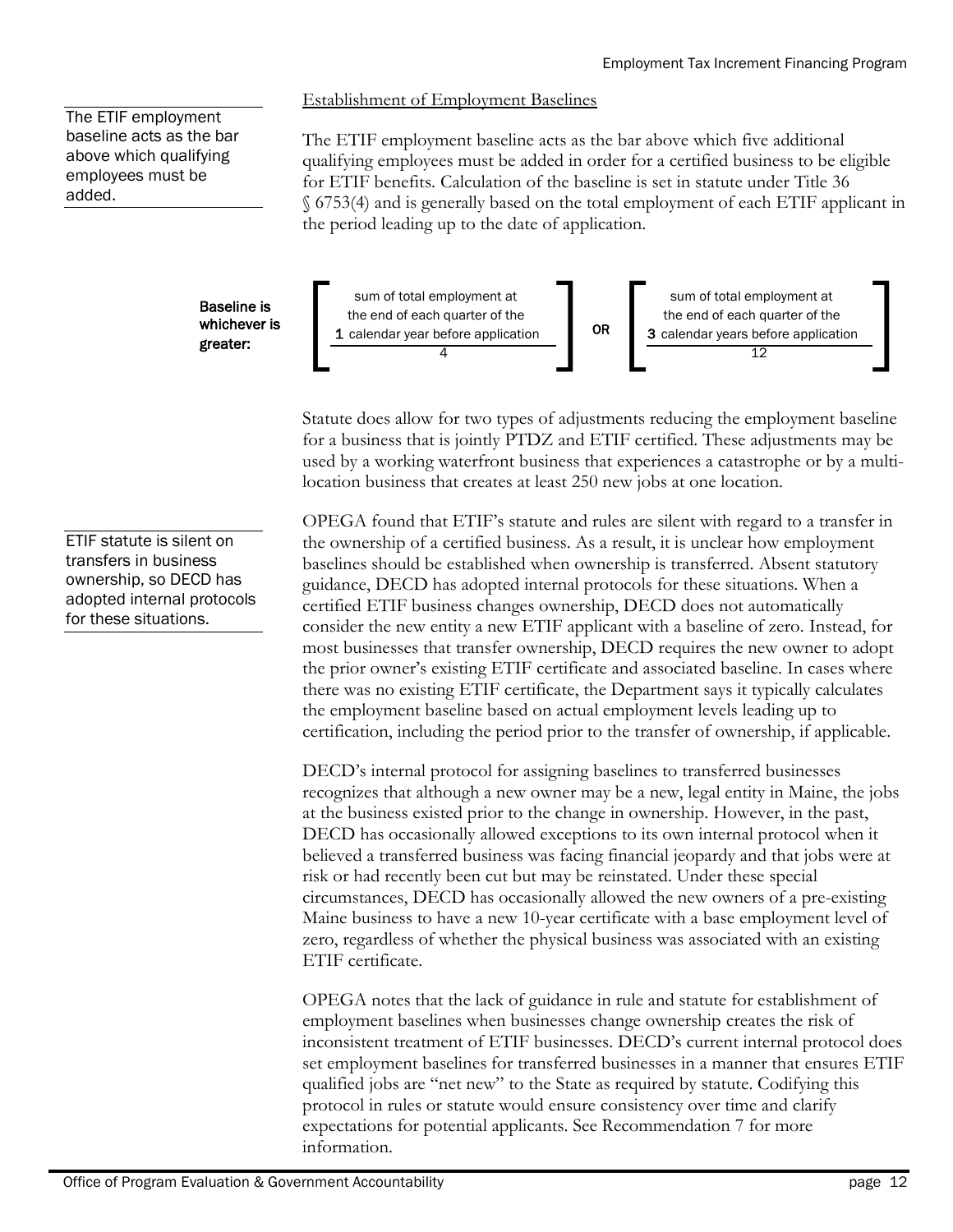### Establishment of Employment Baselines

The ETIF employment baseline acts as the bar above which qualifying employees must be added.

The ETIF employment baseline acts as the bar above which five additional qualifying employees must be added in order for a certified business to be eligible for ETIF benefits. Calculation of the baseline is set in statute under Title 36 § 6753(4) and is generally based on the total employment of each ETIF applicant in the period leading up to the date of application.

**Baseline is whichever is greater:**

$$\left[ \frac{\text{sum of total employment at the end of each quarter of the } \mathbf{1} \text{ calendar year before application}}{4} \right] \textbf{ OR } \left[ \frac{\text{sum of total employment at the end of each quarter of the } \mathbf{3} \text{ calendar years before application}}{12} \right]$$

Statute does allow for two types of adjustments reducing the employment baseline for a business that is jointly PTDZ and ETIF certified. These adjustments may be used by a working waterfront business that experiences a catastrophe or by a multi-location business that creates at least 250 new jobs at one location.

ETIF statute is silent on transfers in business ownership, so DECD has adopted internal protocols for these situations.

OPEGA found that ETIF's statute and rules are silent with regard to a transfer in the ownership of a certified business. As a result, it is unclear how employment baselines should be established when ownership is transferred. Absent statutory guidance, DECD has adopted internal protocols for these situations. When a certified ETIF business changes ownership, DECD does not automatically consider the new entity a new ETIF applicant with a baseline of zero. Instead, for most businesses that transfer ownership, DECD requires the new owner to adopt the prior owner's existing ETIF certificate and associated baseline. In cases where there was no existing ETIF certificate, the Department says it typically calculates the employment baseline based on actual employment levels leading up to certification, including the period prior to the transfer of ownership, if applicable.

DECD's internal protocol for assigning baselines to transferred businesses recognizes that although a new owner may be a new, legal entity in Maine, the jobs at the business existed prior to the change in ownership. However, in the past, DECD has occasionally allowed exceptions to its own internal protocol when it believed a transferred business was facing financial jeopardy and that jobs were at risk or had recently been cut but may be reinstated. Under these special circumstances, DECD has occasionally allowed the new owners of a pre-existing Maine business to have a new 10-year certificate with a base employment level of zero, regardless of whether the physical business was associated with an existing ETIF certificate.

OPEGA notes that the lack of guidance in rule and statute for establishment of employment baselines when businesses change ownership creates the risk of inconsistent treatment of ETIF businesses. DECD's current internal protocol does set employment baselines for transferred businesses in a manner that ensures ETIF qualified jobs are "net new" to the State as required by statute. Codifying this protocol in rules or statute would ensure consistency over time and clarify expectations for potential applicants. See Recommendation 7 for more information.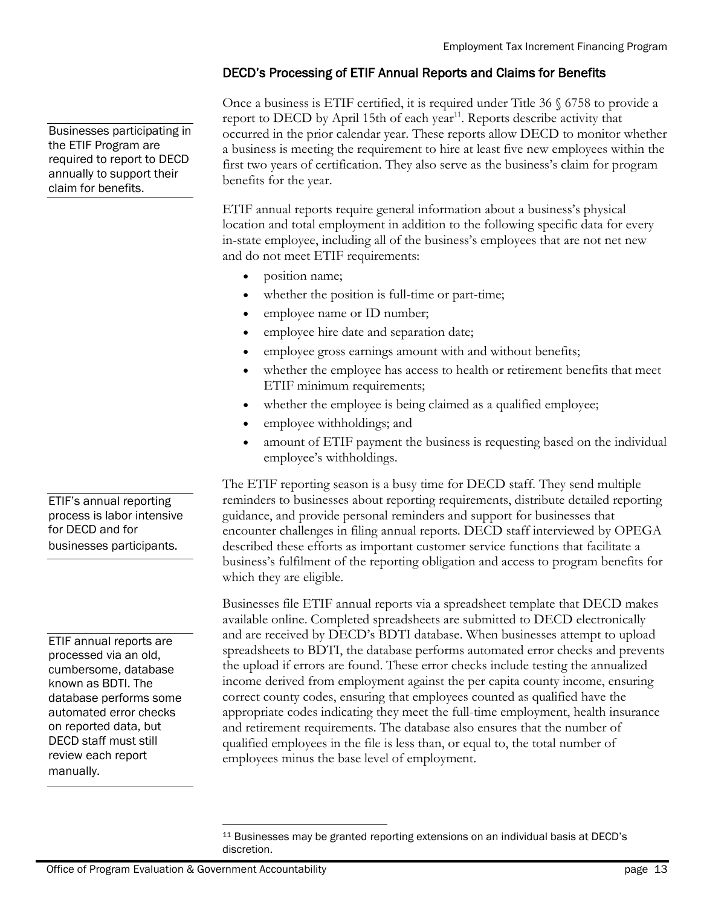## DECD's Processing of ETIF Annual Reports and Claims for Benefits

Businesses participating in the ETIF Program are required to report to DECD annually to support their claim for benefits.

Once a business is ETIF certified, it is required under Title 36 § 6758 to provide a report to DECD by April 15th of each year[11]. Reports describe activity that occurred in the prior calendar year. These reports allow DECD to monitor whether a business is meeting the requirement to hire at least five new employees within the first two years of certification. They also serve as the business's claim for program benefits for the year.

ETIF annual reports require general information about a business's physical location and total employment in addition to the following specific data for every in-state employee, including all of the business's employees that are not net new and do not meet ETIF requirements:

- position name;
- whether the position is full-time or part-time;
- employee name or ID number;
- employee hire date and separation date;
- employee gross earnings amount with and without benefits;
- whether the employee has access to health or retirement benefits that meet ETIF minimum requirements;
- whether the employee is being claimed as a qualified employee;
- employee withholdings; and
- amount of ETIF payment the business is requesting based on the individual employee's withholdings.

ETIF's annual reporting process is labor intensive for DECD and for businesses participants.

The ETIF reporting season is a busy time for DECD staff. They send multiple reminders to businesses about reporting requirements, distribute detailed reporting guidance, and provide personal reminders and support for businesses that encounter challenges in filing annual reports. DECD staff interviewed by OPEGA described these efforts as important customer service functions that facilitate a business's fulfilment of the reporting obligation and access to program benefits for which they are eligible.

ETIF annual reports are processed via an old, cumbersome, database known as BDTI. The database performs some automated error checks on reported data, but DECD staff must still review each report manually.

Businesses file ETIF annual reports via a spreadsheet template that DECD makes available online. Completed spreadsheets are submitted to DECD electronically and are received by DECD's BDTI database. When businesses attempt to upload spreadsheets to BDTI, the database performs automated error checks and prevents the upload if errors are found. These error checks include testing the annualized income derived from employment against the per capita county income, ensuring correct county codes, ensuring that employees counted as qualified have the appropriate codes indicating they meet the full-time employment, health insurance and retirement requirements. The database also ensures that the number of qualified employees in the file is less than, or equal to, the total number of employees minus the base level of employment.

[11] Businesses may be granted reporting extensions on an individual basis at DECD's discretion.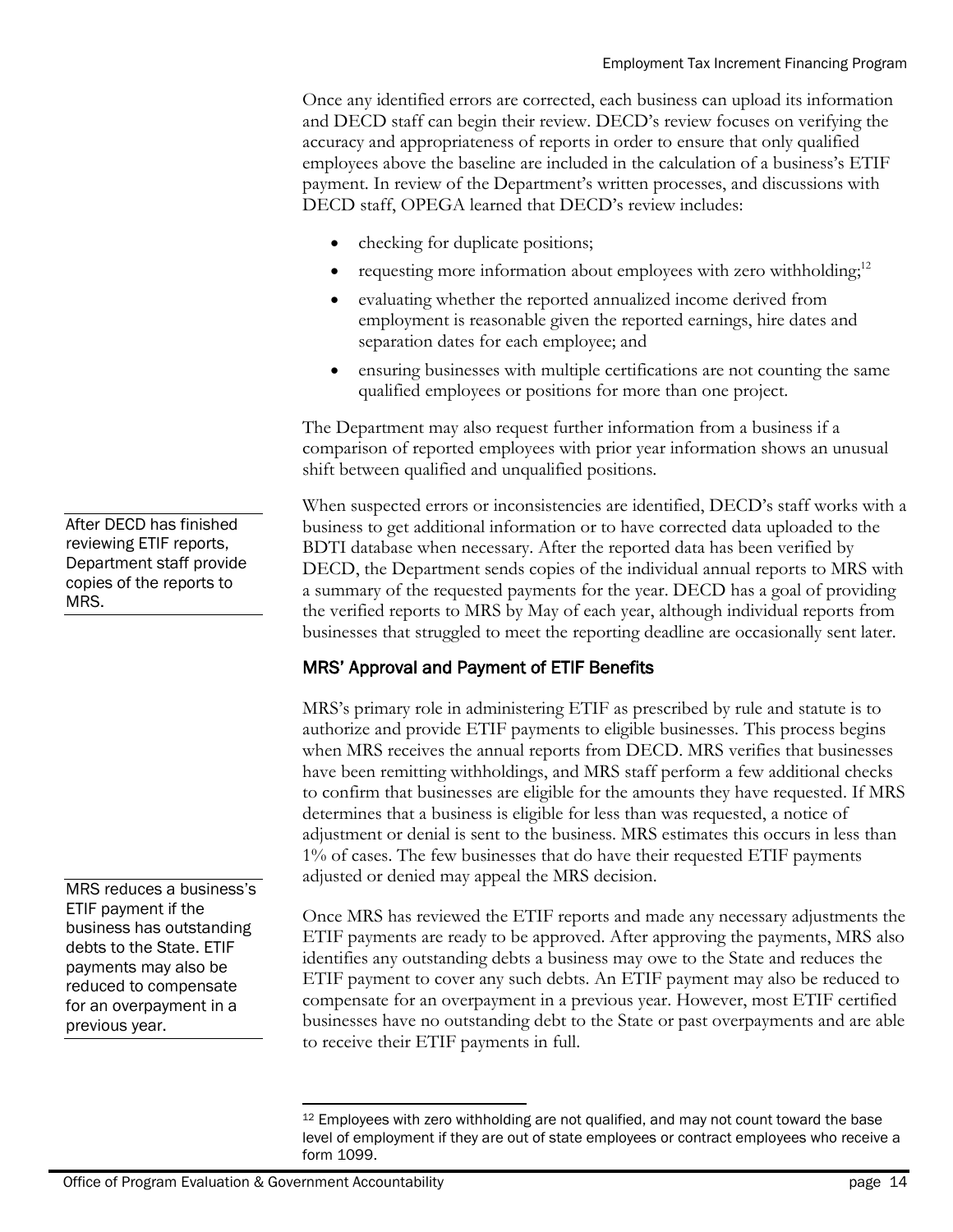Once any identified errors are corrected, each business can upload its information and DECD staff can begin their review. DECD's review focuses on verifying the accuracy and appropriateness of reports in order to ensure that only qualified employees above the baseline are included in the calculation of a business's ETIF payment. In review of the Department's written processes, and discussions with DECD staff, OPEGA learned that DECD's review includes:

- checking for duplicate positions;
- requesting more information about employees with zero withholding;[12]
- evaluating whether the reported annualized income derived from employment is reasonable given the reported earnings, hire dates and separation dates for each employee; and
- ensuring businesses with multiple certifications are not counting the same qualified employees or positions for more than one project.

The Department may also request further information from a business if a comparison of reported employees with prior year information shows an unusual shift between qualified and unqualified positions.

After DECD has finished reviewing ETIF reports, Department staff provide copies of the reports to MRS.

When suspected errors or inconsistencies are identified, DECD's staff works with a business to get additional information or to have corrected data uploaded to the BDTI database when necessary. After the reported data has been verified by DECD, the Department sends copies of the individual annual reports to MRS with a summary of the requested payments for the year. DECD has a goal of providing the verified reports to MRS by May of each year, although individual reports from businesses that struggled to meet the reporting deadline are occasionally sent later.

### MRS' Approval and Payment of ETIF Benefits

MRS's primary role in administering ETIF as prescribed by rule and statute is to authorize and provide ETIF payments to eligible businesses. This process begins when MRS receives the annual reports from DECD. MRS verifies that businesses have been remitting withholdings, and MRS staff perform a few additional checks to confirm that businesses are eligible for the amounts they have requested. If MRS determines that a business is eligible for less than was requested, a notice of adjustment or denial is sent to the business. MRS estimates this occurs in less than 1% of cases. The few businesses that do have their requested ETIF payments adjusted or denied may appeal the MRS decision.

MRS reduces a business's ETIF payment if the business has outstanding debts to the State. ETIF payments may also be reduced to compensate for an overpayment in a previous year.

Once MRS has reviewed the ETIF reports and made any necessary adjustments the ETIF payments are ready to be approved. After approving the payments, MRS also identifies any outstanding debts a business may owe to the State and reduces the ETIF payment to cover any such debts. An ETIF payment may also be reduced to compensate for an overpayment in a previous year. However, most ETIF certified businesses have no outstanding debt to the State or past overpayments and are able to receive their ETIF payments in full.

[12] Employees with zero withholding are not qualified, and may not count toward the base level of employment if they are out of state employees or contract employees who receive a form 1099.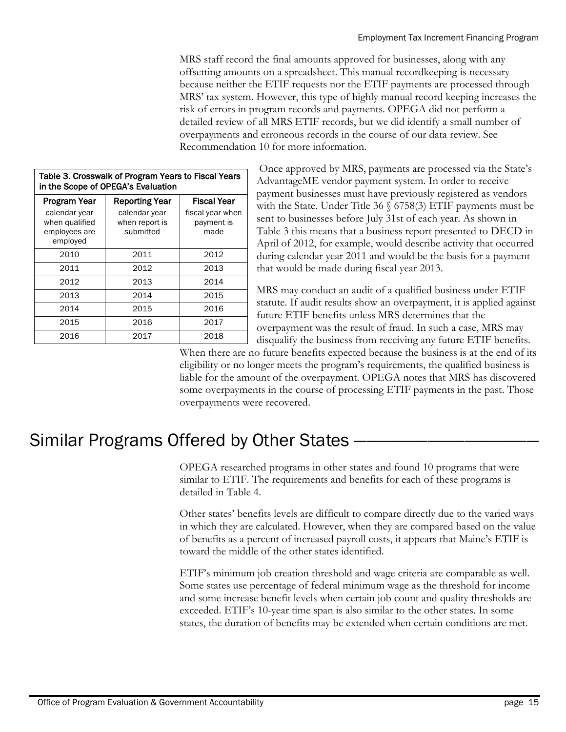MRS staff record the final amounts approved for businesses, along with any offsetting amounts on a spreadsheet. This manual recordkeeping is necessary because neither the ETIF requests nor the ETIF payments are processed through MRS' tax system. However, this type of highly manual record keeping increases the risk of errors in program records and payments. OPEGA did not perform a detailed review of all MRS ETIF records, but we did identify a small number of overpayments and erroneous records in the course of our data review. See Recommendation 10 for more information.

**Table 3. Crosswalk of Program Years to Fiscal Years in the Scope of OPEGA's Evaluation**

| Program Year<br>calendar year when qualified employees are employed | Reporting Year<br>calendar year when report is submitted | Fiscal Year<br>fiscal year when payment is made |
|---|---|---|
| 2010 | 2011 | 2012 |
| 2011 | 2012 | 2013 |
| 2012 | 2013 | 2014 |
| 2013 | 2014 | 2015 |
| 2014 | 2015 | 2016 |
| 2015 | 2016 | 2017 |
| 2016 | 2017 | 2018 |

Once approved by MRS, payments are processed via the State's AdvantageME vendor payment system. In order to receive payment businesses must have previously registered as vendors with the State. Under Title 36 § 6758(3) ETIF payments must be sent to businesses before July 31st of each year. As shown in Table 3 this means that a business report presented to DECD in April of 2012, for example, would describe activity that occurred during calendar year 2011 and would be the basis for a payment that would be made during fiscal year 2013.

MRS may conduct an audit of a qualified business under ETIF statute. If audit results show an overpayment, it is applied against future ETIF benefits unless MRS determines that the overpayment was the result of fraud. In such a case, MRS may disqualify the business from receiving any future ETIF benefits. When there are no future benefits expected because the business is at the end of its eligibility or no longer meets the program's requirements, the qualified business is liable for the amount of the overpayment. OPEGA notes that MRS has discovered some overpayments in the course of processing ETIF payments in the past. Those overpayments were recovered.

## Similar Programs Offered by Other States

OPEGA researched programs in other states and found 10 programs that were similar to ETIF. The requirements and benefits for each of these programs is detailed in Table 4.

Other states' benefits levels are difficult to compare directly due to the varied ways in which they are calculated. However, when they are compared based on the value of benefits as a percent of increased payroll costs, it appears that Maine's ETIF is toward the middle of the other states identified.

ETIF's minimum job creation threshold and wage criteria are comparable as well. Some states use percentage of federal minimum wage as the threshold for income and some increase benefit levels when certain job count and quality thresholds are exceeded. ETIF's 10-year time span is also similar to the other states. In some states, the duration of benefits may be extended when certain conditions are met.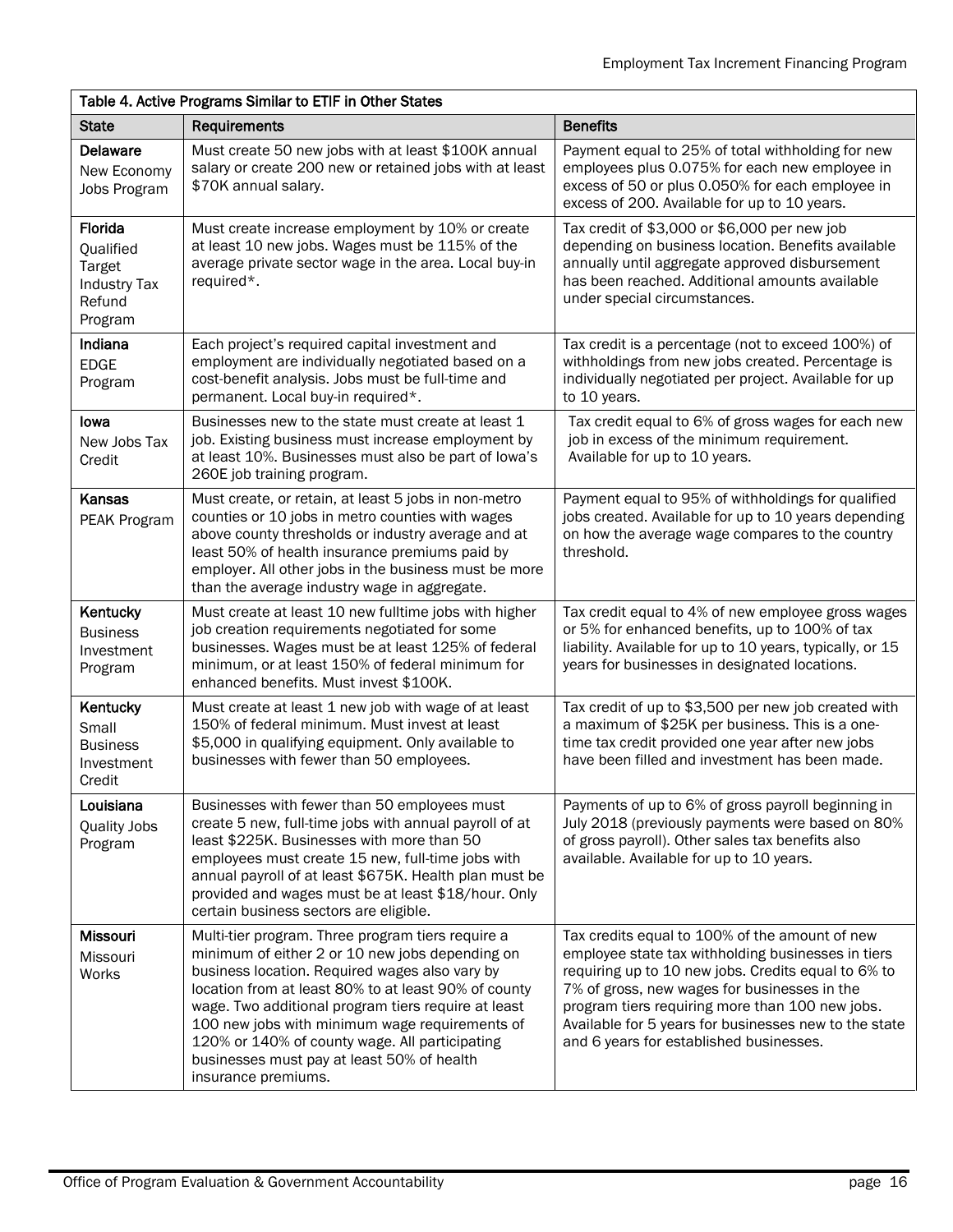| Table 4. Active Programs Similar to ETIF in Other States | | |
|---|---|---|
| **State** | **Requirements** | **Benefits** |
| **Delaware** New Economy Jobs Program | Must create 50 new jobs with at least $100K annual salary or create 200 new or retained jobs with at least $70K annual salary. | Payment equal to 25% of total withholding for new employees plus 0.075% for each new employee in excess of 50 or plus 0.050% for each employee in excess of 200. Available for up to 10 years. |
| **Florida** Qualified Target Industry Tax Refund Program | Must create increase employment by 10% or create at least 10 new jobs. Wages must be 115% of the average private sector wage in the area. Local buy-in required*. | Tax credit of $3,000 or $6,000 per new job depending on business location. Benefits available annually until aggregate approved disbursement has been reached. Additional amounts available under special circumstances. |
| **Indiana** EDGE Program | Each project's required capital investment and employment are individually negotiated based on a cost-benefit analysis. Jobs must be full-time and permanent. Local buy-in required*. | Tax credit is a percentage (not to exceed 100%) of withholdings from new jobs created. Percentage is individually negotiated per project. Available for up to 10 years. |
| **Iowa** New Jobs Tax Credit | Businesses new to the state must create at least 1 job. Existing business must increase employment by at least 10%. Businesses must also be part of Iowa's 260E job training program. | Tax credit equal to 6% of gross wages for each new job in excess of the minimum requirement. Available for up to 10 years. |
| **Kansas** PEAK Program | Must create, or retain, at least 5 jobs in non-metro counties or 10 jobs in metro counties with wages above county thresholds or industry average and at least 50% of health insurance premiums paid by employer. All other jobs in the business must be more than the average industry wage in aggregate. | Payment equal to 95% of withholdings for qualified jobs created. Available for up to 10 years depending on how the average wage compares to the country threshold. |
| **Kentucky** Business Investment Program | Must create at least 10 new fulltime jobs with higher job creation requirements negotiated for some businesses. Wages must be at least 125% of federal minimum, or at least 150% of federal minimum for enhanced benefits. Must invest $100K. | Tax credit equal to 4% of new employee gross wages or 5% for enhanced benefits, up to 100% of tax liability. Available for up to 10 years, typically, or 15 years for businesses in designated locations. |
| **Kentucky** Small Business Investment Credit | Must create at least 1 new job with wage of at least 150% of federal minimum. Must invest at least $5,000 in qualifying equipment. Only available to businesses with fewer than 50 employees. | Tax credit of up to $3,500 per new job created with a maximum of $25K per business. This is a one-time tax credit provided one year after new jobs have been filled and investment has been made. |
| **Louisiana** Quality Jobs Program | Businesses with fewer than 50 employees must create 5 new, full-time jobs with annual payroll of at least $225K. Businesses with more than 50 employees must create 15 new, full-time jobs with annual payroll of at least $675K. Health plan must be provided and wages must be at least $18/hour. Only certain business sectors are eligible. | Payments of up to 6% of gross payroll beginning in July 2018 (previously payments were based on 80% of gross payroll). Other sales tax benefits also available. Available for up to 10 years. |
| **Missouri** Missouri Works | Multi-tier program. Three program tiers require a minimum of either 2 or 10 new jobs depending on business location. Required wages also vary by location from at least 80% to at least 90% of county wage. Two additional program tiers require at least 100 new jobs with minimum wage requirements of 120% or 140% of county wage. All participating businesses must pay at least 50% of health insurance premiums. | Tax credits equal to 100% of the amount of new employee state tax withholding businesses in tiers requiring up to 10 new jobs. Credits equal to 6% to 7% of gross, new wages for businesses in the program tiers requiring more than 100 new jobs. Available for 5 years for businesses new to the state and 6 years for established businesses. |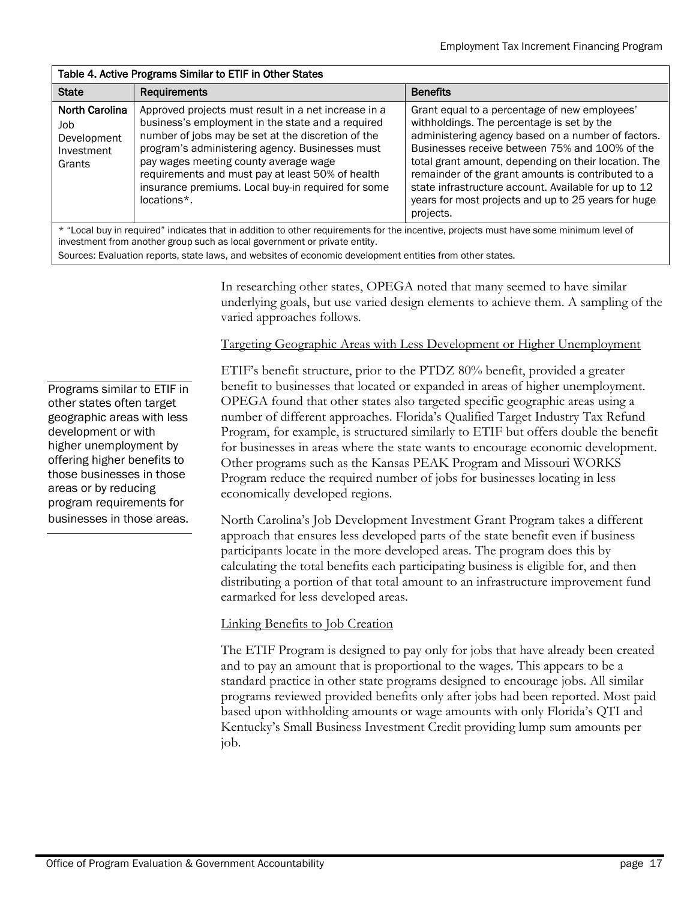**Table 4. Active Programs Similar to ETIF in Other States**

| State | Requirements | Benefits |
|---|---|---|
| **North Carolina** Job Development Investment Grants | Approved projects must result in a net increase in a business's employment in the state and a required number of jobs may be set at the discretion of the program's administering agency. Businesses must pay wages meeting county average wage requirements and must pay at least 50% of health insurance premiums. Local buy-in required for some locations*. | Grant equal to a percentage of new employees' withholdings. The percentage is set by the administering agency based on a number of factors. Businesses receive between 75% and 100% of the total grant amount, depending on their location. The remainder of the grant amounts is contributed to a state infrastructure account. Available for up to 12 years for most projects and up to 25 years for huge projects. |

* "Local buy in required" indicates that in addition to other requirements for the incentive, projects must have some minimum level of investment from another group such as local government or private entity.

Sources: Evaluation reports, state laws, and websites of economic development entities from other states.

In researching other states, OPEGA noted that many seemed to have similar underlying goals, but use varied design elements to achieve them. A sampling of the varied approaches follows.

Targeting Geographic Areas with Less Development or Higher Unemployment

Programs similar to ETIF in other states often target geographic areas with less development or with higher unemployment by offering higher benefits to those businesses in those areas or by reducing program requirements for businesses in those areas.

ETIF's benefit structure, prior to the PTDZ 80% benefit, provided a greater benefit to businesses that located or expanded in areas of higher unemployment. OPEGA found that other states also targeted specific geographic areas using a number of different approaches. Florida's Qualified Target Industry Tax Refund Program, for example, is structured similarly to ETIF but offers double the benefit for businesses in areas where the state wants to encourage economic development. Other programs such as the Kansas PEAK Program and Missouri WORKS Program reduce the required number of jobs for businesses locating in less economically developed regions.

North Carolina's Job Development Investment Grant Program takes a different approach that ensures less developed parts of the state benefit even if business participants locate in the more developed areas. The program does this by calculating the total benefits each participating business is eligible for, and then distributing a portion of that total amount to an infrastructure improvement fund earmarked for less developed areas.

Linking Benefits to Job Creation

The ETIF Program is designed to pay only for jobs that have already been created and to pay an amount that is proportional to the wages. This appears to be a standard practice in other state programs designed to encourage jobs. All similar programs reviewed provided benefits only after jobs had been reported. Most paid based upon withholding amounts or wage amounts with only Florida's QTI and Kentucky's Small Business Investment Credit providing lump sum amounts per job.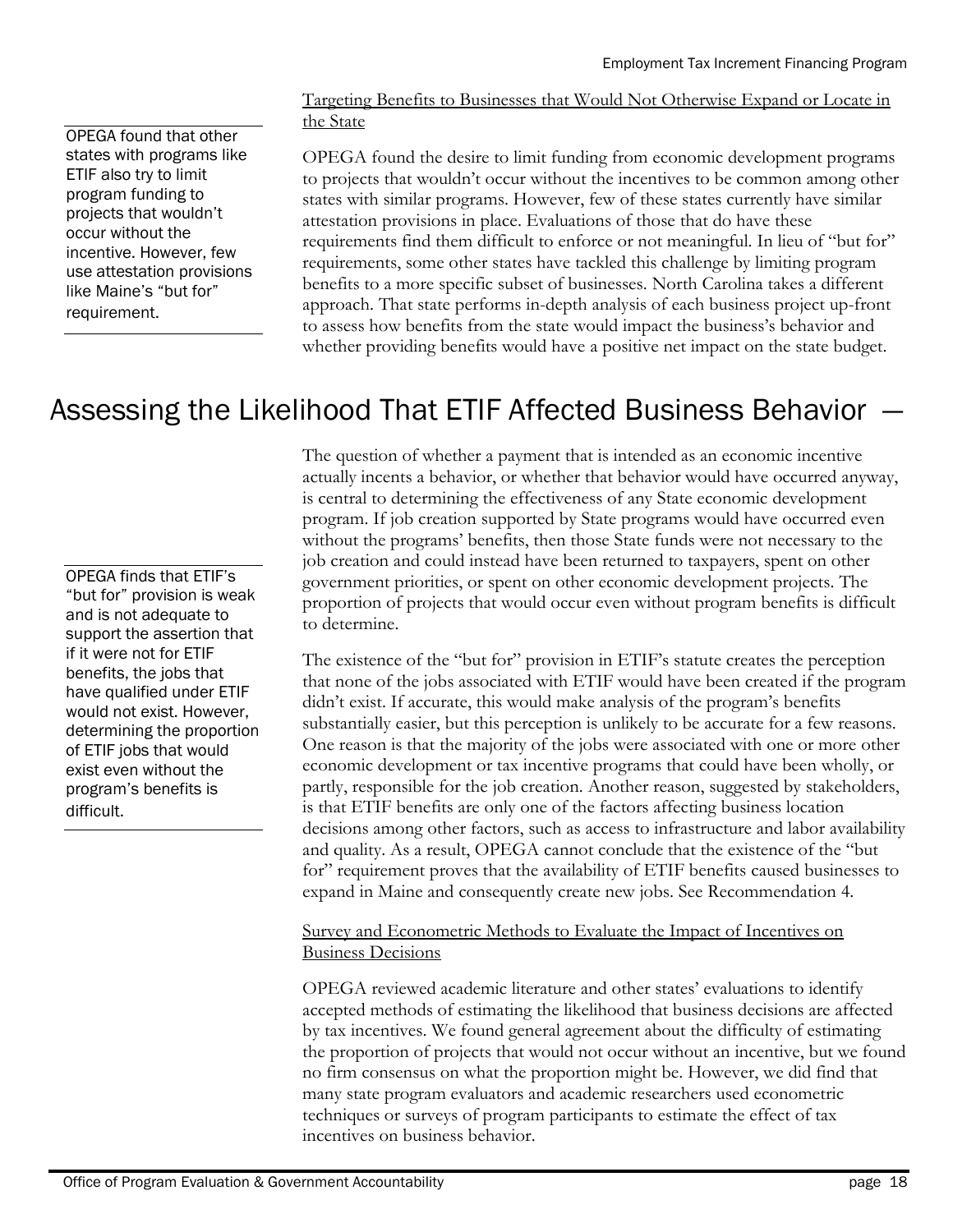Targeting Benefits to Businesses that Would Not Otherwise Expand or Locate in the State

OPEGA found that other states with programs like ETIF also try to limit program funding to projects that wouldn't occur without the incentive. However, few use attestation provisions like Maine's "but for" requirement.

OPEGA found the desire to limit funding from economic development programs to projects that wouldn't occur without the incentives to be common among other states with similar programs. However, few of these states currently have similar attestation provisions in place. Evaluations of those that do have these requirements find them difficult to enforce or not meaningful. In lieu of "but for" requirements, some other states have tackled this challenge by limiting program benefits to a more specific subset of businesses. North Carolina takes a different approach. That state performs in-depth analysis of each business project up-front to assess how benefits from the state would impact the business's behavior and whether providing benefits would have a positive net impact on the state budget.

# Assessing the Likelihood That ETIF Affected Business Behavior —

OPEGA finds that ETIF's "but for" provision is weak and is not adequate to support the assertion that if it were not for ETIF benefits, the jobs that have qualified under ETIF would not exist. However, determining the proportion of ETIF jobs that would exist even without the program's benefits is difficult.

The question of whether a payment that is intended as an economic incentive actually incents a behavior, or whether that behavior would have occurred anyway, is central to determining the effectiveness of any State economic development program. If job creation supported by State programs would have occurred even without the programs' benefits, then those State funds were not necessary to the job creation and could instead have been returned to taxpayers, spent on other government priorities, or spent on other economic development projects. The proportion of projects that would occur even without program benefits is difficult to determine.

The existence of the "but for" provision in ETIF's statute creates the perception that none of the jobs associated with ETIF would have been created if the program didn't exist. If accurate, this would make analysis of the program's benefits substantially easier, but this perception is unlikely to be accurate for a few reasons. One reason is that the majority of the jobs were associated with one or more other economic development or tax incentive programs that could have been wholly, or partly, responsible for the job creation. Another reason, suggested by stakeholders, is that ETIF benefits are only one of the factors affecting business location decisions among other factors, such as access to infrastructure and labor availability and quality. As a result, OPEGA cannot conclude that the existence of the "but for" requirement proves that the availability of ETIF benefits caused businesses to expand in Maine and consequently create new jobs. See Recommendation 4.

Survey and Econometric Methods to Evaluate the Impact of Incentives on Business Decisions

OPEGA reviewed academic literature and other states' evaluations to identify accepted methods of estimating the likelihood that business decisions are affected by tax incentives. We found general agreement about the difficulty of estimating the proportion of projects that would not occur without an incentive, but we found no firm consensus on what the proportion might be. However, we did find that many state program evaluators and academic researchers used econometric techniques or surveys of program participants to estimate the effect of tax incentives on business behavior.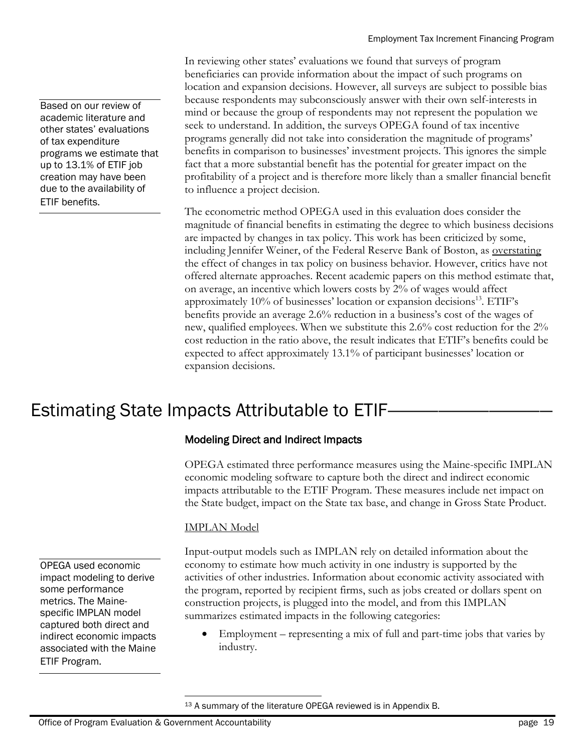Based on our review of academic literature and other states' evaluations of tax expenditure programs we estimate that up to 13.1% of ETIF job creation may have been due to the availability of ETIF benefits.

In reviewing other states' evaluations we found that surveys of program beneficiaries can provide information about the impact of such programs on location and expansion decisions. However, all surveys are subject to possible bias because respondents may subconsciously answer with their own self-interests in mind or because the group of respondents may not represent the population we seek to understand. In addition, the surveys OPEGA found of tax incentive programs generally did not take into consideration the magnitude of programs' benefits in comparison to businesses' investment projects. This ignores the simple fact that a more substantial benefit has the potential for greater impact on the profitability of a project and is therefore more likely than a smaller financial benefit to influence a project decision.

The econometric method OPEGA used in this evaluation does consider the magnitude of financial benefits in estimating the degree to which business decisions are impacted by changes in tax policy. This work has been criticized by some, including Jennifer Weiner, of the Federal Reserve Bank of Boston, as overstating the effect of changes in tax policy on business behavior. However, critics have not offered alternate approaches. Recent academic papers on this method estimate that, on average, an incentive which lowers costs by 2% of wages would affect approximately 10% of businesses' location or expansion decisions[13]. ETIF's benefits provide an average 2.6% reduction in a business's cost of the wages of new, qualified employees. When we substitute this 2.6% cost reduction for the 2% cost reduction in the ratio above, the result indicates that ETIF's benefits could be expected to affect approximately 13.1% of participant businesses' location or expansion decisions.

# Estimating State Impacts Attributable to ETIF

## Modeling Direct and Indirect Impacts

OPEGA estimated three performance measures using the Maine-specific IMPLAN economic modeling software to capture both the direct and indirect economic impacts attributable to the ETIF Program. These measures include net impact on the State budget, impact on the State tax base, and change in Gross State Product.

### IMPLAN Model

OPEGA used economic impact modeling to derive some performance metrics. The Maine-specific IMPLAN model captured both direct and indirect economic impacts associated with the Maine ETIF Program.

Input-output models such as IMPLAN rely on detailed information about the economy to estimate how much activity in one industry is supported by the activities of other industries. Information about economic activity associated with the program, reported by recipient firms, such as jobs created or dollars spent on construction projects, is plugged into the model, and from this IMPLAN summarizes estimated impacts in the following categories:

- Employment – representing a mix of full and part-time jobs that varies by industry.

[13] A summary of the literature OPEGA reviewed is in Appendix B.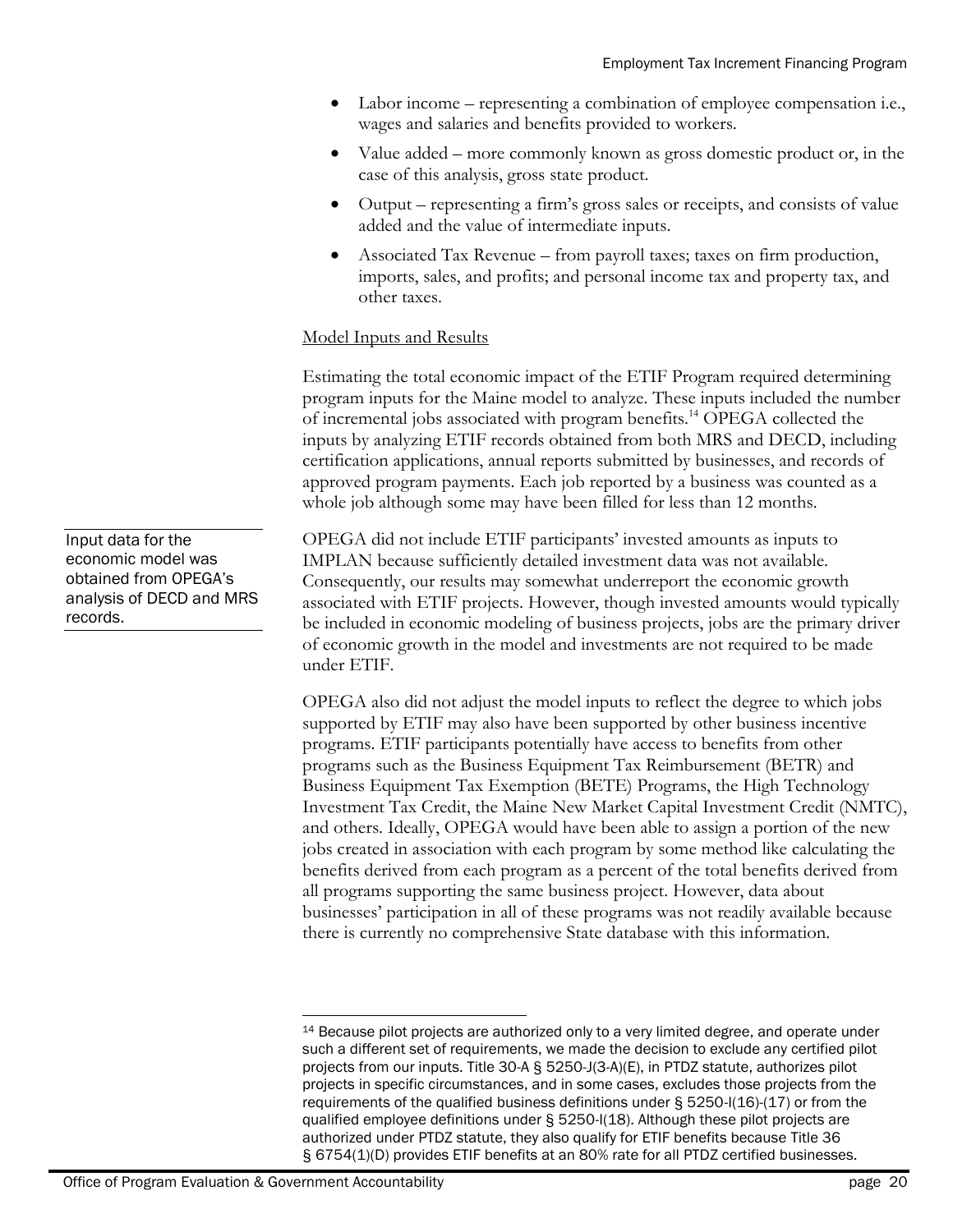- Labor income – representing a combination of employee compensation i.e., wages and salaries and benefits provided to workers.
- Value added – more commonly known as gross domestic product or, in the case of this analysis, gross state product.
- Output – representing a firm's gross sales or receipts, and consists of value added and the value of intermediate inputs.
- Associated Tax Revenue – from payroll taxes; taxes on firm production, imports, sales, and profits; and personal income tax and property tax, and other taxes.

Model Inputs and Results

Estimating the total economic impact of the ETIF Program required determining program inputs for the Maine model to analyze. These inputs included the number of incremental jobs associated with program benefits.[14] OPEGA collected the inputs by analyzing ETIF records obtained from both MRS and DECD, including certification applications, annual reports submitted by businesses, and records of approved program payments. Each job reported by a business was counted as a whole job although some may have been filled for less than 12 months.

Input data for the economic model was obtained from OPEGA's analysis of DECD and MRS records.

OPEGA did not include ETIF participants' invested amounts as inputs to IMPLAN because sufficiently detailed investment data was not available. Consequently, our results may somewhat underreport the economic growth associated with ETIF projects. However, though invested amounts would typically be included in economic modeling of business projects, jobs are the primary driver of economic growth in the model and investments are not required to be made under ETIF.

OPEGA also did not adjust the model inputs to reflect the degree to which jobs supported by ETIF may also have been supported by other business incentive programs. ETIF participants potentially have access to benefits from other programs such as the Business Equipment Tax Reimbursement (BETR) and Business Equipment Tax Exemption (BETE) Programs, the High Technology Investment Tax Credit, the Maine New Market Capital Investment Credit (NMTC), and others. Ideally, OPEGA would have been able to assign a portion of the new jobs created in association with each program by some method like calculating the benefits derived from each program as a percent of the total benefits derived from all programs supporting the same business project. However, data about businesses' participation in all of these programs was not readily available because there is currently no comprehensive State database with this information.

[14] Because pilot projects are authorized only to a very limited degree, and operate under such a different set of requirements, we made the decision to exclude any certified pilot projects from our inputs. Title 30-A § 5250-J(3-A)(E), in PTDZ statute, authorizes pilot projects in specific circumstances, and in some cases, excludes those projects from the requirements of the qualified business definitions under § 5250-I(16)-(17) or from the qualified employee definitions under § 5250-I(18). Although these pilot projects are authorized under PTDZ statute, they also qualify for ETIF benefits because Title 36 § 6754(1)(D) provides ETIF benefits at an 80% rate for all PTDZ certified businesses.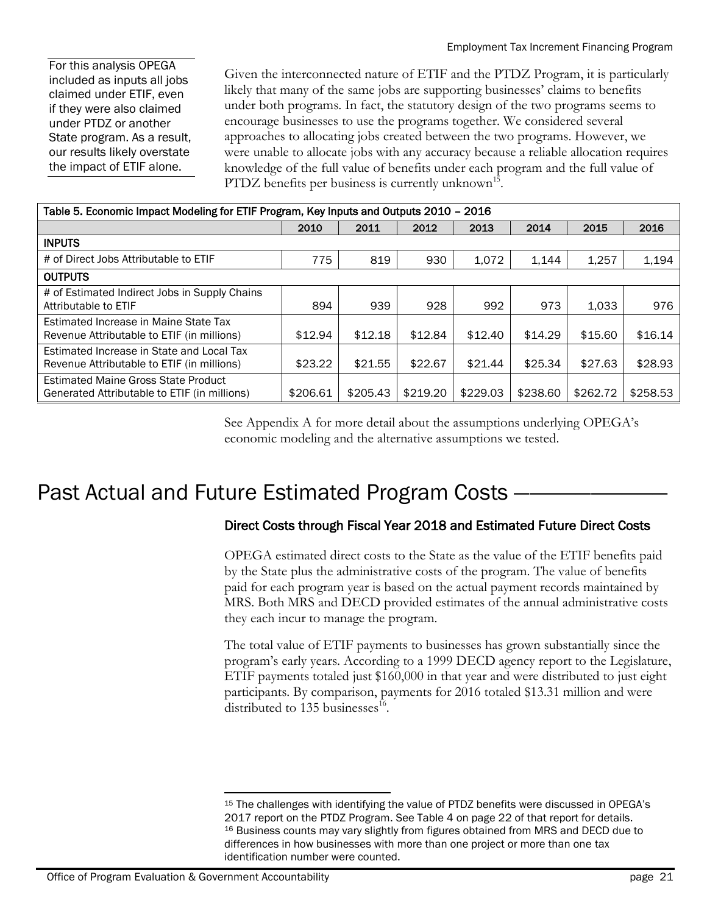For this analysis OPEGA included as inputs all jobs claimed under ETIF, even if they were also claimed under PTDZ or another State program. As a result, our results likely overstate the impact of ETIF alone.

Given the interconnected nature of ETIF and the PTDZ Program, it is particularly likely that many of the same jobs are supporting businesses' claims to benefits under both programs. In fact, the statutory design of the two programs seems to encourage businesses to use the programs together. We considered several approaches to allocating jobs created between the two programs. However, we were unable to allocate jobs with any accuracy because a reliable allocation requires knowledge of the full value of benefits under each program and the full value of PTDZ benefits per business is currently unknown[15].

| Table 5. Economic Impact Modeling for ETIF Program, Key Inputs and Outputs 2010 – 2016 | | | | | | | |
|---|---|---|---|---|---|---|---|
| | 2010 | 2011 | 2012 | 2013 | 2014 | 2015 | 2016 |
| **INPUTS** | | | | | | | |
| # of Direct Jobs Attributable to ETIF | 775 | 819 | 930 | 1,072 | 1,144 | 1,257 | 1,194 |
| **OUTPUTS** | | | | | | | |
| # of Estimated Indirect Jobs in Supply Chains Attributable to ETIF | 894 | 939 | 928 | 992 | 973 | 1,033 | 976 |
| Estimated Increase in Maine State Tax Revenue Attributable to ETIF (in millions) | $12.94 | $12.18 | $12.84 | $12.40 | $14.29 | $15.60 | $16.14 |
| Estimated Increase in State and Local Tax Revenue Attributable to ETIF (in millions) | $23.22 | $21.55 | $22.67 | $21.44 | $25.34 | $27.63 | $28.93 |
| Estimated Maine Gross State Product Generated Attributable to ETIF (in millions) | $206.61 | $205.43 | $219.20 | $229.03 | $238.60 | $262.72 | $258.53 |

See Appendix A for more detail about the assumptions underlying OPEGA's economic modeling and the alternative assumptions we tested.

# Past Actual and Future Estimated Program Costs

## Direct Costs through Fiscal Year 2018 and Estimated Future Direct Costs

OPEGA estimated direct costs to the State as the value of the ETIF benefits paid by the State plus the administrative costs of the program. The value of benefits paid for each program year is based on the actual payment records maintained by MRS. Both MRS and DECD provided estimates of the annual administrative costs they each incur to manage the program.

The total value of ETIF payments to businesses has grown substantially since the program's early years. According to a 1999 DECD agency report to the Legislature, ETIF payments totaled just $160,000 in that year and were distributed to just eight participants. By comparison, payments for 2016 totaled $13.31 million and were distributed to 135 businesses[16].

[15] The challenges with identifying the value of PTDZ benefits were discussed in OPEGA's 2017 report on the PTDZ Program. See Table 4 on page 22 of that report for details.

[16] Business counts may vary slightly from figures obtained from MRS and DECD due to differences in how businesses with more than one project or more than one tax identification number were counted.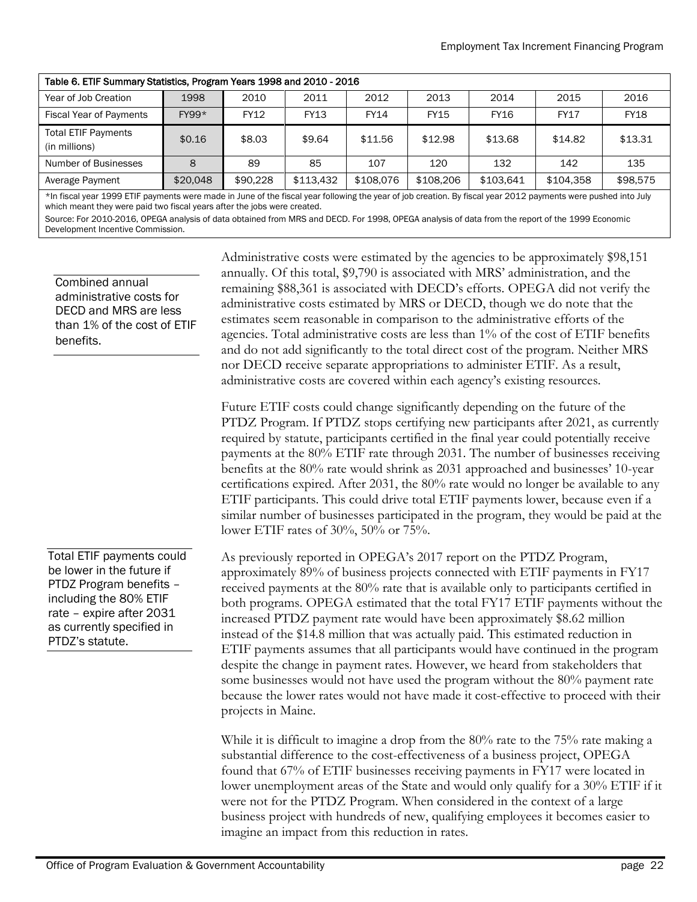| Table 6. ETIF Summary Statistics, Program Years 1998 and 2010 - 2016 | | | | | | | | |
|---|---|---|---|---|---|---|---|---|
| Year of Job Creation | 1998 | 2010 | 2011 | 2012 | 2013 | 2014 | 2015 | 2016 |
| Fiscal Year of Payments | FY99* | FY12 | FY13 | FY14 | FY15 | FY16 | FY17 | FY18 |
| Total ETIF Payments (in millions) | $0.16 | $8.03 | $9.64 | $11.56 | $12.98 | $13.68 | $14.82 | $13.31 |
| Number of Businesses | 8 | 89 | 85 | 107 | 120 | 132 | 142 | 135 |
| Average Payment | $20,048 | $90,228 | $113,432 | $108,076 | $108,206 | $103,641 | $104,358 | $98,575 |

*In fiscal year 1999 ETIF payments were made in June of the fiscal year following the year of job creation. By fiscal year 2012 payments were pushed into July which meant they were paid two fiscal years after the jobs were created.

Source: For 2010-2016, OPEGA analysis of data obtained from MRS and DECD. For 1998, OPEGA analysis of data from the report of the 1999 Economic Development Incentive Commission.

Combined annual administrative costs for DECD and MRS are less than 1% of the cost of ETIF benefits.

Administrative costs were estimated by the agencies to be approximately $98,151 annually. Of this total, $9,790 is associated with MRS' administration, and the remaining $88,361 is associated with DECD's efforts. OPEGA did not verify the administrative costs estimated by MRS or DECD, though we do note that the estimates seem reasonable in comparison to the administrative efforts of the agencies. Total administrative costs are less than 1% of the cost of ETIF benefits and do not add significantly to the total direct cost of the program. Neither MRS nor DECD receive separate appropriations to administer ETIF. As a result, administrative costs are covered within each agency's existing resources.

Future ETIF costs could change significantly depending on the future of the PTDZ Program. If PTDZ stops certifying new participants after 2021, as currently required by statute, participants certified in the final year could potentially receive payments at the 80% ETIF rate through 2031. The number of businesses receiving benefits at the 80% rate would shrink as 2031 approached and businesses' 10-year certifications expired. After 2031, the 80% rate would no longer be available to any ETIF participants. This could drive total ETIF payments lower, because even if a similar number of businesses participated in the program, they would be paid at the lower ETIF rates of 30%, 50% or 75%.

Total ETIF payments could be lower in the future if PTDZ Program benefits – including the 80% ETIF rate – expire after 2031 as currently specified in PTDZ's statute.

As previously reported in OPEGA's 2017 report on the PTDZ Program, approximately 89% of business projects connected with ETIF payments in FY17 received payments at the 80% rate that is available only to participants certified in both programs. OPEGA estimated that the total FY17 ETIF payments without the increased PTDZ payment rate would have been approximately $8.62 million instead of the $14.8 million that was actually paid. This estimated reduction in ETIF payments assumes that all participants would have continued in the program despite the change in payment rates. However, we heard from stakeholders that some businesses would not have used the program without the 80% payment rate because the lower rates would not have made it cost-effective to proceed with their projects in Maine.

While it is difficult to imagine a drop from the 80% rate to the 75% rate making a substantial difference to the cost-effectiveness of a business project, OPEGA found that 67% of ETIF businesses receiving payments in FY17 were located in lower unemployment areas of the State and would only qualify for a 30% ETIF if it were not for the PTDZ Program. When considered in the context of a large business project with hundreds of new, qualifying employees it becomes easier to imagine an impact from this reduction in rates.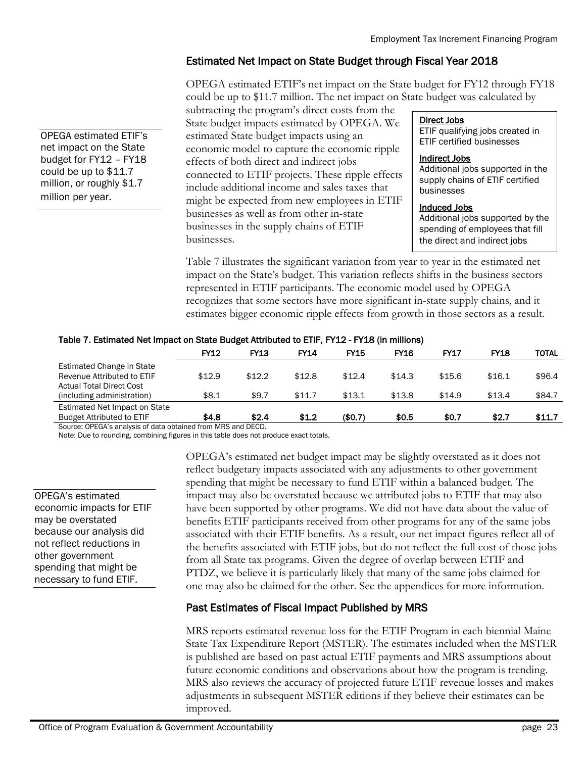## Estimated Net Impact on State Budget through Fiscal Year 2018

OPEGA estimated ETIF's net impact on the State budget for FY12 through FY18 could be up to $11.7 million. The net impact on State budget was calculated by subtracting the program's direct costs from the State budget impacts estimated by OPEGA. We estimated State budget impacts using an economic model to capture the economic ripple effects of both direct and indirect jobs connected to ETIF projects. These ripple effects include additional income and sales taxes that might be expected from new employees in ETIF businesses as well as from other in-state businesses in the supply chains of ETIF businesses.

OPEGA estimated ETIF's net impact on the State budget for FY12 – FY18 could be up to $11.7 million, or roughly $1.7 million per year.

**Direct Jobs**
ETIF qualifying jobs created in ETIF certified businesses

**Indirect Jobs**
Additional jobs supported in the supply chains of ETIF certified businesses

**Induced Jobs**
Additional jobs supported by the spending of employees that fill the direct and indirect jobs

Table 7 illustrates the significant variation from year to year in the estimated net impact on the State's budget. This variation reflects shifts in the business sectors represented in ETIF participants. The economic model used by OPEGA recognizes that some sectors have more significant in-state supply chains, and it estimates bigger economic ripple effects from growth in those sectors as a result.

**Table 7. Estimated Net Impact on State Budget Attributed to ETIF, FY12 - FY18 (in millions)**

| | FY12 | FY13 | FY14 | FY15 | FY16 | FY17 | FY18 | TOTAL |
|---|---|---|---|---|---|---|---|---|
| Estimated Change in State Revenue Attributed to ETIF | $12.9 | $12.2 | $12.8 | $12.4 | $14.3 | $15.6 | $16.1 | $96.4 |
| Actual Total Direct Cost (including administration) | $8.1 | $9.7 | $11.7 | $13.1 | $13.8 | $14.9 | $13.4 | $84.7 |
| Estimated Net Impact on State Budget Attributed to ETIF | **$4.8** | **$2.4** | **$1.2** | **($0.7)** | **$0.5** | **$0.7** | **$2.7** | **$11.7** |

Source: OPEGA's analysis of data obtained from MRS and DECD.
Note: Due to rounding, combining figures in this table does not produce exact totals.

OPEGA's estimated net budget impact may be slightly overstated as it does not reflect budgetary impacts associated with any adjustments to other government spending that might be necessary to fund ETIF within a balanced budget. The impact may also be overstated because we attributed jobs to ETIF that may also have been supported by other programs. We did not have data about the value of benefits ETIF participants received from other programs for any of the same jobs associated with their ETIF benefits. As a result, our net impact figures reflect all of the benefits associated with ETIF jobs, but do not reflect the full cost of those jobs from all State tax programs. Given the degree of overlap between ETIF and PTDZ, we believe it is particularly likely that many of the same jobs claimed for one may also be claimed for the other. See the appendices for more information.

OPEGA's estimated economic impacts for ETIF may be overstated because our analysis did not reflect reductions in other government spending that might be necessary to fund ETIF.

## Past Estimates of Fiscal Impact Published by MRS

MRS reports estimated revenue loss for the ETIF Program in each biennial Maine State Tax Expenditure Report (MSTER). The estimates included when the MSTER is published are based on past actual ETIF payments and MRS assumptions about future economic conditions and observations about how the program is trending. MRS also reviews the accuracy of projected future ETIF revenue losses and makes adjustments in subsequent MSTER editions if they believe their estimates can be improved.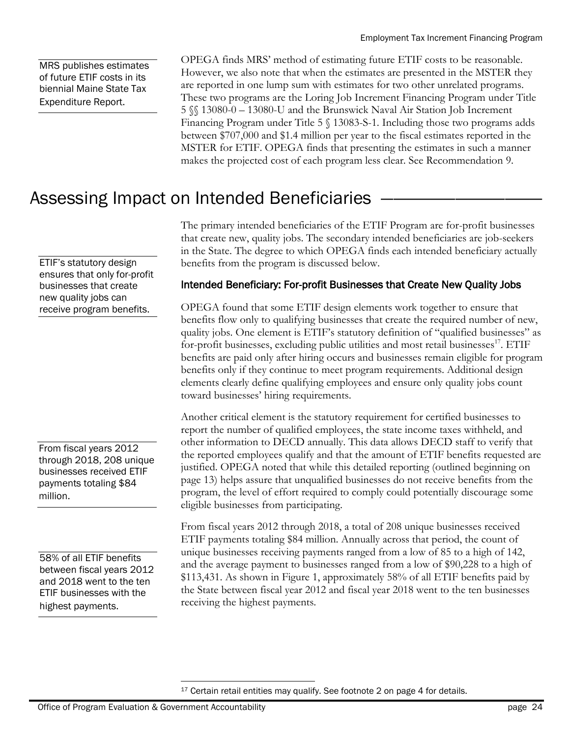MRS publishes estimates of future ETIF costs in its biennial Maine State Tax Expenditure Report.

OPEGA finds MRS' method of estimating future ETIF costs to be reasonable. However, we also note that when the estimates are presented in the MSTER they are reported in one lump sum with estimates for two other unrelated programs. These two programs are the Loring Job Increment Financing Program under Title 5 §§ 13080-0 – 13080-U and the Brunswick Naval Air Station Job Increment Financing Program under Title 5 § 13083-S-1. Including those two programs adds between $707,000 and $1.4 million per year to the fiscal estimates reported in the MSTER for ETIF. OPEGA finds that presenting the estimates in such a manner makes the projected cost of each program less clear. See Recommendation 9.

## Assessing Impact on Intended Beneficiaries

The primary intended beneficiaries of the ETIF Program are for-profit businesses that create new, quality jobs. The secondary intended beneficiaries are job-seekers in the State. The degree to which OPEGA finds each intended beneficiary actually benefits from the program is discussed below.

ETIF's statutory design ensures that only for-profit businesses that create new quality jobs can receive program benefits.

### Intended Beneficiary: For-profit Businesses that Create New Quality Jobs

OPEGA found that some ETIF design elements work together to ensure that benefits flow only to qualifying businesses that create the required number of new, quality jobs. One element is ETIF's statutory definition of "qualified businesses" as for-profit businesses, excluding public utilities and most retail businesses[17]. ETIF benefits are paid only after hiring occurs and businesses remain eligible for program benefits only if they continue to meet program requirements. Additional design elements clearly define qualifying employees and ensure only quality jobs count toward businesses' hiring requirements.

Another critical element is the statutory requirement for certified businesses to report the number of qualified employees, the state income taxes withheld, and other information to DECD annually. This data allows DECD staff to verify that the reported employees qualify and that the amount of ETIF benefits requested are justified. OPEGA noted that while this detailed reporting (outlined beginning on page 13) helps assure that unqualified businesses do not receive benefits from the program, the level of effort required to comply could potentially discourage some eligible businesses from participating.

From fiscal years 2012 through 2018, 208 unique businesses received ETIF payments totaling $84 million.

From fiscal years 2012 through 2018, a total of 208 unique businesses received ETIF payments totaling $84 million. Annually across that period, the count of unique businesses receiving payments ranged from a low of 85 to a high of 142, and the average payment to businesses ranged from a low of $90,228 to a high of $113,431. As shown in Figure 1, approximately 58% of all ETIF benefits paid by the State between fiscal year 2012 and fiscal year 2018 went to the ten businesses receiving the highest payments.

58% of all ETIF benefits between fiscal years 2012 and 2018 went to the ten ETIF businesses with the highest payments.

[17] Certain retail entities may qualify. See footnote 2 on page 4 for details.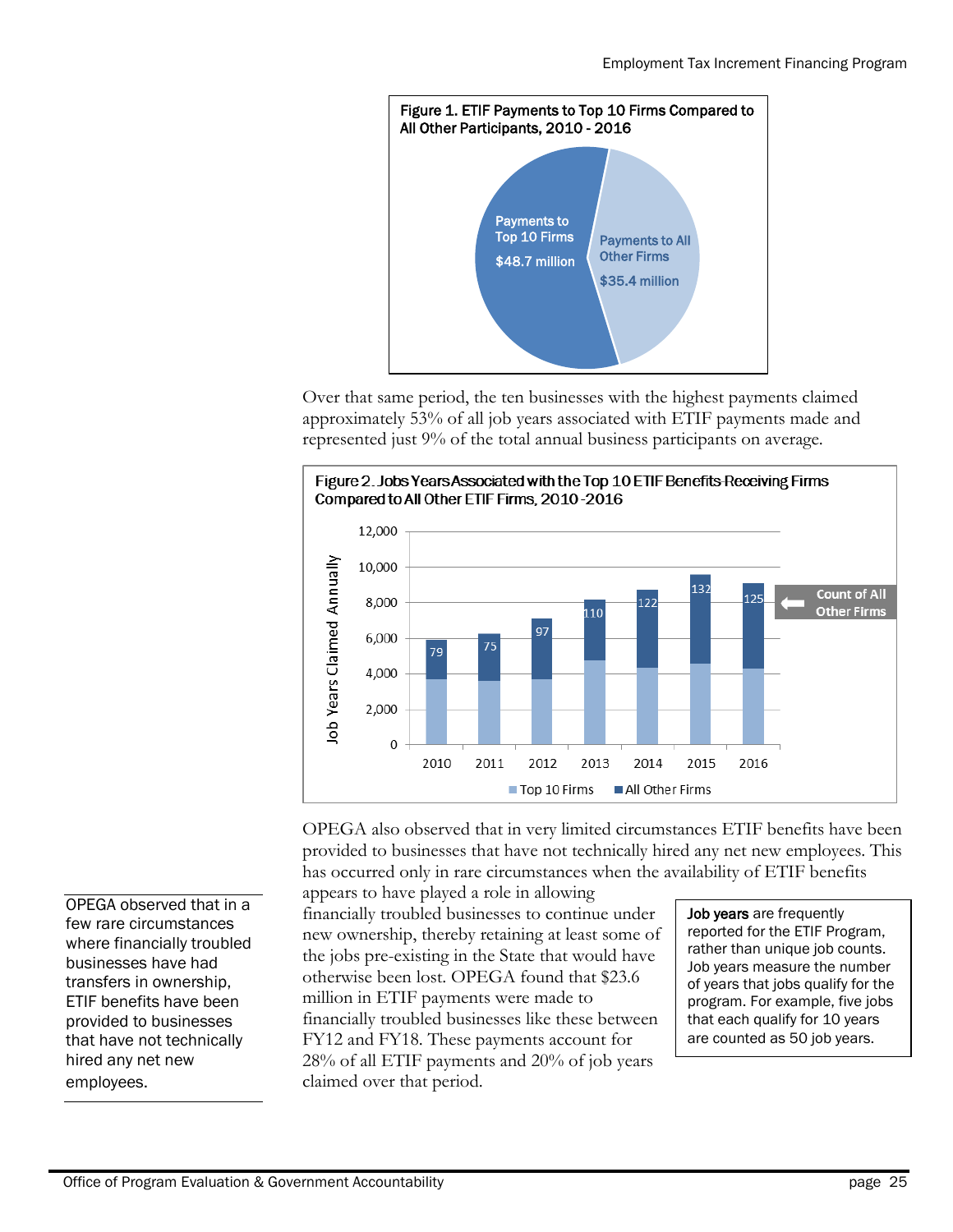Figure 1. ETIF Payments to Top 10 Firms Compared to All Other Participants, 2010 - 2016

Payments to Top 10 Firms $48.7 million

Payments to All Other Firms $35.4 million

Over that same period, the ten businesses with the highest payments claimed approximately 53% of all job years associated with ETIF payments made and represented just 9% of the total annual business participants on average.

Figure 2. Jobs Years Associated with the Top 10 ETIF Benefits-Receiving Firms Compared to All Other ETIF Firms, 2010-2016

| Year | Count of All Other Firms |
|---|---|
| 2010 | 79 |
| 2011 | 75 |
| 2012 | 97 |
| 2013 | 110 |
| 2014 | 122 |
| 2015 | 132 |
| 2016 | 125 |

OPEGA also observed that in very limited circumstances ETIF benefits have been provided to businesses that have not technically hired any net new employees. This has occurred only in rare circumstances when the availability of ETIF benefits appears to have played a role in allowing financially troubled businesses to continue under new ownership, thereby retaining at least some of the jobs pre-existing in the State that would have otherwise been lost. OPEGA found that $23.6 million in ETIF payments were made to financially troubled businesses like these between FY12 and FY18. These payments account for 28% of all ETIF payments and 20% of job years claimed over that period.

OPEGA observed that in a few rare circumstances where financially troubled businesses have had transfers in ownership, ETIF benefits have been provided to businesses that have not technically hired any net new employees.

**Job years** are frequently reported for the ETIF Program, rather than unique job counts. Job years measure the number of years that jobs qualify for the program. For example, five jobs that each qualify for 10 years are counted as 50 job years.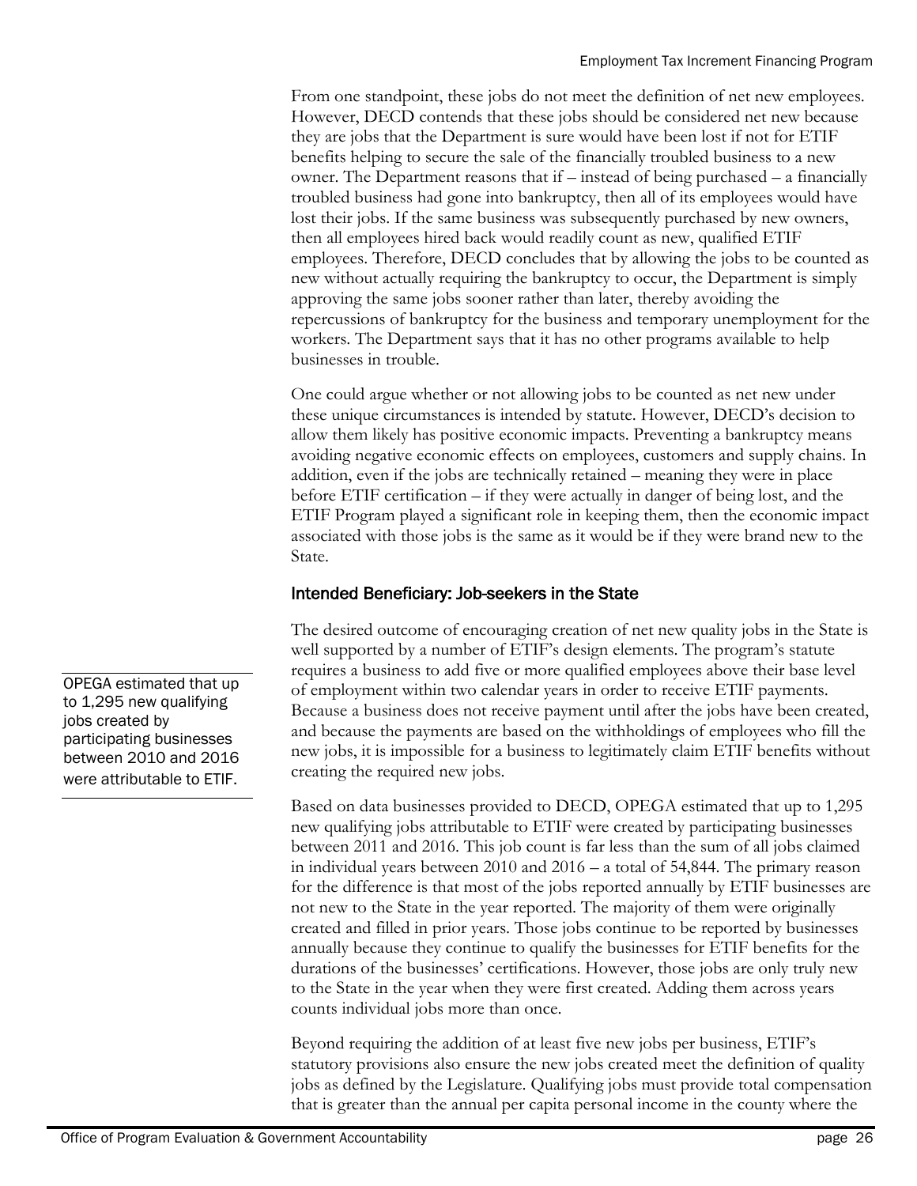From one standpoint, these jobs do not meet the definition of net new employees. However, DECD contends that these jobs should be considered net new because they are jobs that the Department is sure would have been lost if not for ETIF benefits helping to secure the sale of the financially troubled business to a new owner. The Department reasons that if – instead of being purchased – a financially troubled business had gone into bankruptcy, then all of its employees would have lost their jobs. If the same business was subsequently purchased by new owners, then all employees hired back would readily count as new, qualified ETIF employees. Therefore, DECD concludes that by allowing the jobs to be counted as new without actually requiring the bankruptcy to occur, the Department is simply approving the same jobs sooner rather than later, thereby avoiding the repercussions of bankruptcy for the business and temporary unemployment for the workers. The Department says that it has no other programs available to help businesses in trouble.

One could argue whether or not allowing jobs to be counted as net new under these unique circumstances is intended by statute. However, DECD's decision to allow them likely has positive economic impacts. Preventing a bankruptcy means avoiding negative economic effects on employees, customers and supply chains. In addition, even if the jobs are technically retained – meaning they were in place before ETIF certification – if they were actually in danger of being lost, and the ETIF Program played a significant role in keeping them, then the economic impact associated with those jobs is the same as it would be if they were brand new to the State.

### Intended Beneficiary: Job-seekers in the State

OPEGA estimated that up to 1,295 new qualifying jobs created by participating businesses between 2010 and 2016 were attributable to ETIF.

The desired outcome of encouraging creation of net new quality jobs in the State is well supported by a number of ETIF's design elements. The program's statute requires a business to add five or more qualified employees above their base level of employment within two calendar years in order to receive ETIF payments. Because a business does not receive payment until after the jobs have been created, and because the payments are based on the withholdings of employees who fill the new jobs, it is impossible for a business to legitimately claim ETIF benefits without creating the required new jobs.

Based on data businesses provided to DECD, OPEGA estimated that up to 1,295 new qualifying jobs attributable to ETIF were created by participating businesses between 2011 and 2016. This job count is far less than the sum of all jobs claimed in individual years between 2010 and 2016 – a total of 54,844. The primary reason for the difference is that most of the jobs reported annually by ETIF businesses are not new to the State in the year reported. The majority of them were originally created and filled in prior years. Those jobs continue to be reported by businesses annually because they continue to qualify the businesses for ETIF benefits for the durations of the businesses' certifications. However, those jobs are only truly new to the State in the year when they were first created. Adding them across years counts individual jobs more than once.

Beyond requiring the addition of at least five new jobs per business, ETIF's statutory provisions also ensure the new jobs created meet the definition of quality jobs as defined by the Legislature. Qualifying jobs must provide total compensation that is greater than the annual per capita personal income in the county where the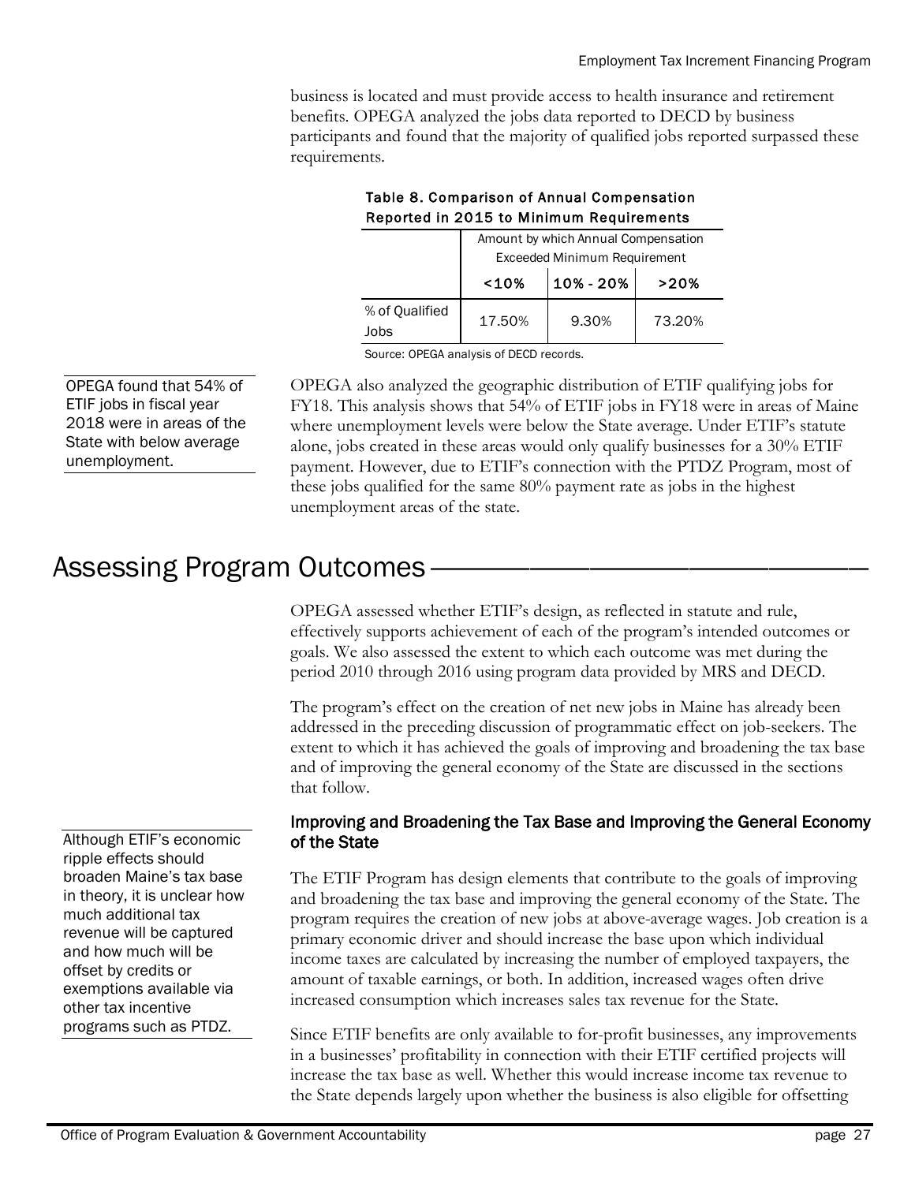business is located and must provide access to health insurance and retirement benefits. OPEGA analyzed the jobs data reported to DECD by business participants and found that the majority of qualified jobs reported surpassed these requirements.

**Table 8. Comparison of Annual Compensation Reported in 2015 to Minimum Requirements**

| | Amount by which Annual Compensation Exceeded Minimum Requirement | | |
|---|---|---|---|
| | <10% | 10% - 20% | >20% |
| % of Qualified Jobs | 17.50% | 9.30% | 73.20% |

Source: OPEGA analysis of DECD records.

OPEGA found that 54% of ETIF jobs in fiscal year 2018 were in areas of the State with below average unemployment.

OPEGA also analyzed the geographic distribution of ETIF qualifying jobs for FY18. This analysis shows that 54% of ETIF jobs in FY18 were in areas of Maine where unemployment levels were below the State average. Under ETIF's statute alone, jobs created in these areas would only qualify businesses for a 30% ETIF payment. However, due to ETIF's connection with the PTDZ Program, most of these jobs qualified for the same 80% payment rate as jobs in the highest unemployment areas of the state.

# Assessing Program Outcomes

OPEGA assessed whether ETIF's design, as reflected in statute and rule, effectively supports achievement of each of the program's intended outcomes or goals. We also assessed the extent to which each outcome was met during the period 2010 through 2016 using program data provided by MRS and DECD.

The program's effect on the creation of net new jobs in Maine has already been addressed in the preceding discussion of programmatic effect on job-seekers. The extent to which it has achieved the goals of improving and broadening the tax base and of improving the general economy of the State are discussed in the sections that follow.

## Improving and Broadening the Tax Base and Improving the General Economy of the State

Although ETIF's economic ripple effects should broaden Maine's tax base in theory, it is unclear how much additional tax revenue will be captured and how much will be offset by credits or exemptions available via other tax incentive programs such as PTDZ.

The ETIF Program has design elements that contribute to the goals of improving and broadening the tax base and improving the general economy of the State. The program requires the creation of new jobs at above-average wages. Job creation is a primary economic driver and should increase the base upon which individual income taxes are calculated by increasing the number of employed taxpayers, the amount of taxable earnings, or both. In addition, increased wages often drive increased consumption which increases sales tax revenue for the State.

Since ETIF benefits are only available to for-profit businesses, any improvements in a businesses' profitability in connection with their ETIF certified projects will increase the tax base as well. Whether this would increase income tax revenue to the State depends largely upon whether the business is also eligible for offsetting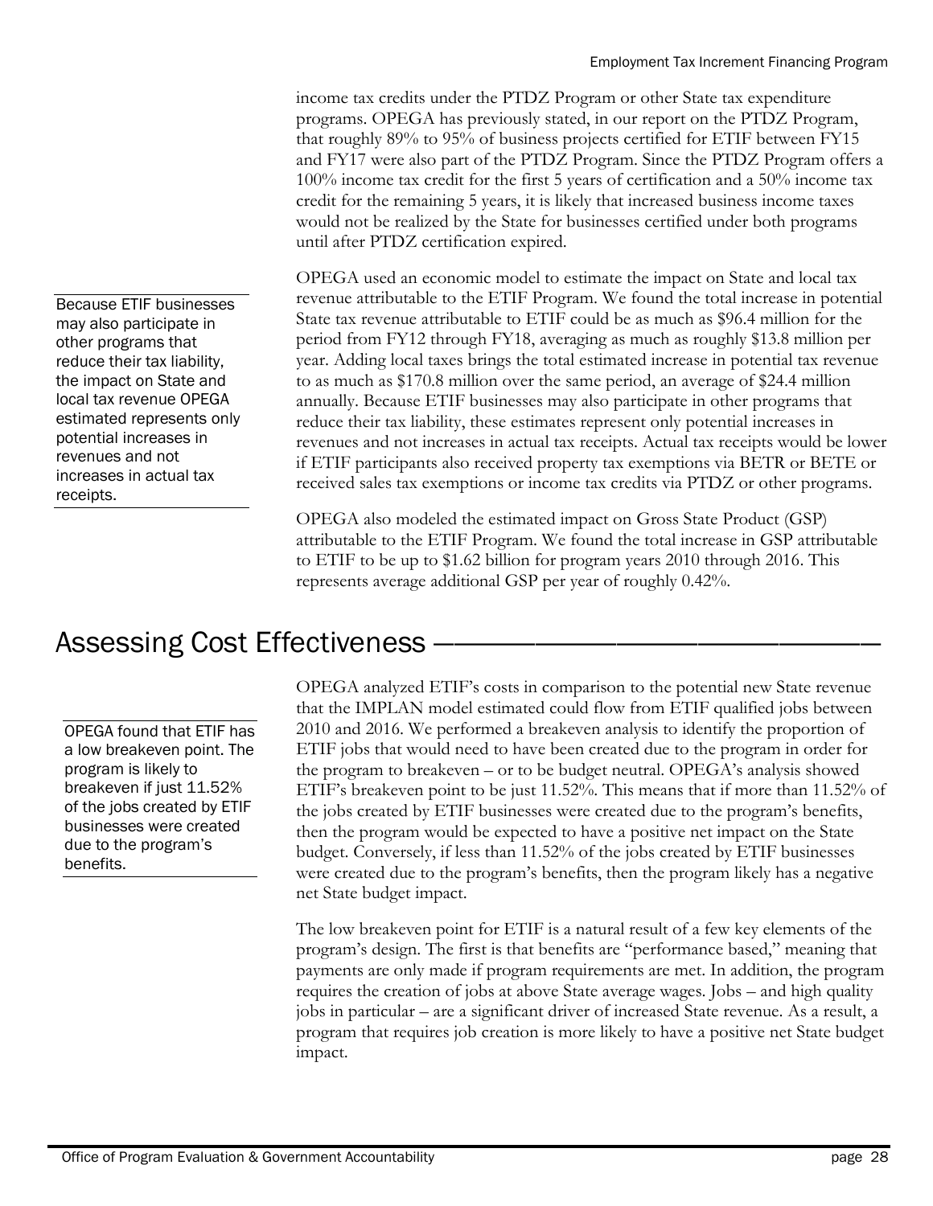income tax credits under the PTDZ Program or other State tax expenditure programs. OPEGA has previously stated, in our report on the PTDZ Program, that roughly 89% to 95% of business projects certified for ETIF between FY15 and FY17 were also part of the PTDZ Program. Since the PTDZ Program offers a 100% income tax credit for the first 5 years of certification and a 50% income tax credit for the remaining 5 years, it is likely that increased business income taxes would not be realized by the State for businesses certified under both programs until after PTDZ certification expired.

> Because ETIF businesses may also participate in other programs that reduce their tax liability, the impact on State and local tax revenue OPEGA estimated represents only potential increases in revenues and not increases in actual tax receipts.

OPEGA used an economic model to estimate the impact on State and local tax revenue attributable to the ETIF Program. We found the total increase in potential State tax revenue attributable to ETIF could be as much as $96.4 million for the period from FY12 through FY18, averaging as much as roughly $13.8 million per year. Adding local taxes brings the total estimated increase in potential tax revenue to as much as $170.8 million over the same period, an average of $24.4 million annually. Because ETIF businesses may also participate in other programs that reduce their tax liability, these estimates represent only potential increases in revenues and not increases in actual tax receipts. Actual tax receipts would be lower if ETIF participants also received property tax exemptions via BETR or BETE or received sales tax exemptions or income tax credits via PTDZ or other programs.

OPEGA also modeled the estimated impact on Gross State Product (GSP) attributable to the ETIF Program. We found the total increase in GSP attributable to ETIF to be up to $1.62 billion for program years 2010 through 2016. This represents average additional GSP per year of roughly 0.42%.

## Assessing Cost Effectiveness

> OPEGA found that ETIF has a low breakeven point. The program is likely to breakeven if just 11.52% of the jobs created by ETIF businesses were created due to the program's benefits.

OPEGA analyzed ETIF's costs in comparison to the potential new State revenue that the IMPLAN model estimated could flow from ETIF qualified jobs between 2010 and 2016. We performed a breakeven analysis to identify the proportion of ETIF jobs that would need to have been created due to the program in order for the program to breakeven – or to be budget neutral. OPEGA's analysis showed ETIF's breakeven point to be just 11.52%. This means that if more than 11.52% of the jobs created by ETIF businesses were created due to the program's benefits, then the program would be expected to have a positive net impact on the State budget. Conversely, if less than 11.52% of the jobs created by ETIF businesses were created due to the program's benefits, then the program likely has a negative net State budget impact.

The low breakeven point for ETIF is a natural result of a few key elements of the program's design. The first is that benefits are "performance based," meaning that payments are only made if program requirements are met. In addition, the program requires the creation of jobs at above State average wages. Jobs – and high quality jobs in particular – are a significant driver of increased State revenue. As a result, a program that requires job creation is more likely to have a positive net State budget impact.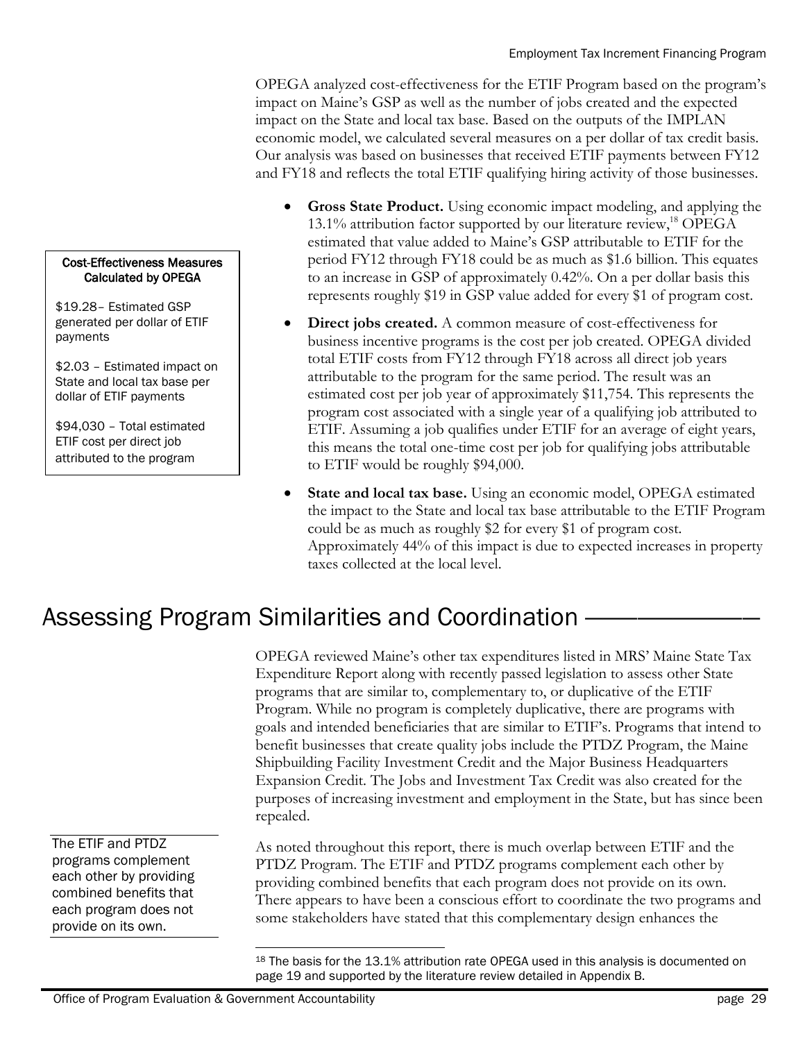OPEGA analyzed cost-effectiveness for the ETIF Program based on the program's impact on Maine's GSP as well as the number of jobs created and the expected impact on the State and local tax base. Based on the outputs of the IMPLAN economic model, we calculated several measures on a per dollar of tax credit basis. Our analysis was based on businesses that received ETIF payments between FY12 and FY18 and reflects the total ETIF qualifying hiring activity of those businesses.

**Cost-Effectiveness Measures Calculated by OPEGA**

$19.28– Estimated GSP generated per dollar of ETIF payments

$2.03 – Estimated impact on State and local tax base per dollar of ETIF payments

$94,030 – Total estimated ETIF cost per direct job attributed to the program

- **Gross State Product.** Using economic impact modeling, and applying the 13.1% attribution factor supported by our literature review,[18] OPEGA estimated that value added to Maine's GSP attributable to ETIF for the period FY12 through FY18 could be as much as $1.6 billion. This equates to an increase in GSP of approximately 0.42%. On a per dollar basis this represents roughly $19 in GSP value added for every $1 of program cost.
- **Direct jobs created.** A common measure of cost-effectiveness for business incentive programs is the cost per job created. OPEGA divided total ETIF costs from FY12 through FY18 across all direct job years attributable to the program for the same period. The result was an estimated cost per job year of approximately $11,754. This represents the program cost associated with a single year of a qualifying job attributed to ETIF. Assuming a job qualifies under ETIF for an average of eight years, this means the total one-time cost per job for qualifying jobs attributable to ETIF would be roughly $94,000.
- **State and local tax base.** Using an economic model, OPEGA estimated the impact to the State and local tax base attributable to the ETIF Program could be as much as roughly $2 for every $1 of program cost. Approximately 44% of this impact is due to expected increases in property taxes collected at the local level.

## Assessing Program Similarities and Coordination

OPEGA reviewed Maine's other tax expenditures listed in MRS' Maine State Tax Expenditure Report along with recently passed legislation to assess other State programs that are similar to, complementary to, or duplicative of the ETIF Program. While no program is completely duplicative, there are programs with goals and intended beneficiaries that are similar to ETIF's. Programs that intend to benefit businesses that create quality jobs include the PTDZ Program, the Maine Shipbuilding Facility Investment Credit and the Major Business Headquarters Expansion Credit. The Jobs and Investment Tax Credit was also created for the purposes of increasing investment and employment in the State, but has since been repealed.

The ETIF and PTDZ programs complement each other by providing combined benefits that each program does not provide on its own.

As noted throughout this report, there is much overlap between ETIF and the PTDZ Program. The ETIF and PTDZ programs complement each other by providing combined benefits that each program does not provide on its own. There appears to have been a conscious effort to coordinate the two programs and some stakeholders have stated that this complementary design enhances the

---

[18] The basis for the 13.1% attribution rate OPEGA used in this analysis is documented on page 19 and supported by the literature review detailed in Appendix B.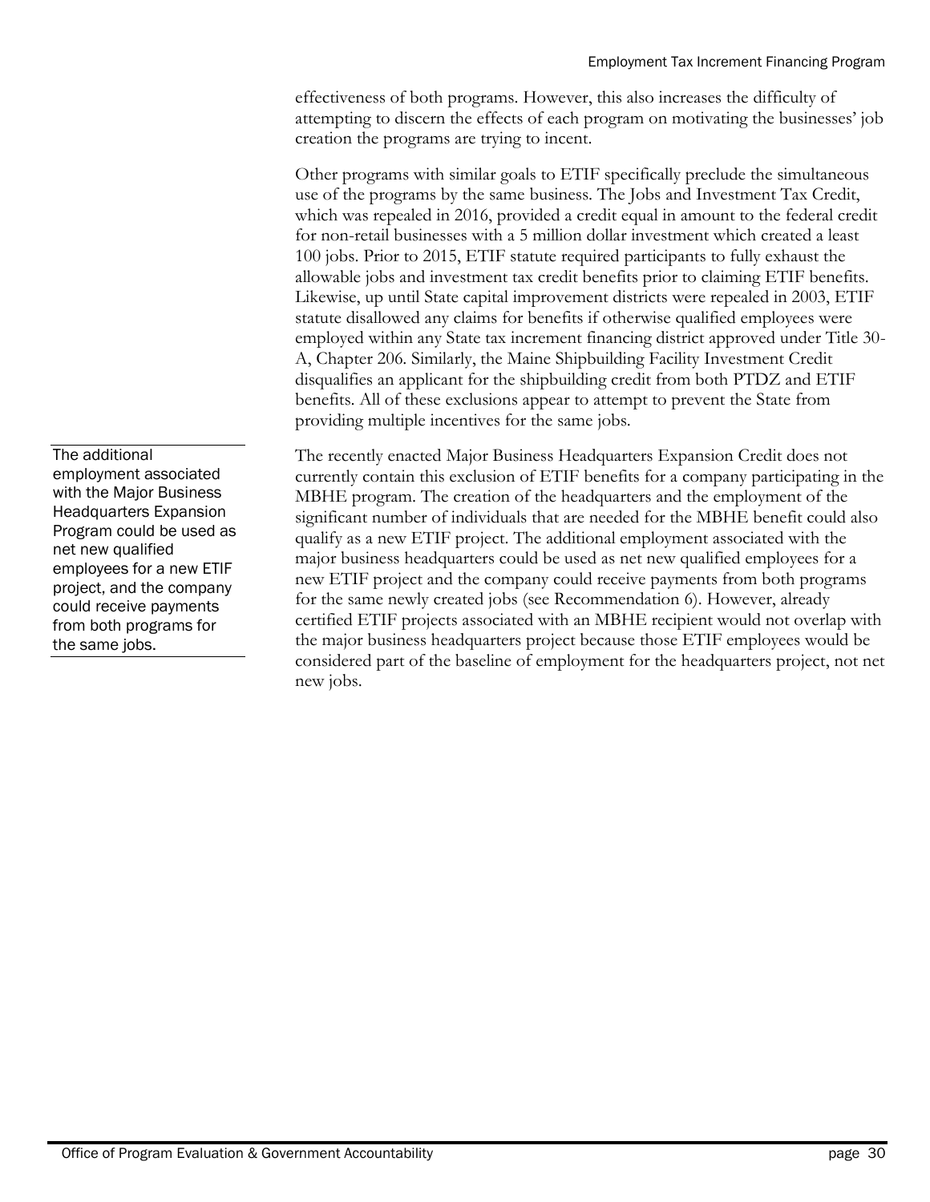effectiveness of both programs. However, this also increases the difficulty of attempting to discern the effects of each program on motivating the businesses' job creation the programs are trying to incent.

Other programs with similar goals to ETIF specifically preclude the simultaneous use of the programs by the same business. The Jobs and Investment Tax Credit, which was repealed in 2016, provided a credit equal in amount to the federal credit for non-retail businesses with a 5 million dollar investment which created a least 100 jobs. Prior to 2015, ETIF statute required participants to fully exhaust the allowable jobs and investment tax credit benefits prior to claiming ETIF benefits. Likewise, up until State capital improvement districts were repealed in 2003, ETIF statute disallowed any claims for benefits if otherwise qualified employees were employed within any State tax increment financing district approved under Title 30-A, Chapter 206. Similarly, the Maine Shipbuilding Facility Investment Credit disqualifies an applicant for the shipbuilding credit from both PTDZ and ETIF benefits. All of these exclusions appear to attempt to prevent the State from providing multiple incentives for the same jobs.

> The additional employment associated with the Major Business Headquarters Expansion Program could be used as net new qualified employees for a new ETIF project, and the company could receive payments from both programs for the same jobs.

The recently enacted Major Business Headquarters Expansion Credit does not currently contain this exclusion of ETIF benefits for a company participating in the MBHE program. The creation of the headquarters and the employment of the significant number of individuals that are needed for the MBHE benefit could also qualify as a new ETIF project. The additional employment associated with the major business headquarters could be used as net new qualified employees for a new ETIF project and the company could receive payments from both programs for the same newly created jobs (see Recommendation 6). However, already certified ETIF projects associated with an MBHE recipient would not overlap with the major business headquarters project because those ETIF employees would be considered part of the baseline of employment for the headquarters project, not net new jobs.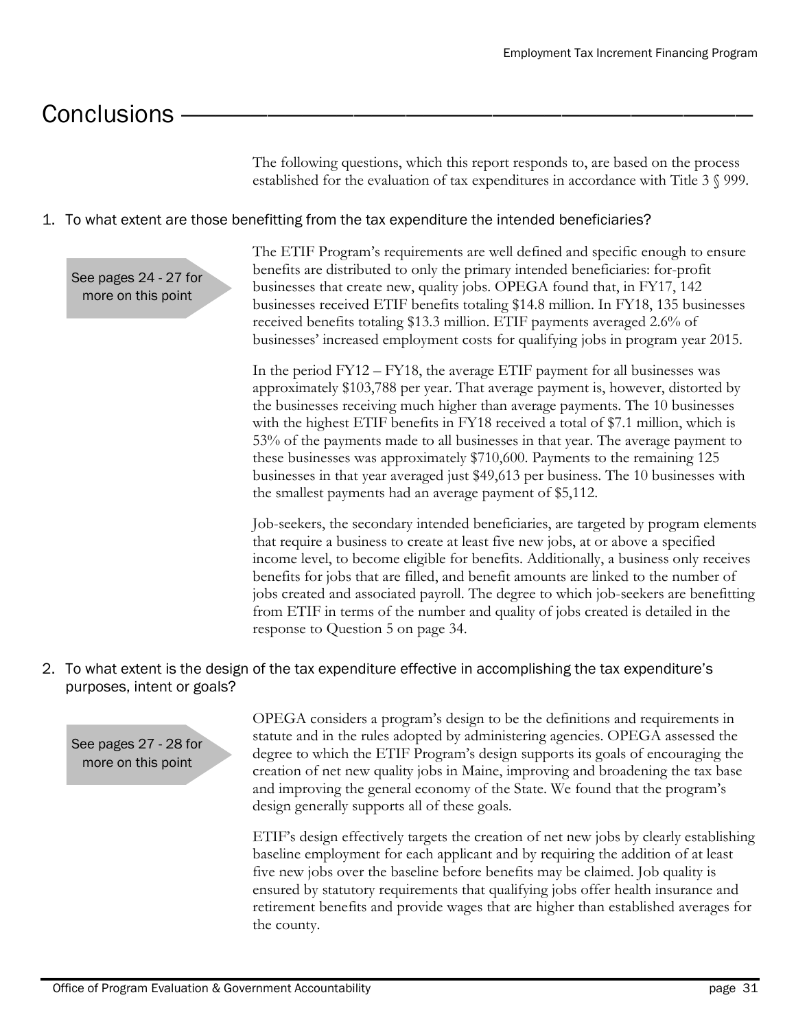# Conclusions

The following questions, which this report responds to, are based on the process established for the evaluation of tax expenditures in accordance with Title 3 § 999.

## 1. To what extent are those benefitting from the tax expenditure the intended beneficiaries?

See pages 24 - 27 for more on this point

The ETIF Program's requirements are well defined and specific enough to ensure benefits are distributed to only the primary intended beneficiaries: for-profit businesses that create new, quality jobs. OPEGA found that, in FY17, 142 businesses received ETIF benefits totaling $14.8 million. In FY18, 135 businesses received benefits totaling $13.3 million. ETIF payments averaged 2.6% of businesses' increased employment costs for qualifying jobs in program year 2015.

In the period FY12 – FY18, the average ETIF payment for all businesses was approximately $103,788 per year. That average payment is, however, distorted by the businesses receiving much higher than average payments. The 10 businesses with the highest ETIF benefits in FY18 received a total of $7.1 million, which is 53% of the payments made to all businesses in that year. The average payment to these businesses was approximately $710,600. Payments to the remaining 125 businesses in that year averaged just $49,613 per business. The 10 businesses with the smallest payments had an average payment of $5,112.

Job-seekers, the secondary intended beneficiaries, are targeted by program elements that require a business to create at least five new jobs, at or above a specified income level, to become eligible for benefits. Additionally, a business only receives benefits for jobs that are filled, and benefit amounts are linked to the number of jobs created and associated payroll. The degree to which job-seekers are benefitting from ETIF in terms of the number and quality of jobs created is detailed in the response to Question 5 on page 34.

## 2. To what extent is the design of the tax expenditure effective in accomplishing the tax expenditure's purposes, intent or goals?

See pages 27 - 28 for more on this point

OPEGA considers a program's design to be the definitions and requirements in statute and in the rules adopted by administering agencies. OPEGA assessed the degree to which the ETIF Program's design supports its goals of encouraging the creation of net new quality jobs in Maine, improving and broadening the tax base and improving the general economy of the State. We found that the program's design generally supports all of these goals.

ETIF's design effectively targets the creation of net new jobs by clearly establishing baseline employment for each applicant and by requiring the addition of at least five new jobs over the baseline before benefits may be claimed. Job quality is ensured by statutory requirements that qualifying jobs offer health insurance and retirement benefits and provide wages that are higher than established averages for the county.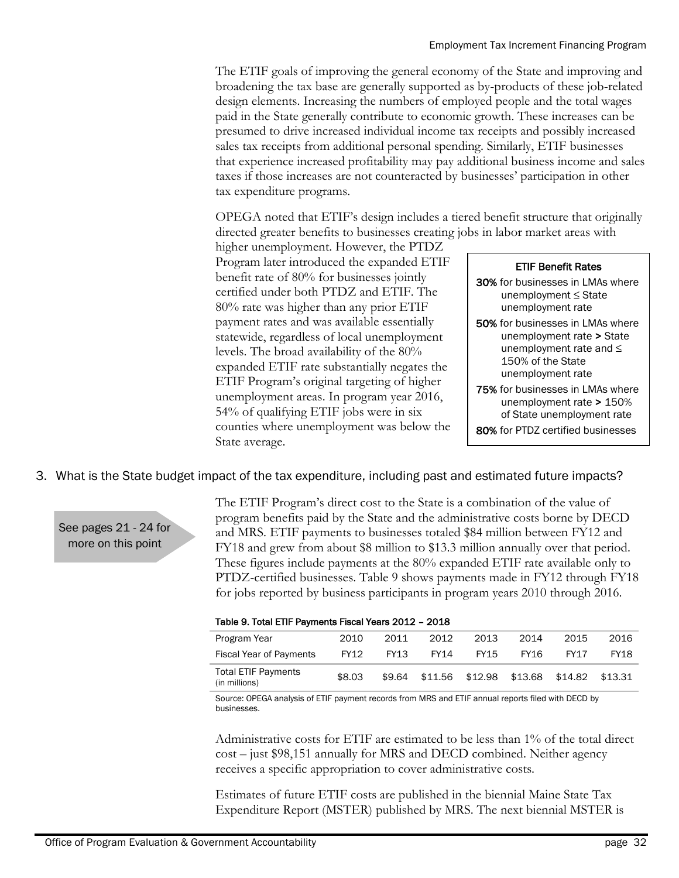The ETIF goals of improving the general economy of the State and improving and broadening the tax base are generally supported as by-products of these job-related design elements. Increasing the numbers of employed people and the total wages paid in the State generally contribute to economic growth. These increases can be presumed to drive increased individual income tax receipts and possibly increased sales tax receipts from additional personal spending. Similarly, ETIF businesses that experience increased profitability may pay additional business income and sales taxes if those increases are not counteracted by businesses' participation in other tax expenditure programs.

OPEGA noted that ETIF's design includes a tiered benefit structure that originally directed greater benefits to businesses creating jobs in labor market areas with higher unemployment. However, the PTDZ Program later introduced the expanded ETIF benefit rate of 80% for businesses jointly certified under both PTDZ and ETIF. The 80% rate was higher than any prior ETIF payment rates and was available essentially statewide, regardless of local unemployment levels. The broad availability of the 80% expanded ETIF rate substantially negates the ETIF Program's original targeting of higher unemployment areas. In program year 2016, 54% of qualifying ETIF jobs were in six counties where unemployment was below the State average.

**ETIF Benefit Rates**

- **30%** for businesses in LMAs where unemployment ≤ State unemployment rate
- **50%** for businesses in LMAs where unemployment rate > State unemployment rate and ≤ 150% of the State unemployment rate
- **75%** for businesses in LMAs where unemployment rate > 150% of State unemployment rate
- **80%** for PTDZ certified businesses

## 3. What is the State budget impact of the tax expenditure, including past and estimated future impacts?

See pages 21 - 24 for more on this point

The ETIF Program's direct cost to the State is a combination of the value of program benefits paid by the State and the administrative costs borne by DECD and MRS. ETIF payments to businesses totaled $84 million between FY12 and FY18 and grew from about $8 million to $13.3 million annually over that period. These figures include payments at the 80% expanded ETIF rate available only to PTDZ-certified businesses. Table 9 shows payments made in FY12 through FY18 for jobs reported by business participants in program years 2010 through 2016.

**Table 9. Total ETIF Payments Fiscal Years 2012 – 2018**

| Program Year | 2010 | 2011 | 2012 | 2013 | 2014 | 2015 | 2016 |
|---|---|---|---|---|---|---|---|
| Fiscal Year of Payments | FY12 | FY13 | FY14 | FY15 | FY16 | FY17 | FY18 |
| Total ETIF Payments (in millions) | $8.03 | $9.64 | $11.56 | $12.98 | $13.68 | $14.82 | $13.31 |

Source: OPEGA analysis of ETIF payment records from MRS and ETIF annual reports filed with DECD by businesses.

Administrative costs for ETIF are estimated to be less than 1% of the total direct cost – just $98,151 annually for MRS and DECD combined. Neither agency receives a specific appropriation to cover administrative costs.

Estimates of future ETIF costs are published in the biennial Maine State Tax Expenditure Report (MSTER) published by MRS. The next biennial MSTER is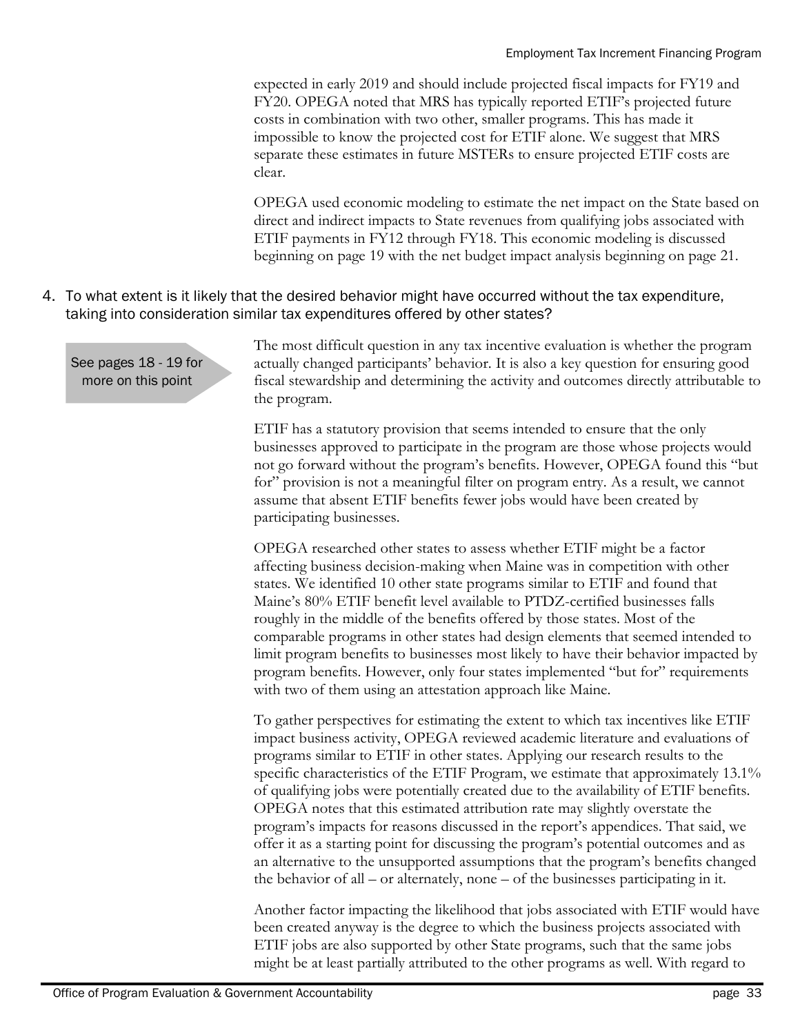expected in early 2019 and should include projected fiscal impacts for FY19 and FY20. OPEGA noted that MRS has typically reported ETIF's projected future costs in combination with two other, smaller programs. This has made it impossible to know the projected cost for ETIF alone. We suggest that MRS separate these estimates in future MSTERs to ensure projected ETIF costs are clear.

OPEGA used economic modeling to estimate the net impact on the State based on direct and indirect impacts to State revenues from qualifying jobs associated with ETIF payments in FY12 through FY18. This economic modeling is discussed beginning on page 19 with the net budget impact analysis beginning on page 21.

4. To what extent is it likely that the desired behavior might have occurred without the tax expenditure, taking into consideration similar tax expenditures offered by other states?

See pages 18 - 19 for more on this point

The most difficult question in any tax incentive evaluation is whether the program actually changed participants' behavior. It is also a key question for ensuring good fiscal stewardship and determining the activity and outcomes directly attributable to the program.

ETIF has a statutory provision that seems intended to ensure that the only businesses approved to participate in the program are those whose projects would not go forward without the program's benefits. However, OPEGA found this "but for" provision is not a meaningful filter on program entry. As a result, we cannot assume that absent ETIF benefits fewer jobs would have been created by participating businesses.

OPEGA researched other states to assess whether ETIF might be a factor affecting business decision-making when Maine was in competition with other states. We identified 10 other state programs similar to ETIF and found that Maine's 80% ETIF benefit level available to PTDZ-certified businesses falls roughly in the middle of the benefits offered by those states. Most of the comparable programs in other states had design elements that seemed intended to limit program benefits to businesses most likely to have their behavior impacted by program benefits. However, only four states implemented "but for" requirements with two of them using an attestation approach like Maine.

To gather perspectives for estimating the extent to which tax incentives like ETIF impact business activity, OPEGA reviewed academic literature and evaluations of programs similar to ETIF in other states. Applying our research results to the specific characteristics of the ETIF Program, we estimate that approximately 13.1% of qualifying jobs were potentially created due to the availability of ETIF benefits. OPEGA notes that this estimated attribution rate may slightly overstate the program's impacts for reasons discussed in the report's appendices. That said, we offer it as a starting point for discussing the program's potential outcomes and as an alternative to the unsupported assumptions that the program's benefits changed the behavior of all – or alternately, none – of the businesses participating in it.

Another factor impacting the likelihood that jobs associated with ETIF would have been created anyway is the degree to which the business projects associated with ETIF jobs are also supported by other State programs, such that the same jobs might be at least partially attributed to the other programs as well. With regard to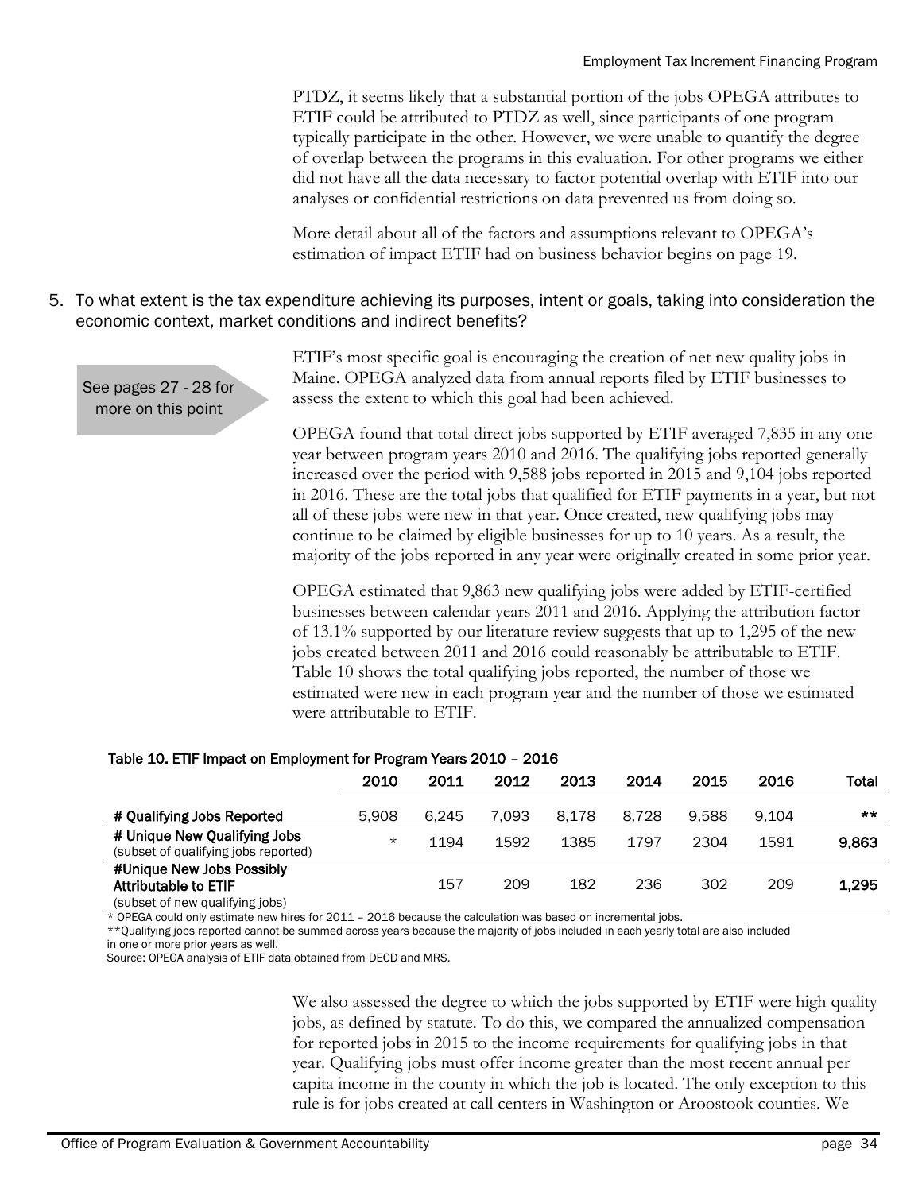PTDZ, it seems likely that a substantial portion of the jobs OPEGA attributes to ETIF could be attributed to PTDZ as well, since participants of one program typically participate in the other. However, we were unable to quantify the degree of overlap between the programs in this evaluation. For other programs we either did not have all the data necessary to factor potential overlap with ETIF into our analyses or confidential restrictions on data prevented us from doing so.

More detail about all of the factors and assumptions relevant to OPEGA's estimation of impact ETIF had on business behavior begins on page 19.

5. To what extent is the tax expenditure achieving its purposes, intent or goals, taking into consideration the economic context, market conditions and indirect benefits?

See pages 27 - 28 for more on this point

ETIF's most specific goal is encouraging the creation of net new quality jobs in Maine. OPEGA analyzed data from annual reports filed by ETIF businesses to assess the extent to which this goal had been achieved.

OPEGA found that total direct jobs supported by ETIF averaged 7,835 in any one year between program years 2010 and 2016. The qualifying jobs reported generally increased over the period with 9,588 jobs reported in 2015 and 9,104 jobs reported in 2016. These are the total jobs that qualified for ETIF payments in a year, but not all of these jobs were new in that year. Once created, new qualifying jobs may continue to be claimed by eligible businesses for up to 10 years. As a result, the majority of the jobs reported in any year were originally created in some prior year.

OPEGA estimated that 9,863 new qualifying jobs were added by ETIF-certified businesses between calendar years 2011 and 2016. Applying the attribution factor of 13.1% supported by our literature review suggests that up to 1,295 of the new jobs created between 2011 and 2016 could reasonably be attributable to ETIF. Table 10 shows the total qualifying jobs reported, the number of those we estimated were new in each program year and the number of those we estimated were attributable to ETIF.

**Table 10. ETIF Impact on Employment for Program Years 2010 – 2016**

| | 2010 | 2011 | 2012 | 2013 | 2014 | 2015 | 2016 | Total |
|---|---|---|---|---|---|---|---|---|
| **# Qualifying Jobs Reported** | 5,908 | 6,245 | 7,093 | 8,178 | 8,728 | 9,588 | 9,104 | ** |
| **# Unique New Qualifying Jobs** (subset of qualifying jobs reported) | * | 1194 | 1592 | 1385 | 1797 | 2304 | 1591 | **9,863** |
| **#Unique New Jobs Possibly Attributable to ETIF** (subset of new qualifying jobs) | | 157 | 209 | 182 | 236 | 302 | 209 | **1,295** |

\* OPEGA could only estimate new hires for 2011 – 2016 because the calculation was based on incremental jobs.
**Qualifying jobs reported cannot be summed across years because the majority of jobs included in each yearly total are also included in one or more prior years as well.
Source: OPEGA analysis of ETIF data obtained from DECD and MRS.

We also assessed the degree to which the jobs supported by ETIF were high quality jobs, as defined by statute. To do this, we compared the annualized compensation for reported jobs in 2015 to the income requirements for qualifying jobs in that year. Qualifying jobs must offer income greater than the most recent annual per capita income in the county in which the job is located. The only exception to this rule is for jobs created at call centers in Washington or Aroostook counties. We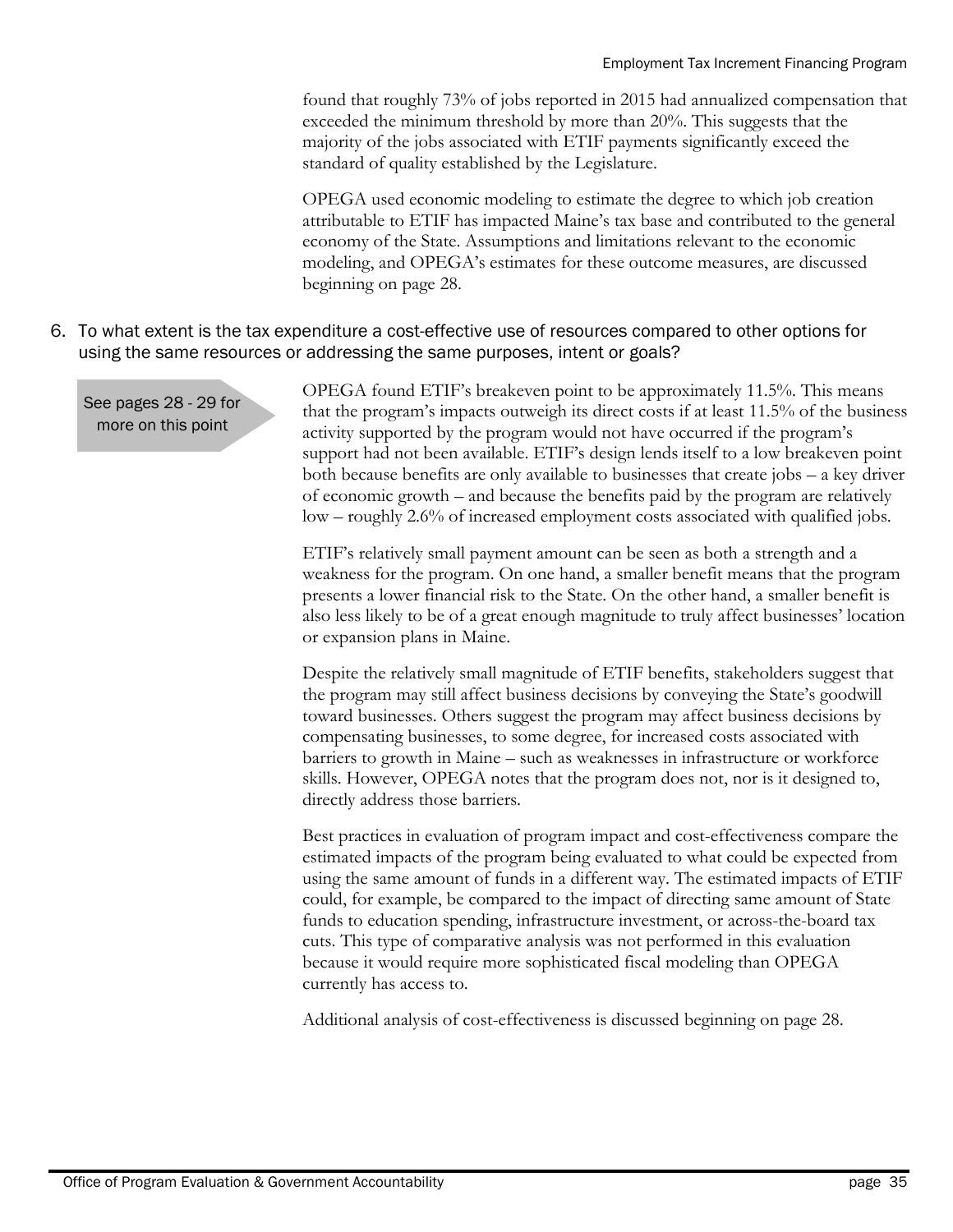found that roughly 73% of jobs reported in 2015 had annualized compensation that exceeded the minimum threshold by more than 20%. This suggests that the majority of the jobs associated with ETIF payments significantly exceed the standard of quality established by the Legislature.

OPEGA used economic modeling to estimate the degree to which job creation attributable to ETIF has impacted Maine's tax base and contributed to the general economy of the State. Assumptions and limitations relevant to the economic modeling, and OPEGA's estimates for these outcome measures, are discussed beginning on page 28.

6. To what extent is the tax expenditure a cost-effective use of resources compared to other options for using the same resources or addressing the same purposes, intent or goals?

See pages 28 - 29 for more on this point

OPEGA found ETIF's breakeven point to be approximately 11.5%. This means that the program's impacts outweigh its direct costs if at least 11.5% of the business activity supported by the program would not have occurred if the program's support had not been available. ETIF's design lends itself to a low breakeven point both because benefits are only available to businesses that create jobs – a key driver of economic growth – and because the benefits paid by the program are relatively low – roughly 2.6% of increased employment costs associated with qualified jobs.

ETIF's relatively small payment amount can be seen as both a strength and a weakness for the program. On one hand, a smaller benefit means that the program presents a lower financial risk to the State. On the other hand, a smaller benefit is also less likely to be of a great enough magnitude to truly affect businesses' location or expansion plans in Maine.

Despite the relatively small magnitude of ETIF benefits, stakeholders suggest that the program may still affect business decisions by conveying the State's goodwill toward businesses. Others suggest the program may affect business decisions by compensating businesses, to some degree, for increased costs associated with barriers to growth in Maine – such as weaknesses in infrastructure or workforce skills. However, OPEGA notes that the program does not, nor is it designed to, directly address those barriers.

Best practices in evaluation of program impact and cost-effectiveness compare the estimated impacts of the program being evaluated to what could be expected from using the same amount of funds in a different way. The estimated impacts of ETIF could, for example, be compared to the impact of directing same amount of State funds to education spending, infrastructure investment, or across-the-board tax cuts. This type of comparative analysis was not performed in this evaluation because it would require more sophisticated fiscal modeling than OPEGA currently has access to.

Additional analysis of cost-effectiveness is discussed beginning on page 28.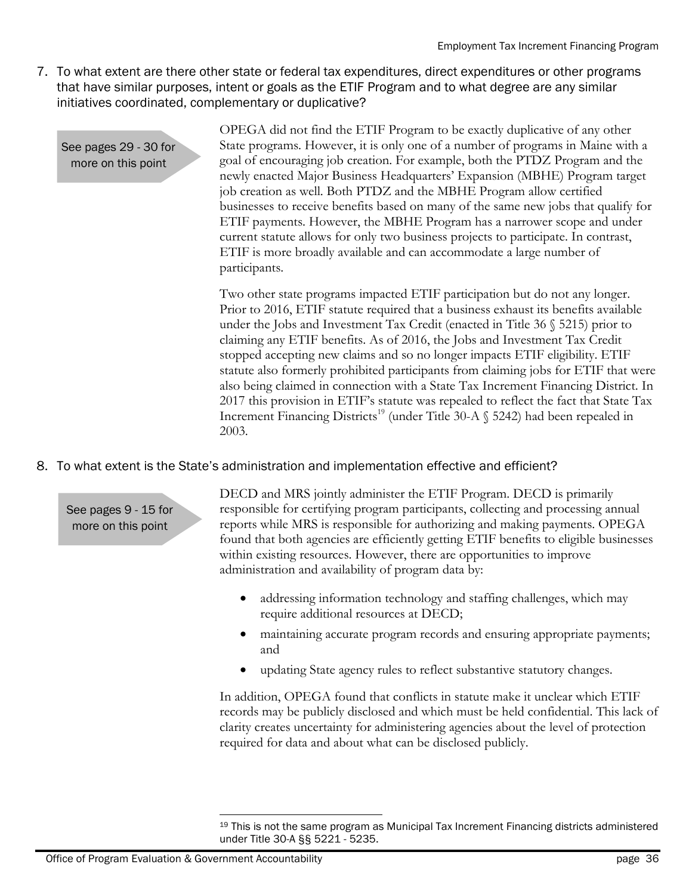7. To what extent are there other state or federal tax expenditures, direct expenditures or other programs that have similar purposes, intent or goals as the ETIF Program and to what degree are any similar initiatives coordinated, complementary or duplicative?

See pages 29 - 30 for more on this point

OPEGA did not find the ETIF Program to be exactly duplicative of any other State programs. However, it is only one of a number of programs in Maine with a goal of encouraging job creation. For example, both the PTDZ Program and the newly enacted Major Business Headquarters' Expansion (MBHE) Program target job creation as well. Both PTDZ and the MBHE Program allow certified businesses to receive benefits based on many of the same new jobs that qualify for ETIF payments. However, the MBHE Program has a narrower scope and under current statute allows for only two business projects to participate. In contrast, ETIF is more broadly available and can accommodate a large number of participants.

Two other state programs impacted ETIF participation but do not any longer. Prior to 2016, ETIF statute required that a business exhaust its benefits available under the Jobs and Investment Tax Credit (enacted in Title 36 § 5215) prior to claiming any ETIF benefits. As of 2016, the Jobs and Investment Tax Credit stopped accepting new claims and so no longer impacts ETIF eligibility. ETIF statute also formerly prohibited participants from claiming jobs for ETIF that were also being claimed in connection with a State Tax Increment Financing District. In 2017 this provision in ETIF's statute was repealed to reflect the fact that State Tax Increment Financing Districts[19] (under Title 30-A § 5242) had been repealed in 2003.

8. To what extent is the State's administration and implementation effective and efficient?

See pages 9 - 15 for more on this point

DECD and MRS jointly administer the ETIF Program. DECD is primarily responsible for certifying program participants, collecting and processing annual reports while MRS is responsible for authorizing and making payments. OPEGA found that both agencies are efficiently getting ETIF benefits to eligible businesses within existing resources. However, there are opportunities to improve administration and availability of program data by:

- addressing information technology and staffing challenges, which may require additional resources at DECD;
- maintaining accurate program records and ensuring appropriate payments; and
- updating State agency rules to reflect substantive statutory changes.

In addition, OPEGA found that conflicts in statute make it unclear which ETIF records may be publicly disclosed and which must be held confidential. This lack of clarity creates uncertainty for administering agencies about the level of protection required for data and about what can be disclosed publicly.

[19] This is not the same program as Municipal Tax Increment Financing districts administered under Title 30-A §§ 5221 - 5235.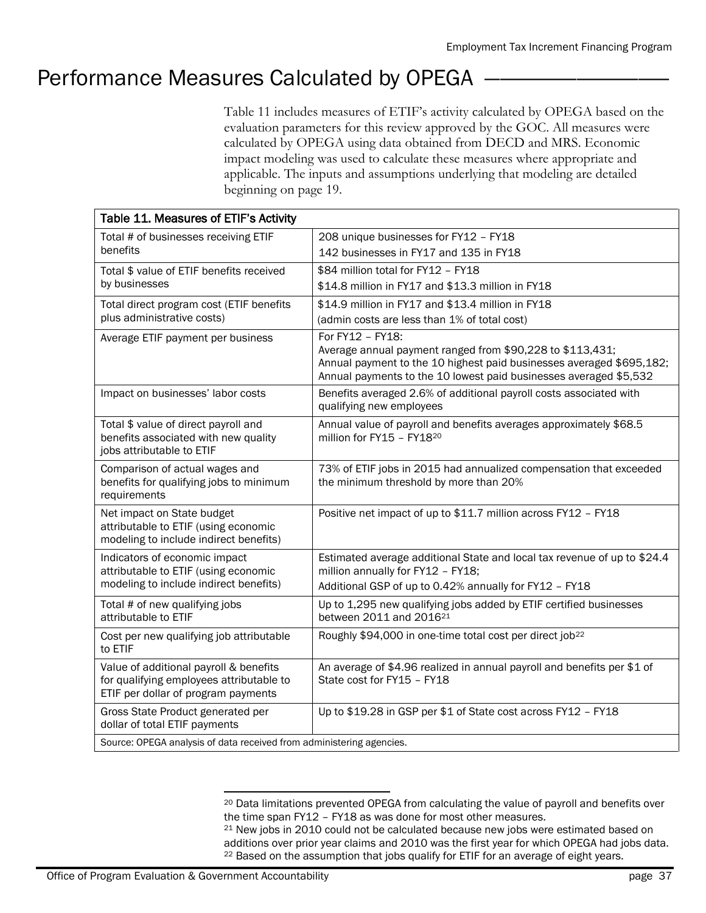# Performance Measures Calculated by OPEGA

Table 11 includes measures of ETIF's activity calculated by OPEGA based on the evaluation parameters for this review approved by the GOC. All measures were calculated by OPEGA using data obtained from DECD and MRS. Economic impact modeling was used to calculate these measures where appropriate and applicable. The inputs and assumptions underlying that modeling are detailed beginning on page 19.

| Table 11. Measures of ETIF's Activity | |
|---|---|
| Total # of businesses receiving ETIF benefits | 208 unique businesses for FY12 – FY18<br>142 businesses in FY17 and 135 in FY18 |
| Total $ value of ETIF benefits received by businesses | $84 million total for FY12 – FY18<br>$14.8 million in FY17 and $13.3 million in FY18 |
| Total direct program cost (ETIF benefits plus administrative costs) | $14.9 million in FY17 and $13.4 million in FY18<br>(admin costs are less than 1% of total cost) |
| Average ETIF payment per business | For FY12 – FY18:<br>Average annual payment ranged from $90,228 to $113,431;<br>Annual payment to the 10 highest paid businesses averaged $695,182;<br>Annual payments to the 10 lowest paid businesses averaged $5,532 |
| Impact on businesses' labor costs | Benefits averaged 2.6% of additional payroll costs associated with qualifying new employees |
| Total $ value of direct payroll and benefits associated with new quality jobs attributable to ETIF | Annual value of payroll and benefits averages approximately $68.5 million for FY15 – FY18[20] |
| Comparison of actual wages and benefits for qualifying jobs to minimum requirements | 73% of ETIF jobs in 2015 had annualized compensation that exceeded the minimum threshold by more than 20% |
| Net impact on State budget attributable to ETIF (using economic modeling to include indirect benefits) | Positive net impact of up to $11.7 million across FY12 – FY18 |
| Indicators of economic impact attributable to ETIF (using economic modeling to include indirect benefits) | Estimated average additional State and local tax revenue of up to $24.4 million annually for FY12 – FY18;<br>Additional GSP of up to 0.42% annually for FY12 – FY18 |
| Total # of new qualifying jobs attributable to ETIF | Up to 1,295 new qualifying jobs added by ETIF certified businesses between 2011 and 2016[21] |
| Cost per new qualifying job attributable to ETIF | Roughly $94,000 in one-time total cost per direct job[22] |
| Value of additional payroll & benefits for qualifying employees attributable to ETIF per dollar of program payments | An average of $4.96 realized in annual payroll and benefits per $1 of State cost for FY15 – FY18 |
| Gross State Product generated per dollar of total ETIF payments | Up to $19.28 in GSP per $1 of State cost across FY12 – FY18 |
| Source: OPEGA analysis of data received from administering agencies. | |

[20] Data limitations prevented OPEGA from calculating the value of payroll and benefits over the time span FY12 – FY18 as was done for most other measures.

[21] New jobs in 2010 could not be calculated because new jobs were estimated based on additions over prior year claims and 2010 was the first year for which OPEGA had jobs data.

[22] Based on the assumption that jobs qualify for ETIF for an average of eight years.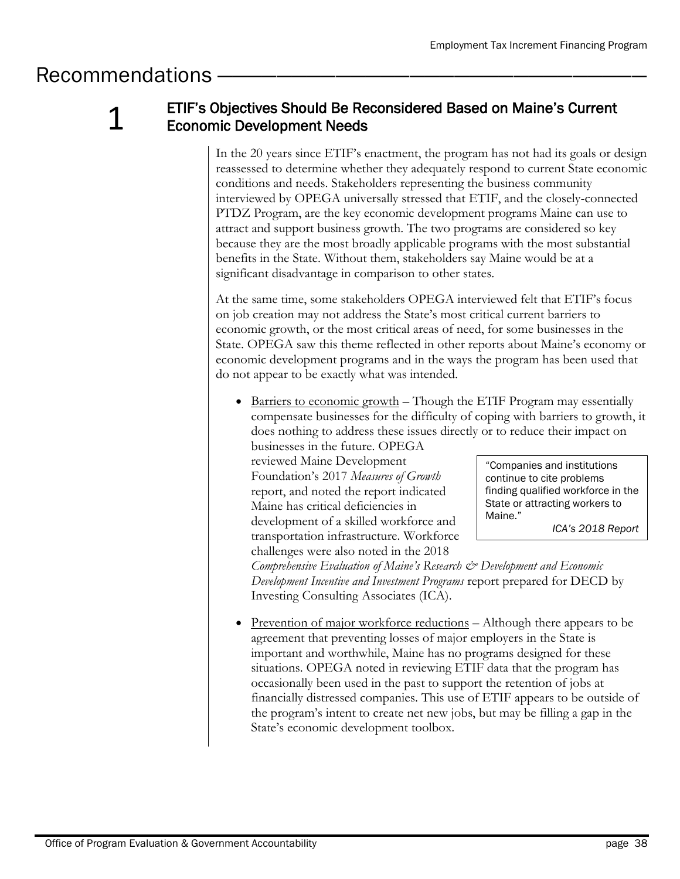# Recommendations

## 1 ETIF's Objectives Should Be Reconsidered Based on Maine's Current Economic Development Needs

In the 20 years since ETIF's enactment, the program has not had its goals or design reassessed to determine whether they adequately respond to current State economic conditions and needs. Stakeholders representing the business community interviewed by OPEGA universally stressed that ETIF, and the closely-connected PTDZ Program, are the key economic development programs Maine can use to attract and support business growth. The two programs are considered so key because they are the most broadly applicable programs with the most substantial benefits in the State. Without them, stakeholders say Maine would be at a significant disadvantage in comparison to other states.

At the same time, some stakeholders OPEGA interviewed felt that ETIF's focus on job creation may not address the State's most critical current barriers to economic growth, or the most critical areas of need, for some businesses in the State. OPEGA saw this theme reflected in other reports about Maine's economy or economic development programs and in the ways the program has been used that do not appear to be exactly what was intended.

- Barriers to economic growth – Though the ETIF Program may essentially compensate businesses for the difficulty of coping with barriers to growth, it does nothing to address these issues directly or to reduce their impact on businesses in the future. OPEGA reviewed Maine Development Foundation's 2017 *Measures of Growth* report, and noted the report indicated Maine has critical deficiencies in development of a skilled workforce and transportation infrastructure. Workforce challenges were also noted in the 2018 *Comprehensive Evaluation of Maine's Research & Development and Economic Development Incentive and Investment Programs* report prepared for DECD by Investing Consulting Associates (ICA).

> "Companies and institutions continue to cite problems finding qualified workforce in the State or attracting workers to Maine."
> *ICA's 2018 Report*

- Prevention of major workforce reductions – Although there appears to be agreement that preventing losses of major employers in the State is important and worthwhile, Maine has no programs designed for these situations. OPEGA noted in reviewing ETIF data that the program has occasionally been used in the past to support the retention of jobs at financially distressed companies. This use of ETIF appears to be outside of the program's intent to create net new jobs, but may be filling a gap in the State's economic development toolbox.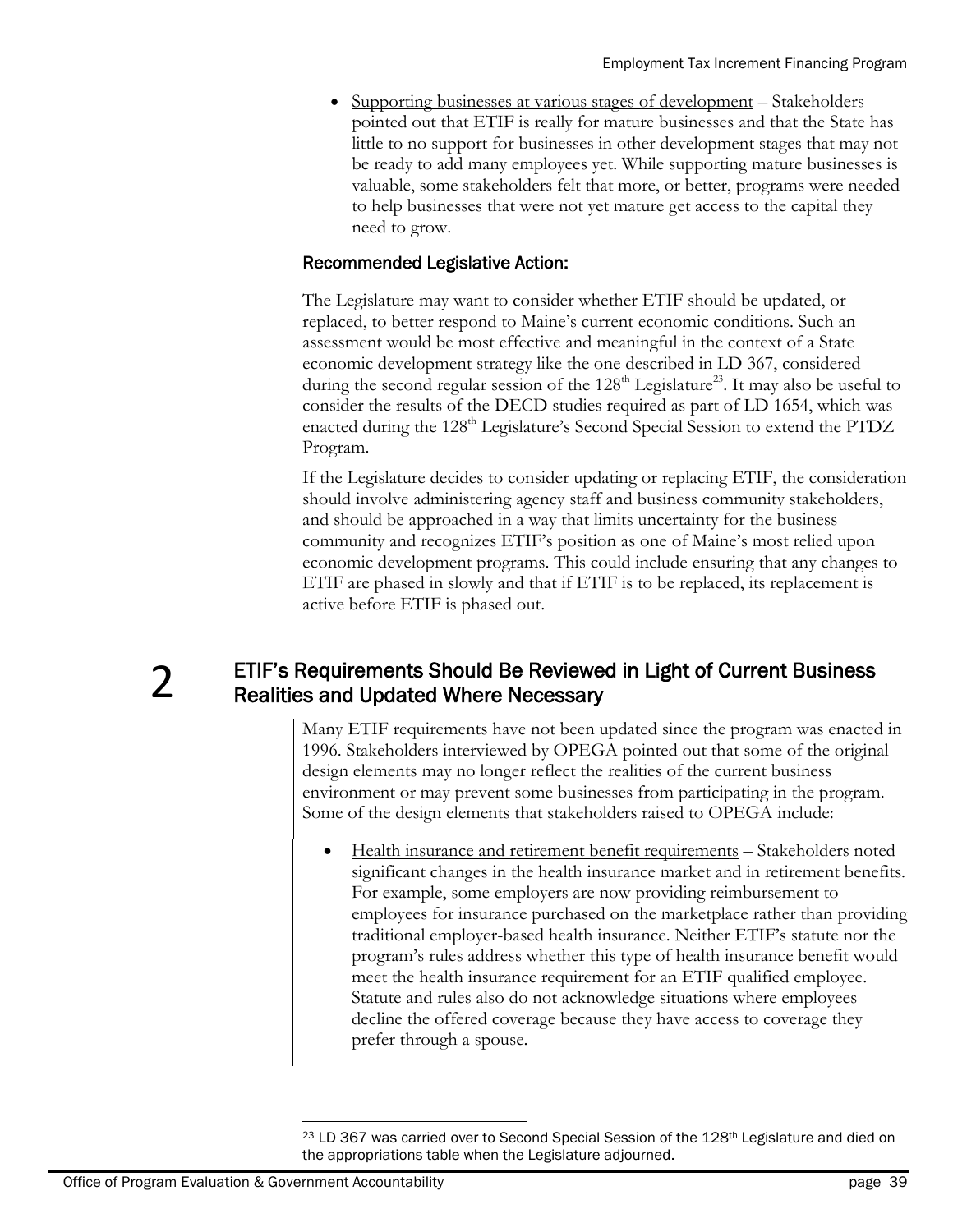- Supporting businesses at various stages of development – Stakeholders pointed out that ETIF is really for mature businesses and that the State has little to no support for businesses in other development stages that may not be ready to add many employees yet. While supporting mature businesses is valuable, some stakeholders felt that more, or better, programs were needed to help businesses that were not yet mature get access to the capital they need to grow.

### Recommended Legislative Action:

The Legislature may want to consider whether ETIF should be updated, or replaced, to better respond to Maine's current economic conditions. Such an assessment would be most effective and meaningful in the context of a State economic development strategy like the one described in LD 367, considered during the second regular session of the 128th Legislature[23]. It may also be useful to consider the results of the DECD studies required as part of LD 1654, which was enacted during the 128th Legislature's Second Special Session to extend the PTDZ Program.

If the Legislature decides to consider updating or replacing ETIF, the consideration should involve administering agency staff and business community stakeholders, and should be approached in a way that limits uncertainty for the business community and recognizes ETIF's position as one of Maine's most relied upon economic development programs. This could include ensuring that any changes to ETIF are phased in slowly and that if ETIF is to be replaced, its replacement is active before ETIF is phased out.

## 2 ETIF's Requirements Should Be Reviewed in Light of Current Business Realities and Updated Where Necessary

Many ETIF requirements have not been updated since the program was enacted in 1996. Stakeholders interviewed by OPEGA pointed out that some of the original design elements may no longer reflect the realities of the current business environment or may prevent some businesses from participating in the program. Some of the design elements that stakeholders raised to OPEGA include:

- Health insurance and retirement benefit requirements – Stakeholders noted significant changes in the health insurance market and in retirement benefits. For example, some employers are now providing reimbursement to employees for insurance purchased on the marketplace rather than providing traditional employer-based health insurance. Neither ETIF's statute nor the program's rules address whether this type of health insurance benefit would meet the health insurance requirement for an ETIF qualified employee. Statute and rules also do not acknowledge situations where employees decline the offered coverage because they have access to coverage they prefer through a spouse.

[23] LD 367 was carried over to Second Special Session of the 128th Legislature and died on the appropriations table when the Legislature adjourned.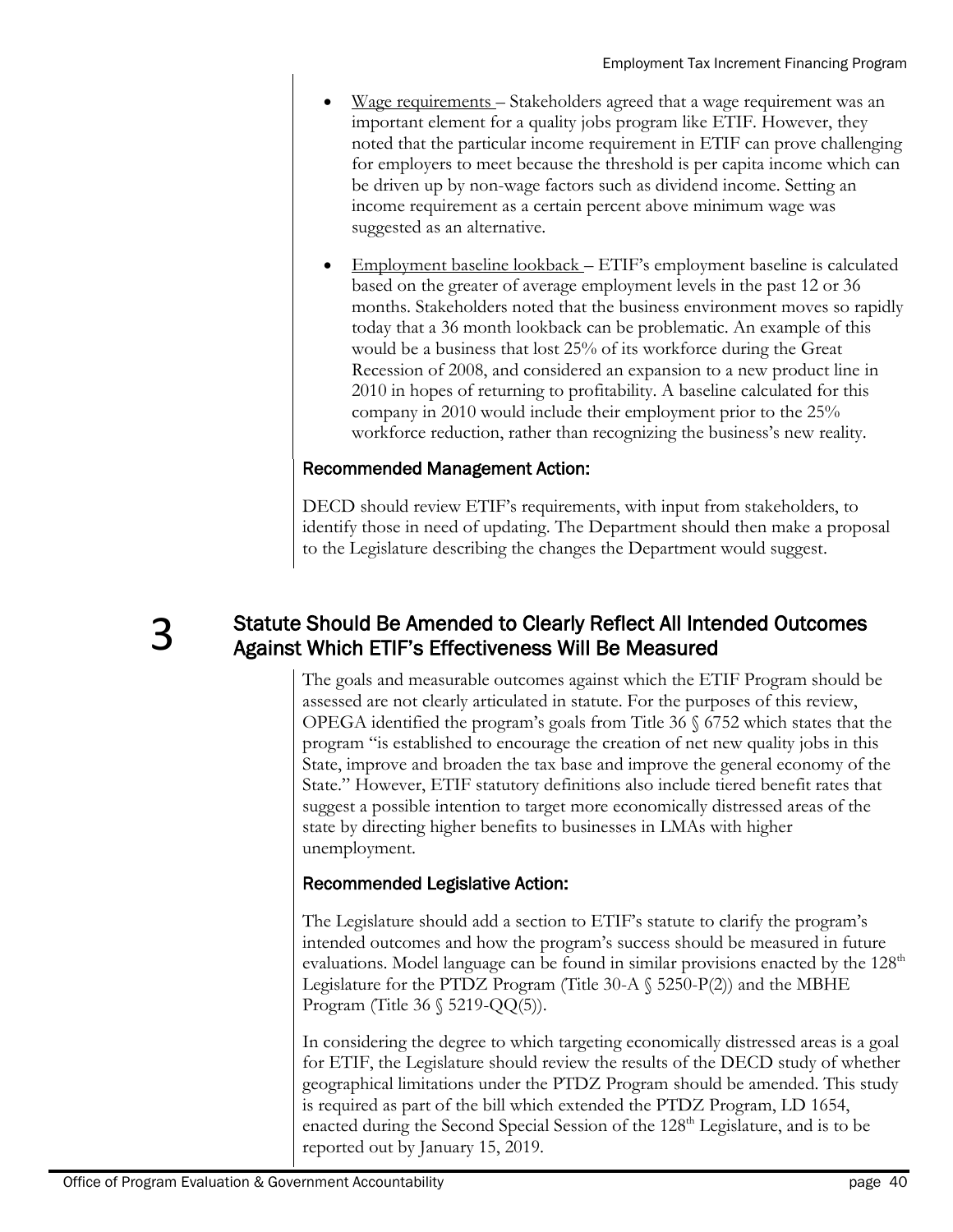- Wage requirements – Stakeholders agreed that a wage requirement was an important element for a quality jobs program like ETIF. However, they noted that the particular income requirement in ETIF can prove challenging for employers to meet because the threshold is per capita income which can be driven up by non-wage factors such as dividend income. Setting an income requirement as a certain percent above minimum wage was suggested as an alternative.
- Employment baseline lookback – ETIF's employment baseline is calculated based on the greater of average employment levels in the past 12 or 36 months. Stakeholders noted that the business environment moves so rapidly today that a 36 month lookback can be problematic. An example of this would be a business that lost 25% of its workforce during the Great Recession of 2008, and considered an expansion to a new product line in 2010 in hopes of returning to profitability. A baseline calculated for this company in 2010 would include their employment prior to the 25% workforce reduction, rather than recognizing the business's new reality.

### Recommended Management Action:

DECD should review ETIF's requirements, with input from stakeholders, to identify those in need of updating. The Department should then make a proposal to the Legislature describing the changes the Department would suggest.

## 3 Statute Should Be Amended to Clearly Reflect All Intended Outcomes Against Which ETIF's Effectiveness Will Be Measured

The goals and measurable outcomes against which the ETIF Program should be assessed are not clearly articulated in statute. For the purposes of this review, OPEGA identified the program's goals from Title 36 § 6752 which states that the program "is established to encourage the creation of net new quality jobs in this State, improve and broaden the tax base and improve the general economy of the State." However, ETIF statutory definitions also include tiered benefit rates that suggest a possible intention to target more economically distressed areas of the state by directing higher benefits to businesses in LMAs with higher unemployment.

### Recommended Legislative Action:

The Legislature should add a section to ETIF's statute to clarify the program's intended outcomes and how the program's success should be measured in future evaluations. Model language can be found in similar provisions enacted by the 128th Legislature for the PTDZ Program (Title 30-A § 5250-P(2)) and the MBHE Program (Title 36 § 5219-QQ(5)).

In considering the degree to which targeting economically distressed areas is a goal for ETIF, the Legislature should review the results of the DECD study of whether geographical limitations under the PTDZ Program should be amended. This study is required as part of the bill which extended the PTDZ Program, LD 1654, enacted during the Second Special Session of the 128th Legislature, and is to be reported out by January 15, 2019.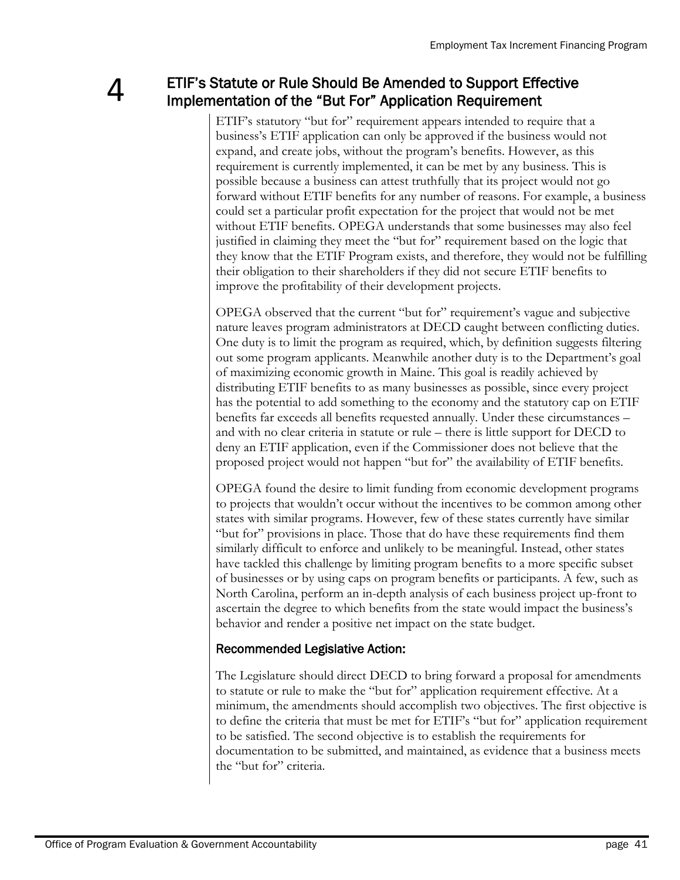## 4 ETIF's Statute or Rule Should Be Amended to Support Effective Implementation of the "But For" Application Requirement

ETIF's statutory "but for" requirement appears intended to require that a business's ETIF application can only be approved if the business would not expand, and create jobs, without the program's benefits. However, as this requirement is currently implemented, it can be met by any business. This is possible because a business can attest truthfully that its project would not go forward without ETIF benefits for any number of reasons. For example, a business could set a particular profit expectation for the project that would not be met without ETIF benefits. OPEGA understands that some businesses may also feel justified in claiming they meet the "but for" requirement based on the logic that they know that the ETIF Program exists, and therefore, they would not be fulfilling their obligation to their shareholders if they did not secure ETIF benefits to improve the profitability of their development projects.

OPEGA observed that the current "but for" requirement's vague and subjective nature leaves program administrators at DECD caught between conflicting duties. One duty is to limit the program as required, which, by definition suggests filtering out some program applicants. Meanwhile another duty is to the Department's goal of maximizing economic growth in Maine. This goal is readily achieved by distributing ETIF benefits to as many businesses as possible, since every project has the potential to add something to the economy and the statutory cap on ETIF benefits far exceeds all benefits requested annually. Under these circumstances – and with no clear criteria in statute or rule – there is little support for DECD to deny an ETIF application, even if the Commissioner does not believe that the proposed project would not happen "but for" the availability of ETIF benefits.

OPEGA found the desire to limit funding from economic development programs to projects that wouldn't occur without the incentives to be common among other states with similar programs. However, few of these states currently have similar "but for" provisions in place. Those that do have these requirements find them similarly difficult to enforce and unlikely to be meaningful. Instead, other states have tackled this challenge by limiting program benefits to a more specific subset of businesses or by using caps on program benefits or participants. A few, such as North Carolina, perform an in-depth analysis of each business project up-front to ascertain the degree to which benefits from the state would impact the business's behavior and render a positive net impact on the state budget.

### Recommended Legislative Action:

The Legislature should direct DECD to bring forward a proposal for amendments to statute or rule to make the "but for" application requirement effective. At a minimum, the amendments should accomplish two objectives. The first objective is to define the criteria that must be met for ETIF's "but for" application requirement to be satisfied. The second objective is to establish the requirements for documentation to be submitted, and maintained, as evidence that a business meets the "but for" criteria.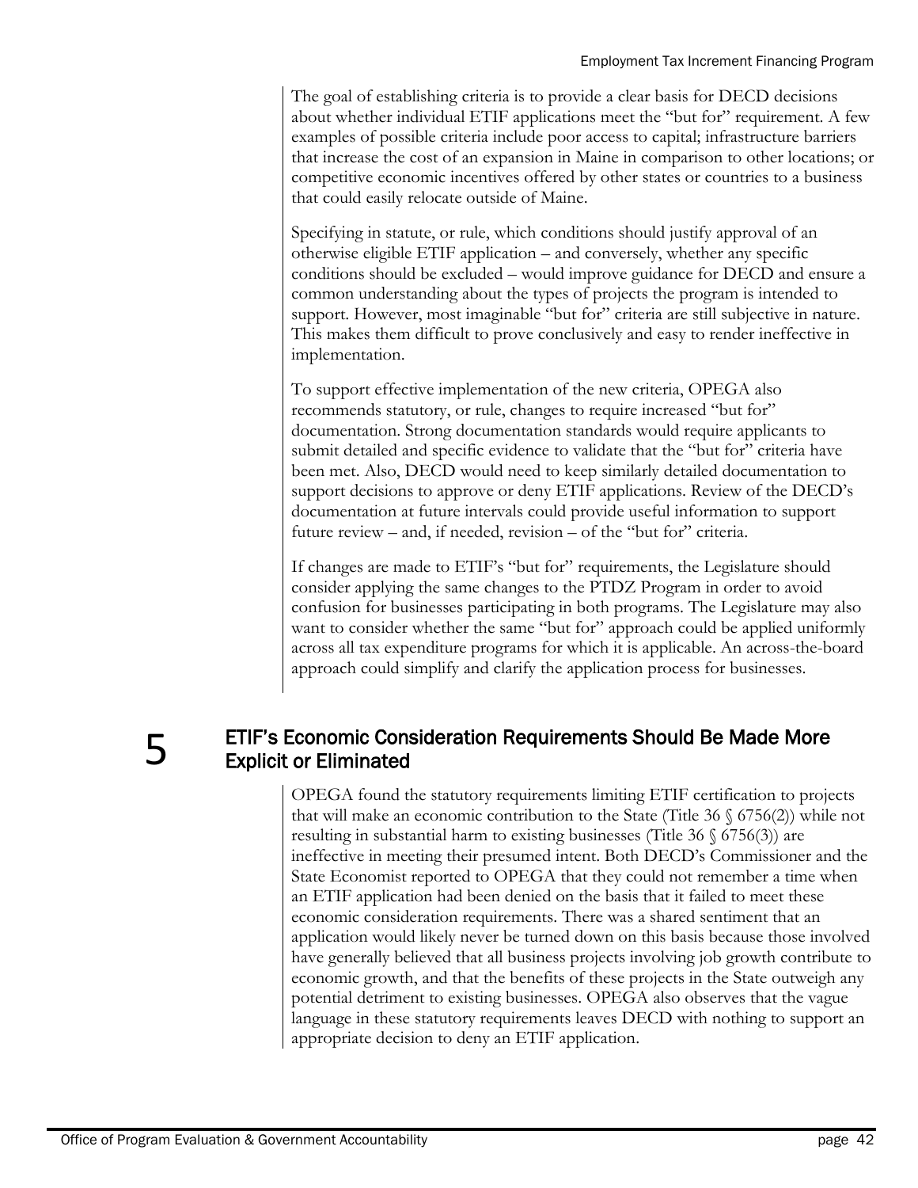The goal of establishing criteria is to provide a clear basis for DECD decisions about whether individual ETIF applications meet the "but for" requirement. A few examples of possible criteria include poor access to capital; infrastructure barriers that increase the cost of an expansion in Maine in comparison to other locations; or competitive economic incentives offered by other states or countries to a business that could easily relocate outside of Maine.

Specifying in statute, or rule, which conditions should justify approval of an otherwise eligible ETIF application – and conversely, whether any specific conditions should be excluded – would improve guidance for DECD and ensure a common understanding about the types of projects the program is intended to support. However, most imaginable "but for" criteria are still subjective in nature. This makes them difficult to prove conclusively and easy to render ineffective in implementation.

To support effective implementation of the new criteria, OPEGA also recommends statutory, or rule, changes to require increased "but for" documentation. Strong documentation standards would require applicants to submit detailed and specific evidence to validate that the "but for" criteria have been met. Also, DECD would need to keep similarly detailed documentation to support decisions to approve or deny ETIF applications. Review of the DECD's documentation at future intervals could provide useful information to support future review – and, if needed, revision – of the "but for" criteria.

If changes are made to ETIF's "but for" requirements, the Legislature should consider applying the same changes to the PTDZ Program in order to avoid confusion for businesses participating in both programs. The Legislature may also want to consider whether the same "but for" approach could be applied uniformly across all tax expenditure programs for which it is applicable. An across-the-board approach could simplify and clarify the application process for businesses.

## 5 ETIF's Economic Consideration Requirements Should Be Made More Explicit or Eliminated

OPEGA found the statutory requirements limiting ETIF certification to projects that will make an economic contribution to the State (Title 36 § 6756(2)) while not resulting in substantial harm to existing businesses (Title 36 § 6756(3)) are ineffective in meeting their presumed intent. Both DECD's Commissioner and the State Economist reported to OPEGA that they could not remember a time when an ETIF application had been denied on the basis that it failed to meet these economic consideration requirements. There was a shared sentiment that an application would likely never be turned down on this basis because those involved have generally believed that all business projects involving job growth contribute to economic growth, and that the benefits of these projects in the State outweigh any potential detriment to existing businesses. OPEGA also observes that the vague language in these statutory requirements leaves DECD with nothing to support an appropriate decision to deny an ETIF application.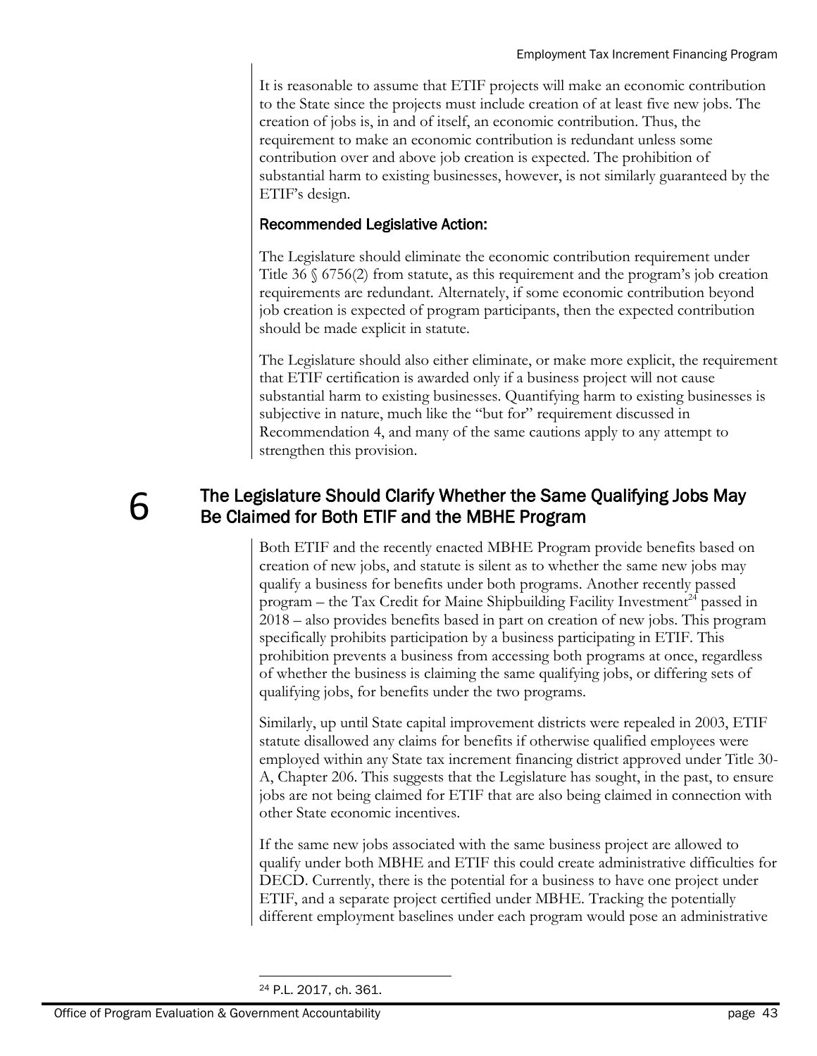It is reasonable to assume that ETIF projects will make an economic contribution to the State since the projects must include creation of at least five new jobs. The creation of jobs is, in and of itself, an economic contribution. Thus, the requirement to make an economic contribution is redundant unless some contribution over and above job creation is expected. The prohibition of substantial harm to existing businesses, however, is not similarly guaranteed by the ETIF's design.

### Recommended Legislative Action:

The Legislature should eliminate the economic contribution requirement under Title 36 § 6756(2) from statute, as this requirement and the program's job creation requirements are redundant. Alternately, if some economic contribution beyond job creation is expected of program participants, then the expected contribution should be made explicit in statute.

The Legislature should also either eliminate, or make more explicit, the requirement that ETIF certification is awarded only if a business project will not cause substantial harm to existing businesses. Quantifying harm to existing businesses is subjective in nature, much like the "but for" requirement discussed in Recommendation 4, and many of the same cautions apply to any attempt to strengthen this provision.

## 6 The Legislature Should Clarify Whether the Same Qualifying Jobs May Be Claimed for Both ETIF and the MBHE Program

Both ETIF and the recently enacted MBHE Program provide benefits based on creation of new jobs, and statute is silent as to whether the same new jobs may qualify a business for benefits under both programs. Another recently passed program – the Tax Credit for Maine Shipbuilding Facility Investment[24] passed in 2018 – also provides benefits based in part on creation of new jobs. This program specifically prohibits participation by a business participating in ETIF. This prohibition prevents a business from accessing both programs at once, regardless of whether the business is claiming the same qualifying jobs, or differing sets of qualifying jobs, for benefits under the two programs.

Similarly, up until State capital improvement districts were repealed in 2003, ETIF statute disallowed any claims for benefits if otherwise qualified employees were employed within any State tax increment financing district approved under Title 30-A, Chapter 206. This suggests that the Legislature has sought, in the past, to ensure jobs are not being claimed for ETIF that are also being claimed in connection with other State economic incentives.

If the same new jobs associated with the same business project are allowed to qualify under both MBHE and ETIF this could create administrative difficulties for DECD. Currently, there is the potential for a business to have one project under ETIF, and a separate project certified under MBHE. Tracking the potentially different employment baselines under each program would pose an administrative

[24] P.L. 2017, ch. 361.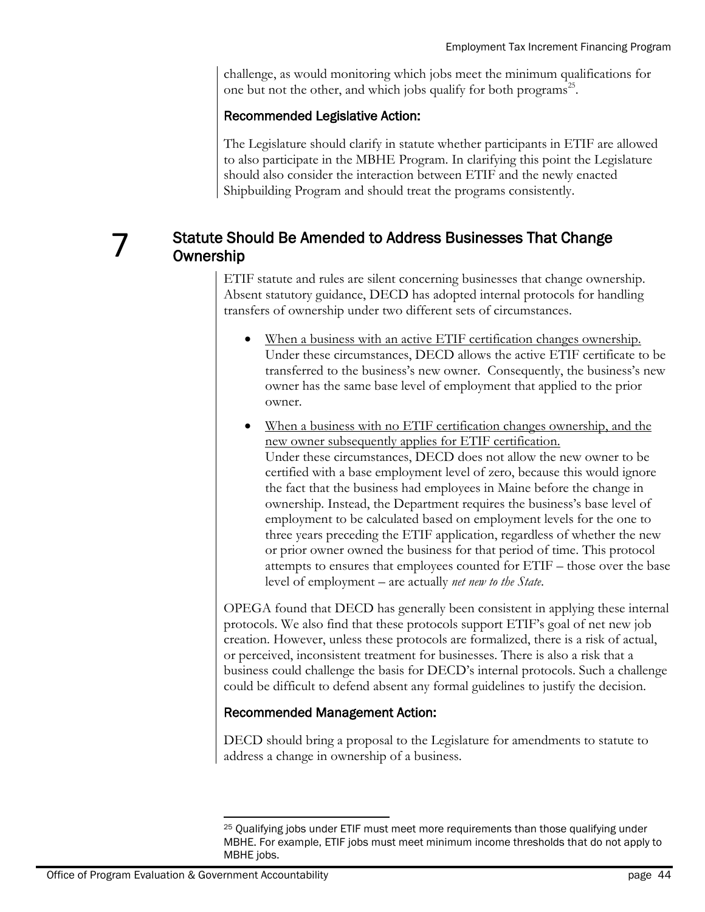challenge, as would monitoring which jobs meet the minimum qualifications for one but not the other, and which jobs qualify for both programs[25].

### Recommended Legislative Action:

The Legislature should clarify in statute whether participants in ETIF are allowed to also participate in the MBHE Program. In clarifying this point the Legislature should also consider the interaction between ETIF and the newly enacted Shipbuilding Program and should treat the programs consistently.

## 7 Statute Should Be Amended to Address Businesses That Change Ownership

ETIF statute and rules are silent concerning businesses that change ownership. Absent statutory guidance, DECD has adopted internal protocols for handling transfers of ownership under two different sets of circumstances.

- When a business with an active ETIF certification changes ownership. Under these circumstances, DECD allows the active ETIF certificate to be transferred to the business's new owner. Consequently, the business's new owner has the same base level of employment that applied to the prior owner.
- When a business with no ETIF certification changes ownership, and the new owner subsequently applies for ETIF certification. Under these circumstances, DECD does not allow the new owner to be certified with a base employment level of zero, because this would ignore the fact that the business had employees in Maine before the change in ownership. Instead, the Department requires the business's base level of employment to be calculated based on employment levels for the one to three years preceding the ETIF application, regardless of whether the new or prior owner owned the business for that period of time. This protocol attempts to ensures that employees counted for ETIF – those over the base level of employment – are actually *net new to the State*.

OPEGA found that DECD has generally been consistent in applying these internal protocols. We also find that these protocols support ETIF's goal of net new job creation. However, unless these protocols are formalized, there is a risk of actual, or perceived, inconsistent treatment for businesses. There is also a risk that a business could challenge the basis for DECD's internal protocols. Such a challenge could be difficult to defend absent any formal guidelines to justify the decision.

### Recommended Management Action:

DECD should bring a proposal to the Legislature for amendments to statute to address a change in ownership of a business.

---

[25] Qualifying jobs under ETIF must meet more requirements than those qualifying under MBHE. For example, ETIF jobs must meet minimum income thresholds that do not apply to MBHE jobs.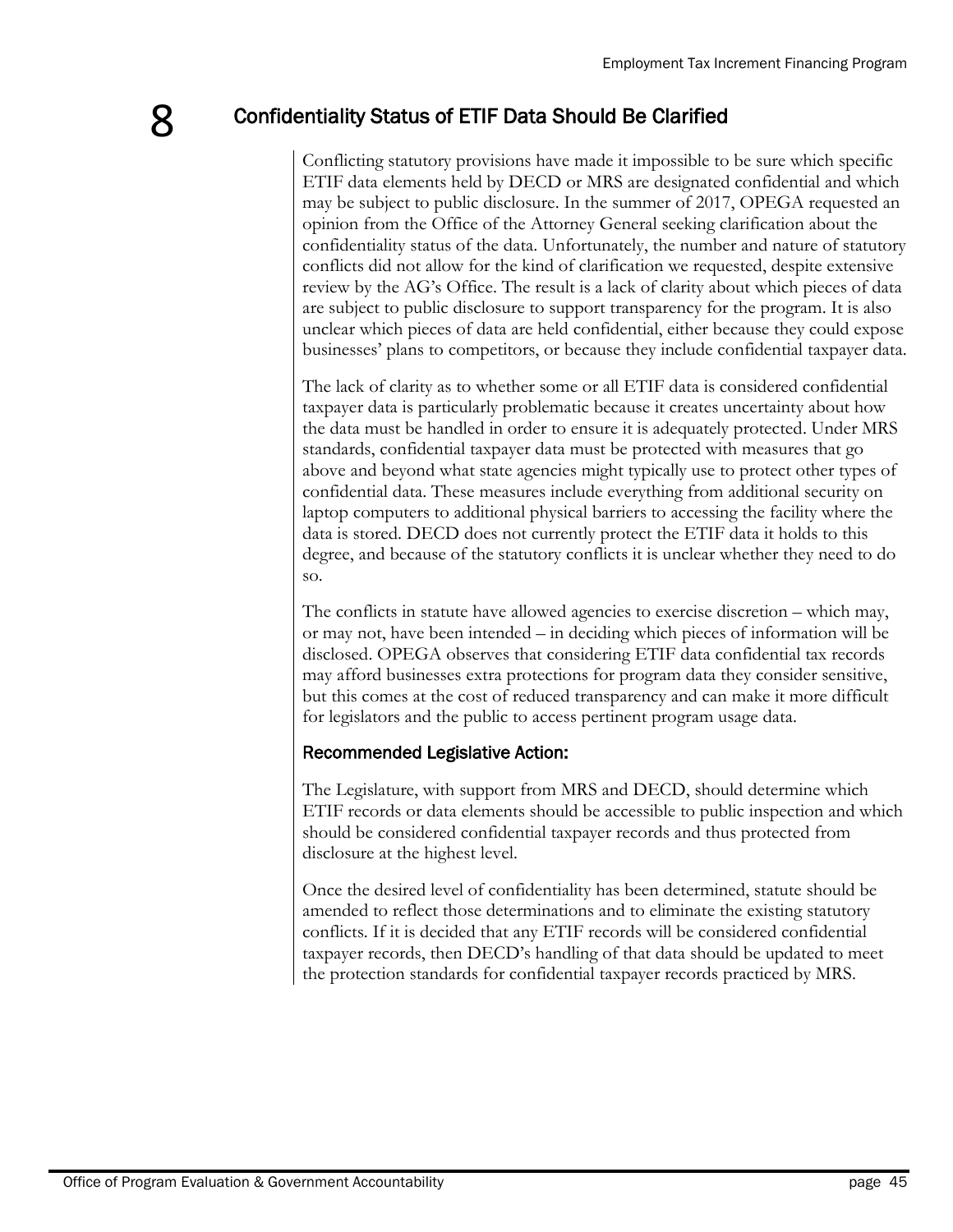## 8 Confidentiality Status of ETIF Data Should Be Clarified

Conflicting statutory provisions have made it impossible to be sure which specific ETIF data elements held by DECD or MRS are designated confidential and which may be subject to public disclosure. In the summer of 2017, OPEGA requested an opinion from the Office of the Attorney General seeking clarification about the confidentiality status of the data. Unfortunately, the number and nature of statutory conflicts did not allow for the kind of clarification we requested, despite extensive review by the AG's Office. The result is a lack of clarity about which pieces of data are subject to public disclosure to support transparency for the program. It is also unclear which pieces of data are held confidential, either because they could expose businesses' plans to competitors, or because they include confidential taxpayer data.

The lack of clarity as to whether some or all ETIF data is considered confidential taxpayer data is particularly problematic because it creates uncertainty about how the data must be handled in order to ensure it is adequately protected. Under MRS standards, confidential taxpayer data must be protected with measures that go above and beyond what state agencies might typically use to protect other types of confidential data. These measures include everything from additional security on laptop computers to additional physical barriers to accessing the facility where the data is stored. DECD does not currently protect the ETIF data it holds to this degree, and because of the statutory conflicts it is unclear whether they need to do so.

The conflicts in statute have allowed agencies to exercise discretion – which may, or may not, have been intended – in deciding which pieces of information will be disclosed. OPEGA observes that considering ETIF data confidential tax records may afford businesses extra protections for program data they consider sensitive, but this comes at the cost of reduced transparency and can make it more difficult for legislators and the public to access pertinent program usage data.

### Recommended Legislative Action:

The Legislature, with support from MRS and DECD, should determine which ETIF records or data elements should be accessible to public inspection and which should be considered confidential taxpayer records and thus protected from disclosure at the highest level.

Once the desired level of confidentiality has been determined, statute should be amended to reflect those determinations and to eliminate the existing statutory conflicts. If it is decided that any ETIF records will be considered confidential taxpayer records, then DECD's handling of that data should be updated to meet the protection standards for confidential taxpayer records practiced by MRS.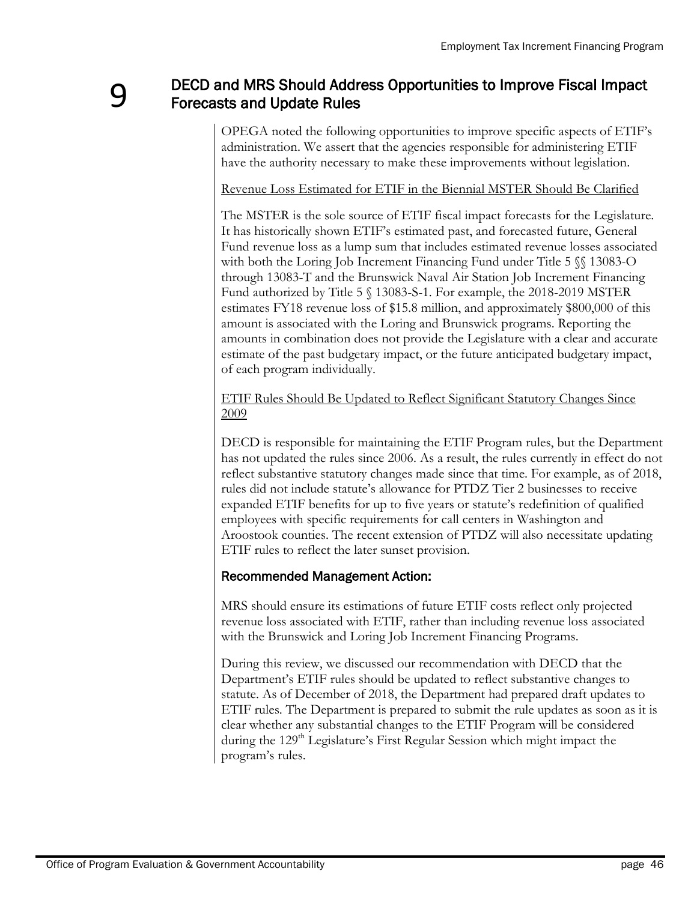# 9 DECD and MRS Should Address Opportunities to Improve Fiscal Impact Forecasts and Update Rules

OPEGA noted the following opportunities to improve specific aspects of ETIF's administration. We assert that the agencies responsible for administering ETIF have the authority necessary to make these improvements without legislation.

Revenue Loss Estimated for ETIF in the Biennial MSTER Should Be Clarified

The MSTER is the sole source of ETIF fiscal impact forecasts for the Legislature. It has historically shown ETIF's estimated past, and forecasted future, General Fund revenue loss as a lump sum that includes estimated revenue losses associated with both the Loring Job Increment Financing Fund under Title 5 §§ 13083-O through 13083-T and the Brunswick Naval Air Station Job Increment Financing Fund authorized by Title 5 § 13083-S-1. For example, the 2018-2019 MSTER estimates FY18 revenue loss of $15.8 million, and approximately $800,000 of this amount is associated with the Loring and Brunswick programs. Reporting the amounts in combination does not provide the Legislature with a clear and accurate estimate of the past budgetary impact, or the future anticipated budgetary impact, of each program individually.

ETIF Rules Should Be Updated to Reflect Significant Statutory Changes Since 2009

DECD is responsible for maintaining the ETIF Program rules, but the Department has not updated the rules since 2006. As a result, the rules currently in effect do not reflect substantive statutory changes made since that time. For example, as of 2018, rules did not include statute's allowance for PTDZ Tier 2 businesses to receive expanded ETIF benefits for up to five years or statute's redefinition of qualified employees with specific requirements for call centers in Washington and Aroostook counties. The recent extension of PTDZ will also necessitate updating ETIF rules to reflect the later sunset provision.

### Recommended Management Action:

MRS should ensure its estimations of future ETIF costs reflect only projected revenue loss associated with ETIF, rather than including revenue loss associated with the Brunswick and Loring Job Increment Financing Programs.

During this review, we discussed our recommendation with DECD that the Department's ETIF rules should be updated to reflect substantive changes to statute. As of December of 2018, the Department had prepared draft updates to ETIF rules. The Department is prepared to submit the rule updates as soon as it is clear whether any substantial changes to the ETIF Program will be considered during the 129th Legislature's First Regular Session which might impact the program's rules.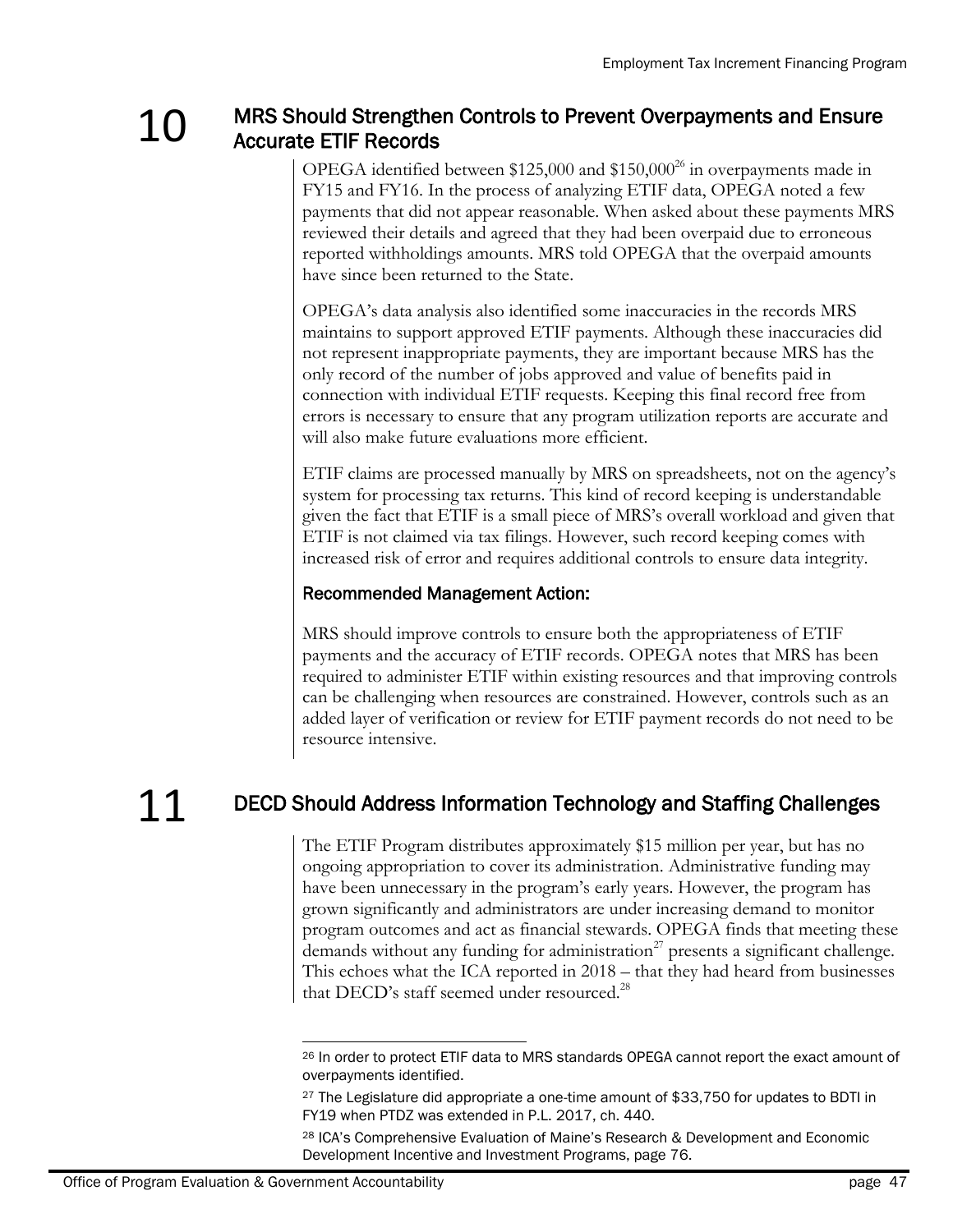## 10 MRS Should Strengthen Controls to Prevent Overpayments and Ensure Accurate ETIF Records

OPEGA identified between $125,000 and $150,000[26] in overpayments made in FY15 and FY16. In the process of analyzing ETIF data, OPEGA noted a few payments that did not appear reasonable. When asked about these payments MRS reviewed their details and agreed that they had been overpaid due to erroneous reported withholdings amounts. MRS told OPEGA that the overpaid amounts have since been returned to the State.

OPEGA's data analysis also identified some inaccuracies in the records MRS maintains to support approved ETIF payments. Although these inaccuracies did not represent inappropriate payments, they are important because MRS has the only record of the number of jobs approved and value of benefits paid in connection with individual ETIF requests. Keeping this final record free from errors is necessary to ensure that any program utilization reports are accurate and will also make future evaluations more efficient.

ETIF claims are processed manually by MRS on spreadsheets, not on the agency's system for processing tax returns. This kind of record keeping is understandable given the fact that ETIF is a small piece of MRS's overall workload and given that ETIF is not claimed via tax filings. However, such record keeping comes with increased risk of error and requires additional controls to ensure data integrity.

### Recommended Management Action:

MRS should improve controls to ensure both the appropriateness of ETIF payments and the accuracy of ETIF records. OPEGA notes that MRS has been required to administer ETIF within existing resources and that improving controls can be challenging when resources are constrained. However, controls such as an added layer of verification or review for ETIF payment records do not need to be resource intensive.

## 11 DECD Should Address Information Technology and Staffing Challenges

The ETIF Program distributes approximately $15 million per year, but has no ongoing appropriation to cover its administration. Administrative funding may have been unnecessary in the program's early years. However, the program has grown significantly and administrators are under increasing demand to monitor program outcomes and act as financial stewards. OPEGA finds that meeting these demands without any funding for administration[27] presents a significant challenge. This echoes what the ICA reported in 2018 – that they had heard from businesses that DECD's staff seemed under resourced.[28]

---

[26] In order to protect ETIF data to MRS standards OPEGA cannot report the exact amount of overpayments identified.

[27] The Legislature did appropriate a one-time amount of $33,750 for updates to BDTI in FY19 when PTDZ was extended in P.L. 2017, ch. 440.

[28] ICA's Comprehensive Evaluation of Maine's Research & Development and Economic Development Incentive and Investment Programs, page 76.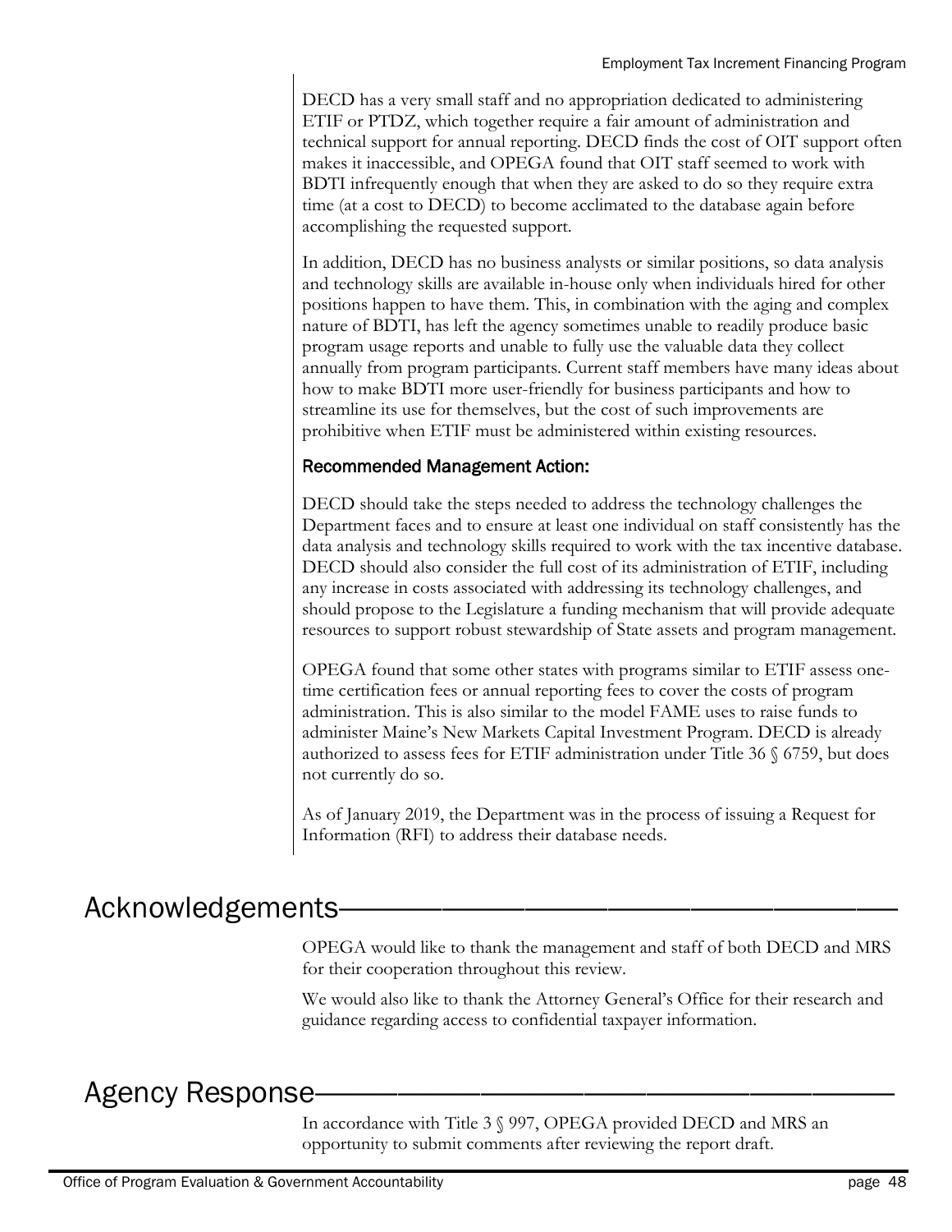DECD has a very small staff and no appropriation dedicated to administering ETIF or PTDZ, which together require a fair amount of administration and technical support for annual reporting. DECD finds the cost of OIT support often makes it inaccessible, and OPEGA found that OIT staff seemed to work with BDTI infrequently enough that when they are asked to do so they require extra time (at a cost to DECD) to become acclimated to the database again before accomplishing the requested support.

In addition, DECD has no business analysts or similar positions, so data analysis and technology skills are available in-house only when individuals hired for other positions happen to have them. This, in combination with the aging and complex nature of BDTI, has left the agency sometimes unable to readily produce basic program usage reports and unable to fully use the valuable data they collect annually from program participants. Current staff members have many ideas about how to make BDTI more user-friendly for business participants and how to streamline its use for themselves, but the cost of such improvements are prohibitive when ETIF must be administered within existing resources.

### Recommended Management Action:

DECD should take the steps needed to address the technology challenges the Department faces and to ensure at least one individual on staff consistently has the data analysis and technology skills required to work with the tax incentive database. DECD should also consider the full cost of its administration of ETIF, including any increase in costs associated with addressing its technology challenges, and should propose to the Legislature a funding mechanism that will provide adequate resources to support robust stewardship of State assets and program management.

OPEGA found that some other states with programs similar to ETIF assess one-time certification fees or annual reporting fees to cover the costs of program administration. This is also similar to the model FAME uses to raise funds to administer Maine's New Markets Capital Investment Program. DECD is already authorized to assess fees for ETIF administration under Title 36 § 6759, but does not currently do so.

As of January 2019, the Department was in the process of issuing a Request for Information (RFI) to address their database needs.

## Acknowledgements

OPEGA would like to thank the management and staff of both DECD and MRS for their cooperation throughout this review.

We would also like to thank the Attorney General's Office for their research and guidance regarding access to confidential taxpayer information.

## Agency Response

In accordance with Title 3 § 997, OPEGA provided DECD and MRS an opportunity to submit comments after reviewing the report draft.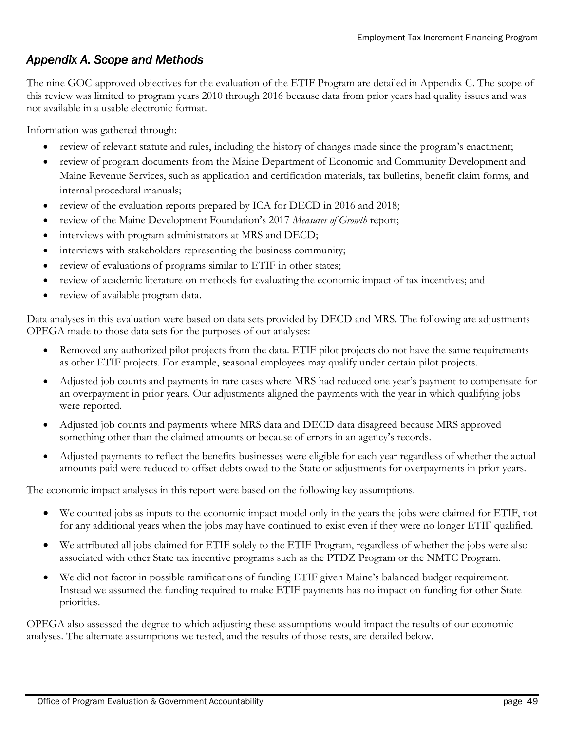## *Appendix A. Scope and Methods*

The nine GOC-approved objectives for the evaluation of the ETIF Program are detailed in Appendix C. The scope of this review was limited to program years 2010 through 2016 because data from prior years had quality issues and was not available in a usable electronic format.

Information was gathered through:

- review of relevant statute and rules, including the history of changes made since the program's enactment;
- review of program documents from the Maine Department of Economic and Community Development and Maine Revenue Services, such as application and certification materials, tax bulletins, benefit claim forms, and internal procedural manuals;
- review of the evaluation reports prepared by ICA for DECD in 2016 and 2018;
- review of the Maine Development Foundation's 2017 *Measures of Growth* report;
- interviews with program administrators at MRS and DECD;
- interviews with stakeholders representing the business community;
- review of evaluations of programs similar to ETIF in other states;
- review of academic literature on methods for evaluating the economic impact of tax incentives; and
- review of available program data.

Data analyses in this evaluation were based on data sets provided by DECD and MRS. The following are adjustments OPEGA made to those data sets for the purposes of our analyses:

- Removed any authorized pilot projects from the data. ETIF pilot projects do not have the same requirements as other ETIF projects. For example, seasonal employees may qualify under certain pilot projects.
- Adjusted job counts and payments in rare cases where MRS had reduced one year's payment to compensate for an overpayment in prior years. Our adjustments aligned the payments with the year in which qualifying jobs were reported.
- Adjusted job counts and payments where MRS data and DECD data disagreed because MRS approved something other than the claimed amounts or because of errors in an agency's records.
- Adjusted payments to reflect the benefits businesses were eligible for each year regardless of whether the actual amounts paid were reduced to offset debts owed to the State or adjustments for overpayments in prior years.

The economic impact analyses in this report were based on the following key assumptions.

- We counted jobs as inputs to the economic impact model only in the years the jobs were claimed for ETIF, not for any additional years when the jobs may have continued to exist even if they were no longer ETIF qualified.
- We attributed all jobs claimed for ETIF solely to the ETIF Program, regardless of whether the jobs were also associated with other State tax incentive programs such as the PTDZ Program or the NMTC Program.
- We did not factor in possible ramifications of funding ETIF given Maine's balanced budget requirement. Instead we assumed the funding required to make ETIF payments has no impact on funding for other State priorities.

OPEGA also assessed the degree to which adjusting these assumptions would impact the results of our economic analyses. The alternate assumptions we tested, and the results of those tests, are detailed below.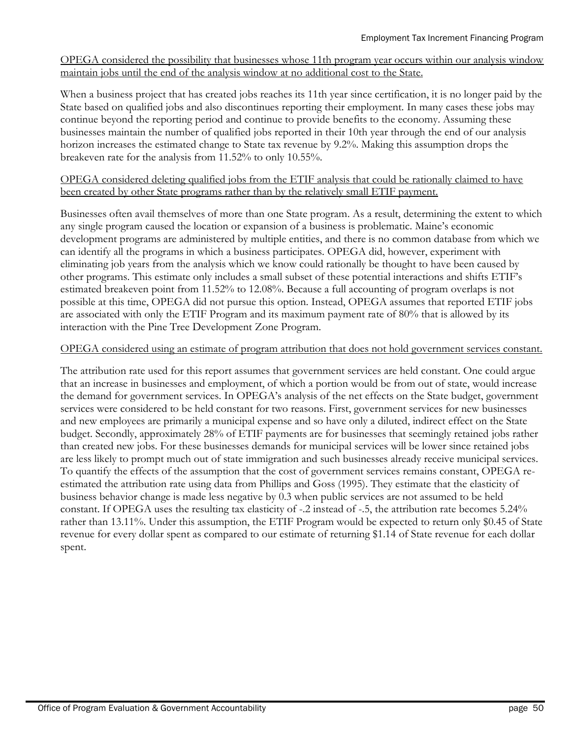<u>OPEGA considered the possibility that businesses whose 11th program year occurs within our analysis window maintain jobs until the end of the analysis window at no additional cost to the State.</u>

When a business project that has created jobs reaches its 11th year since certification, it is no longer paid by the State based on qualified jobs and also discontinues reporting their employment. In many cases these jobs may continue beyond the reporting period and continue to provide benefits to the economy. Assuming these businesses maintain the number of qualified jobs reported in their 10th year through the end of our analysis horizon increases the estimated change to State tax revenue by 9.2%. Making this assumption drops the breakeven rate for the analysis from 11.52% to only 10.55%.

<u>OPEGA considered deleting qualified jobs from the ETIF analysis that could be rationally claimed to have been created by other State programs rather than by the relatively small ETIF payment.</u>

Businesses often avail themselves of more than one State program. As a result, determining the extent to which any single program caused the location or expansion of a business is problematic. Maine's economic development programs are administered by multiple entities, and there is no common database from which we can identify all the programs in which a business participates. OPEGA did, however, experiment with eliminating job years from the analysis which we know could rationally be thought to have been caused by other programs. This estimate only includes a small subset of these potential interactions and shifts ETIF's estimated breakeven point from 11.52% to 12.08%. Because a full accounting of program overlaps is not possible at this time, OPEGA did not pursue this option. Instead, OPEGA assumes that reported ETIF jobs are associated with only the ETIF Program and its maximum payment rate of 80% that is allowed by its interaction with the Pine Tree Development Zone Program.

<u>OPEGA considered using an estimate of program attribution that does not hold government services constant.</u>

The attribution rate used for this report assumes that government services are held constant. One could argue that an increase in businesses and employment, of which a portion would be from out of state, would increase the demand for government services. In OPEGA's analysis of the net effects on the State budget, government services were considered to be held constant for two reasons. First, government services for new businesses and new employees are primarily a municipal expense and so have only a diluted, indirect effect on the State budget. Secondly, approximately 28% of ETIF payments are for businesses that seemingly retained jobs rather than created new jobs. For these businesses demands for municipal services will be lower since retained jobs are less likely to prompt much out of state immigration and such businesses already receive municipal services. To quantify the effects of the assumption that the cost of government services remains constant, OPEGA re-estimated the attribution rate using data from Phillips and Goss (1995). They estimate that the elasticity of business behavior change is made less negative by 0.3 when public services are not assumed to be held constant. If OPEGA uses the resulting tax elasticity of -.2 instead of -.5, the attribution rate becomes 5.24% rather than 13.11%. Under this assumption, the ETIF Program would be expected to return only $0.45 of State revenue for every dollar spent as compared to our estimate of returning $1.14 of State revenue for each dollar spent.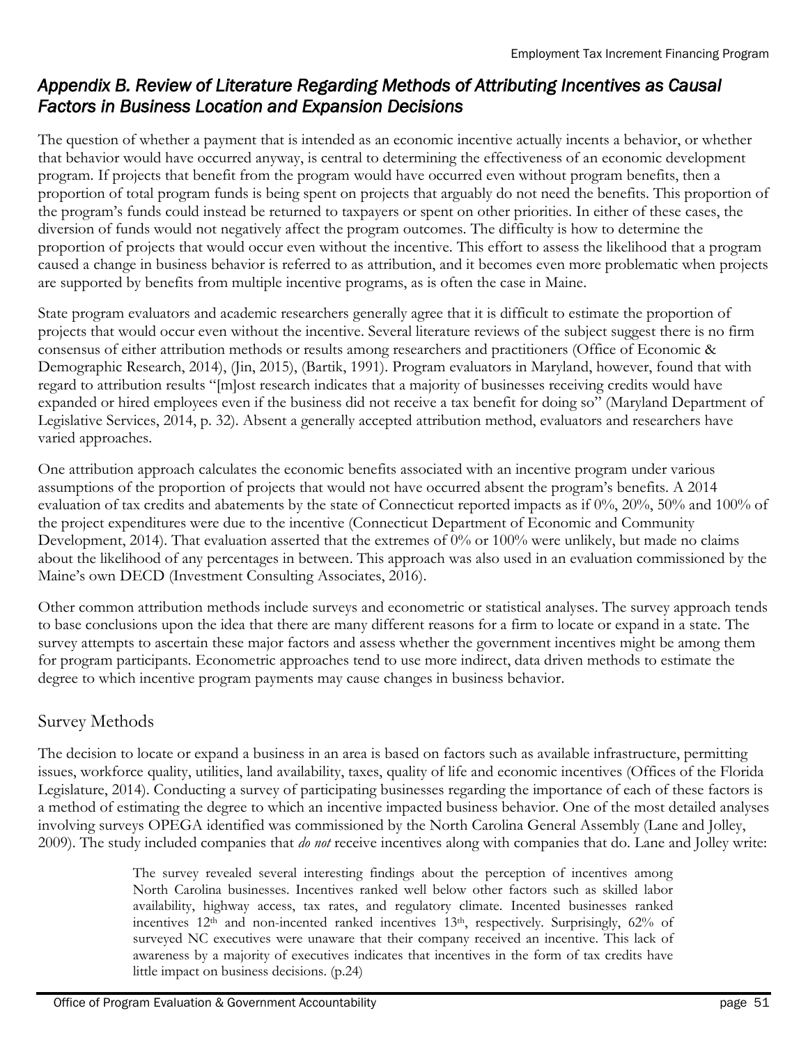## *Appendix B. Review of Literature Regarding Methods of Attributing Incentives as Causal Factors in Business Location and Expansion Decisions*

The question of whether a payment that is intended as an economic incentive actually incents a behavior, or whether that behavior would have occurred anyway, is central to determining the effectiveness of an economic development program. If projects that benefit from the program would have occurred even without program benefits, then a proportion of total program funds is being spent on projects that arguably do not need the benefits. This proportion of the program's funds could instead be returned to taxpayers or spent on other priorities. In either of these cases, the diversion of funds would not negatively affect the program outcomes. The difficulty is how to determine the proportion of projects that would occur even without the incentive. This effort to assess the likelihood that a program caused a change in business behavior is referred to as attribution, and it becomes even more problematic when projects are supported by benefits from multiple incentive programs, as is often the case in Maine.

State program evaluators and academic researchers generally agree that it is difficult to estimate the proportion of projects that would occur even without the incentive. Several literature reviews of the subject suggest there is no firm consensus of either attribution methods or results among researchers and practitioners (Office of Economic & Demographic Research, 2014), (Jin, 2015), (Bartik, 1991). Program evaluators in Maryland, however, found that with regard to attribution results "[m]ost research indicates that a majority of businesses receiving credits would have expanded or hired employees even if the business did not receive a tax benefit for doing so" (Maryland Department of Legislative Services, 2014, p. 32). Absent a generally accepted attribution method, evaluators and researchers have varied approaches.

One attribution approach calculates the economic benefits associated with an incentive program under various assumptions of the proportion of projects that would not have occurred absent the program's benefits. A 2014 evaluation of tax credits and abatements by the state of Connecticut reported impacts as if 0%, 20%, 50% and 100% of the project expenditures were due to the incentive (Connecticut Department of Economic and Community Development, 2014). That evaluation asserted that the extremes of 0% or 100% were unlikely, but made no claims about the likelihood of any percentages in between. This approach was also used in an evaluation commissioned by the Maine's own DECD (Investment Consulting Associates, 2016).

Other common attribution methods include surveys and econometric or statistical analyses. The survey approach tends to base conclusions upon the idea that there are many different reasons for a firm to locate or expand in a state. The survey attempts to ascertain these major factors and assess whether the government incentives might be among them for program participants. Econometric approaches tend to use more indirect, data driven methods to estimate the degree to which incentive program payments may cause changes in business behavior.

### Survey Methods

The decision to locate or expand a business in an area is based on factors such as available infrastructure, permitting issues, workforce quality, utilities, land availability, taxes, quality of life and economic incentives (Offices of the Florida Legislature, 2014). Conducting a survey of participating businesses regarding the importance of each of these factors is a method of estimating the degree to which an incentive impacted business behavior. One of the most detailed analyses involving surveys OPEGA identified was commissioned by the North Carolina General Assembly (Lane and Jolley, 2009). The study included companies that *do not* receive incentives along with companies that do. Lane and Jolley write:

> The survey revealed several interesting findings about the perception of incentives among North Carolina businesses. Incentives ranked well below other factors such as skilled labor availability, highway access, tax rates, and regulatory climate. Incented businesses ranked incentives 12th and non-incented ranked incentives 13th, respectively. Surprisingly, 62% of surveyed NC executives were unaware that their company received an incentive. This lack of awareness by a majority of executives indicates that incentives in the form of tax credits have little impact on business decisions. (p.24)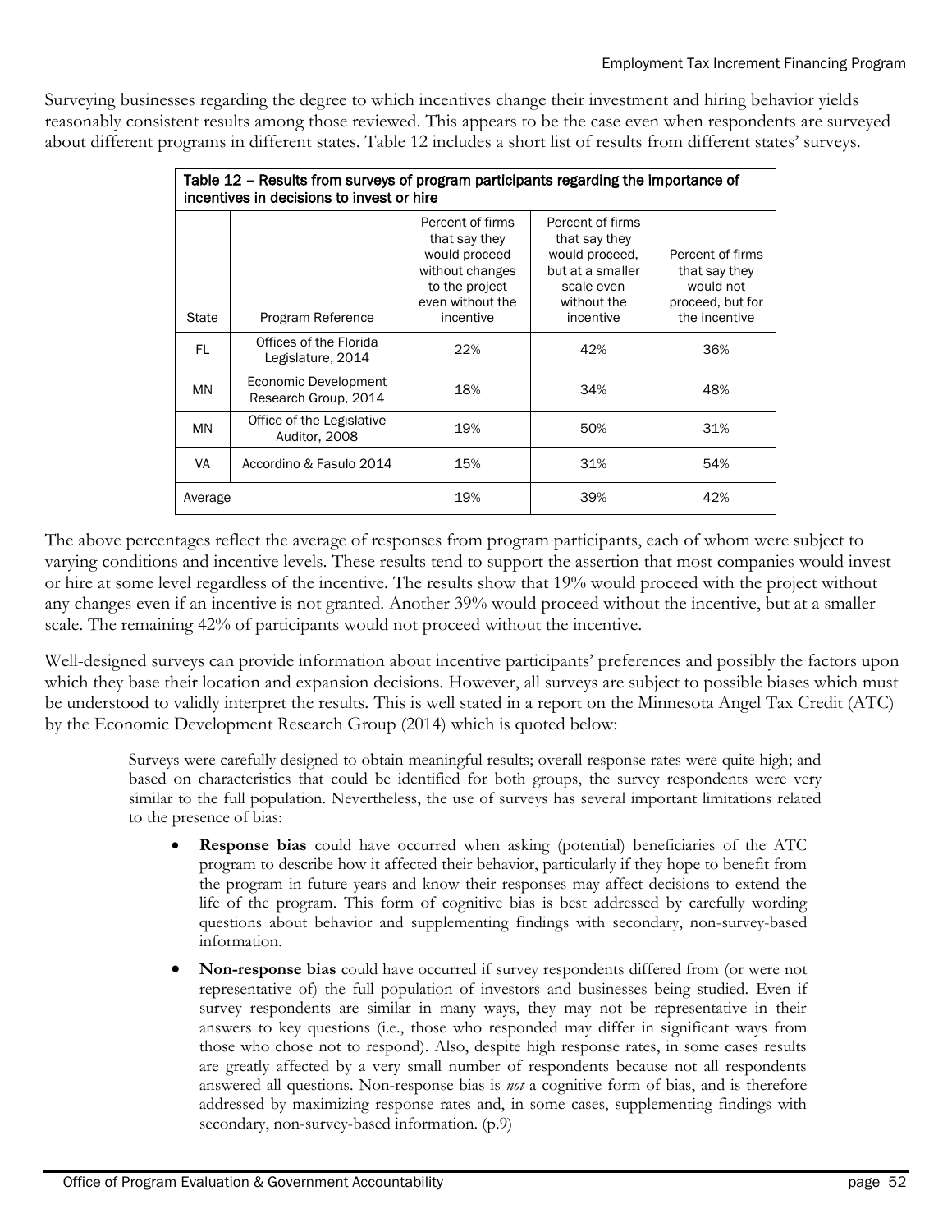Surveying businesses regarding the degree to which incentives change their investment and hiring behavior yields reasonably consistent results among those reviewed. This appears to be the case even when respondents are surveyed about different programs in different states. Table 12 includes a short list of results from different states' surveys.

Table 12 – Results from surveys of program participants regarding the importance of incentives in decisions to invest or hire

| State | Program Reference | Percent of firms that say they would proceed without changes to the project even without the incentive | Percent of firms that say they would proceed, but at a smaller scale even without the incentive | Percent of firms that say they would not proceed, but for the incentive |
|---|---|---|---|---|
| FL | Offices of the Florida Legislature, 2014 | 22% | 42% | 36% |
| MN | Economic Development Research Group, 2014 | 18% | 34% | 48% |
| MN | Office of the Legislative Auditor, 2008 | 19% | 50% | 31% |
| VA | Accordino & Fasulo 2014 | 15% | 31% | 54% |
| Average | | 19% | 39% | 42% |

The above percentages reflect the average of responses from program participants, each of whom were subject to varying conditions and incentive levels. These results tend to support the assertion that most companies would invest or hire at some level regardless of the incentive. The results show that 19% would proceed with the project without any changes even if an incentive is not granted. Another 39% would proceed without the incentive, but at a smaller scale. The remaining 42% of participants would not proceed without the incentive.

Well-designed surveys can provide information about incentive participants' preferences and possibly the factors upon which they base their location and expansion decisions. However, all surveys are subject to possible biases which must be understood to validly interpret the results. This is well stated in a report on the Minnesota Angel Tax Credit (ATC) by the Economic Development Research Group (2014) which is quoted below:

> Surveys were carefully designed to obtain meaningful results; overall response rates were quite high; and based on characteristics that could be identified for both groups, the survey respondents were very similar to the full population. Nevertheless, the use of surveys has several important limitations related to the presence of bias:
>
> - **Response bias** could have occurred when asking (potential) beneficiaries of the ATC program to describe how it affected their behavior, particularly if they hope to benefit from the program in future years and know their responses may affect decisions to extend the life of the program. This form of cognitive bias is best addressed by carefully wording questions about behavior and supplementing findings with secondary, non-survey-based information.
> - **Non-response bias** could have occurred if survey respondents differed from (or were not representative of) the full population of investors and businesses being studied. Even if survey respondents are similar in many ways, they may not be representative in their answers to key questions (i.e., those who responded may differ in significant ways from those who chose not to respond). Also, despite high response rates, in some cases results are greatly affected by a very small number of respondents because not all respondents answered all questions. Non-response bias is *not* a cognitive form of bias, and is therefore addressed by maximizing response rates and, in some cases, supplementing findings with secondary, non-survey-based information. (p.9)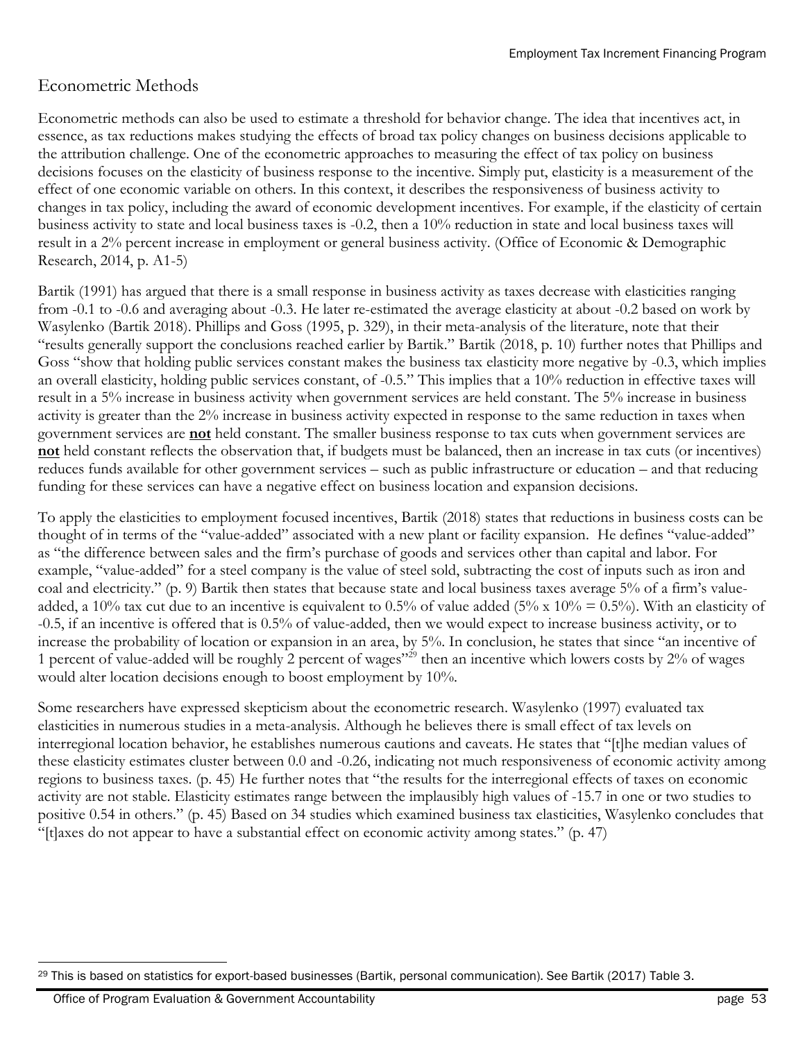## Econometric Methods

Econometric methods can also be used to estimate a threshold for behavior change. The idea that incentives act, in essence, as tax reductions makes studying the effects of broad tax policy changes on business decisions applicable to the attribution challenge. One of the econometric approaches to measuring the effect of tax policy on business decisions focuses on the elasticity of business response to the incentive. Simply put, elasticity is a measurement of the effect of one economic variable on others. In this context, it describes the responsiveness of business activity to changes in tax policy, including the award of economic development incentives. For example, if the elasticity of certain business activity to state and local business taxes is -0.2, then a 10% reduction in state and local business taxes will result in a 2% percent increase in employment or general business activity. (Office of Economic & Demographic Research, 2014, p. A1-5)

Bartik (1991) has argued that there is a small response in business activity as taxes decrease with elasticities ranging from -0.1 to -0.6 and averaging about -0.3. He later re-estimated the average elasticity at about -0.2 based on work by Wasylenko (Bartik 2018). Phillips and Goss (1995, p. 329), in their meta-analysis of the literature, note that their "results generally support the conclusions reached earlier by Bartik." Bartik (2018, p. 10) further notes that Phillips and Goss "show that holding public services constant makes the business tax elasticity more negative by -0.3, which implies an overall elasticity, holding public services constant, of -0.5." This implies that a 10% reduction in effective taxes will result in a 5% increase in business activity when government services are held constant. The 5% increase in business activity is greater than the 2% increase in business activity expected in response to the same reduction in taxes when government services are **not** held constant. The smaller business response to tax cuts when government services are **not** held constant reflects the observation that, if budgets must be balanced, then an increase in tax cuts (or incentives) reduces funds available for other government services – such as public infrastructure or education – and that reducing funding for these services can have a negative effect on business location and expansion decisions.

To apply the elasticities to employment focused incentives, Bartik (2018) states that reductions in business costs can be thought of in terms of the "value-added" associated with a new plant or facility expansion. He defines "value-added" as "the difference between sales and the firm's purchase of goods and services other than capital and labor. For example, "value-added" for a steel company is the value of steel sold, subtracting the cost of inputs such as iron and coal and electricity." (p. 9) Bartik then states that because state and local business taxes average 5% of a firm's value-added, a 10% tax cut due to an incentive is equivalent to 0.5% of value added (5% x 10% = 0.5%). With an elasticity of -0.5, if an incentive is offered that is 0.5% of value-added, then we would expect to increase business activity, or to increase the probability of location or expansion in an area, by 5%. In conclusion, he states that since "an incentive of 1 percent of value-added will be roughly 2 percent of wages"[29] then an incentive which lowers costs by 2% of wages would alter location decisions enough to boost employment by 10%.

Some researchers have expressed skepticism about the econometric research. Wasylenko (1997) evaluated tax elasticities in numerous studies in a meta-analysis. Although he believes there is small effect of tax levels on interregional location behavior, he establishes numerous cautions and caveats. He states that "[t]he median values of these elasticity estimates cluster between 0.0 and -0.26, indicating not much responsiveness of economic activity among regions to business taxes. (p. 45) He further notes that "the results for the interregional effects of taxes on economic activity are not stable. Elasticity estimates range between the implausibly high values of -15.7 in one or two studies to positive 0.54 in others." (p. 45) Based on 34 studies which examined business tax elasticities, Wasylenko concludes that "[t]axes do not appear to have a substantial effect on economic activity among states." (p. 47)

---

[29] This is based on statistics for export-based businesses (Bartik, personal communication). See Bartik (2017) Table 3.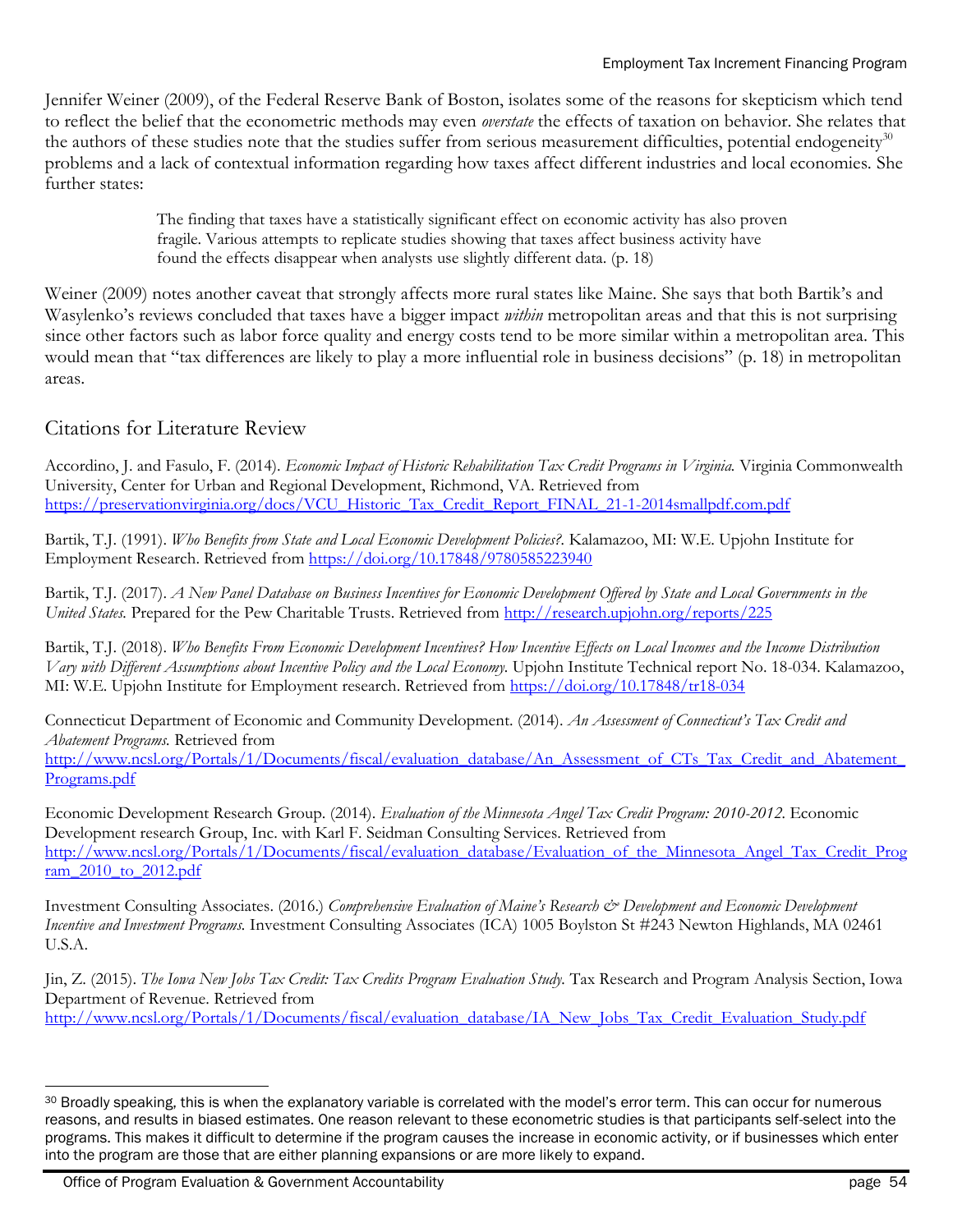Jennifer Weiner (2009), of the Federal Reserve Bank of Boston, isolates some of the reasons for skepticism which tend to reflect the belief that the econometric methods may even *overstate* the effects of taxation on behavior. She relates that the authors of these studies note that the studies suffer from serious measurement difficulties, potential endogeneity[30] problems and a lack of contextual information regarding how taxes affect different industries and local economies. She further states:

> The finding that taxes have a statistically significant effect on economic activity has also proven fragile. Various attempts to replicate studies showing that taxes affect business activity have found the effects disappear when analysts use slightly different data. (p. 18)

Weiner (2009) notes another caveat that strongly affects more rural states like Maine. She says that both Bartik's and Wasylenko's reviews concluded that taxes have a bigger impact *within* metropolitan areas and that this is not surprising since other factors such as labor force quality and energy costs tend to be more similar within a metropolitan area. This would mean that "tax differences are likely to play a more influential role in business decisions" (p. 18) in metropolitan areas.

## Citations for Literature Review

Accordino, J. and Fasulo, F. (2014). *Economic Impact of Historic Rehabilitation Tax Credit Programs in Virginia.* Virginia Commonwealth University, Center for Urban and Regional Development, Richmond, VA. Retrieved from https://preservationvirginia.org/docs/VCU_Historic_Tax_Credit_Report_FINAL_21-1-2014smallpdf.com.pdf

Bartik, T.J. (1991). *Who Benefits from State and Local Economic Development Policies?.* Kalamazoo, MI: W.E. Upjohn Institute for Employment Research. Retrieved from https://doi.org/10.17848/9780585223940

Bartik, T.J. (2017). *A New Panel Database on Business Incentives for Economic Development Offered by State and Local Governments in the United States.* Prepared for the Pew Charitable Trusts. Retrieved from http://research.upjohn.org/reports/225

Bartik, T.J. (2018). *Who Benefits From Economic Development Incentives? How Incentive Effects on Local Incomes and the Income Distribution Vary with Different Assumptions about Incentive Policy and the Local Economy.* Upjohn Institute Technical report No. 18-034. Kalamazoo, MI: W.E. Upjohn Institute for Employment research. Retrieved from https://doi.org/10.17848/tr18-034

Connecticut Department of Economic and Community Development. (2014). *An Assessment of Connecticut's Tax Credit and Abatement Programs.* Retrieved from http://www.ncsl.org/Portals/1/Documents/fiscal/evaluation_database/An_Assessment_of_CTs_Tax_Credit_and_Abatement_Programs.pdf

Economic Development Research Group. (2014). *Evaluation of the Minnesota Angel Tax Credit Program: 2010-2012.* Economic Development research Group, Inc. with Karl F. Seidman Consulting Services. Retrieved from http://www.ncsl.org/Portals/1/Documents/fiscal/evaluation_database/Evaluation_of_the_Minnesota_Angel_Tax_Credit_Program_2010_to_2012.pdf

Investment Consulting Associates. (2016.) *Comprehensive Evaluation of Maine's Research & Development and Economic Development Incentive and Investment Programs.* Investment Consulting Associates (ICA) 1005 Boylston St #243 Newton Highlands, MA 02461 U.S.A.

Jin, Z. (2015). *The Iowa New Jobs Tax Credit: Tax Credits Program Evaluation Study.* Tax Research and Program Analysis Section, Iowa Department of Revenue. Retrieved from http://www.ncsl.org/Portals/1/Documents/fiscal/evaluation_database/IA_New_Jobs_Tax_Credit_Evaluation_Study.pdf

---

[30] Broadly speaking, this is when the explanatory variable is correlated with the model's error term. This can occur for numerous reasons, and results in biased estimates. One reason relevant to these econometric studies is that participants self-select into the programs. This makes it difficult to determine if the program causes the increase in economic activity, or if businesses which enter into the program are those that are either planning expansions or are more likely to expand.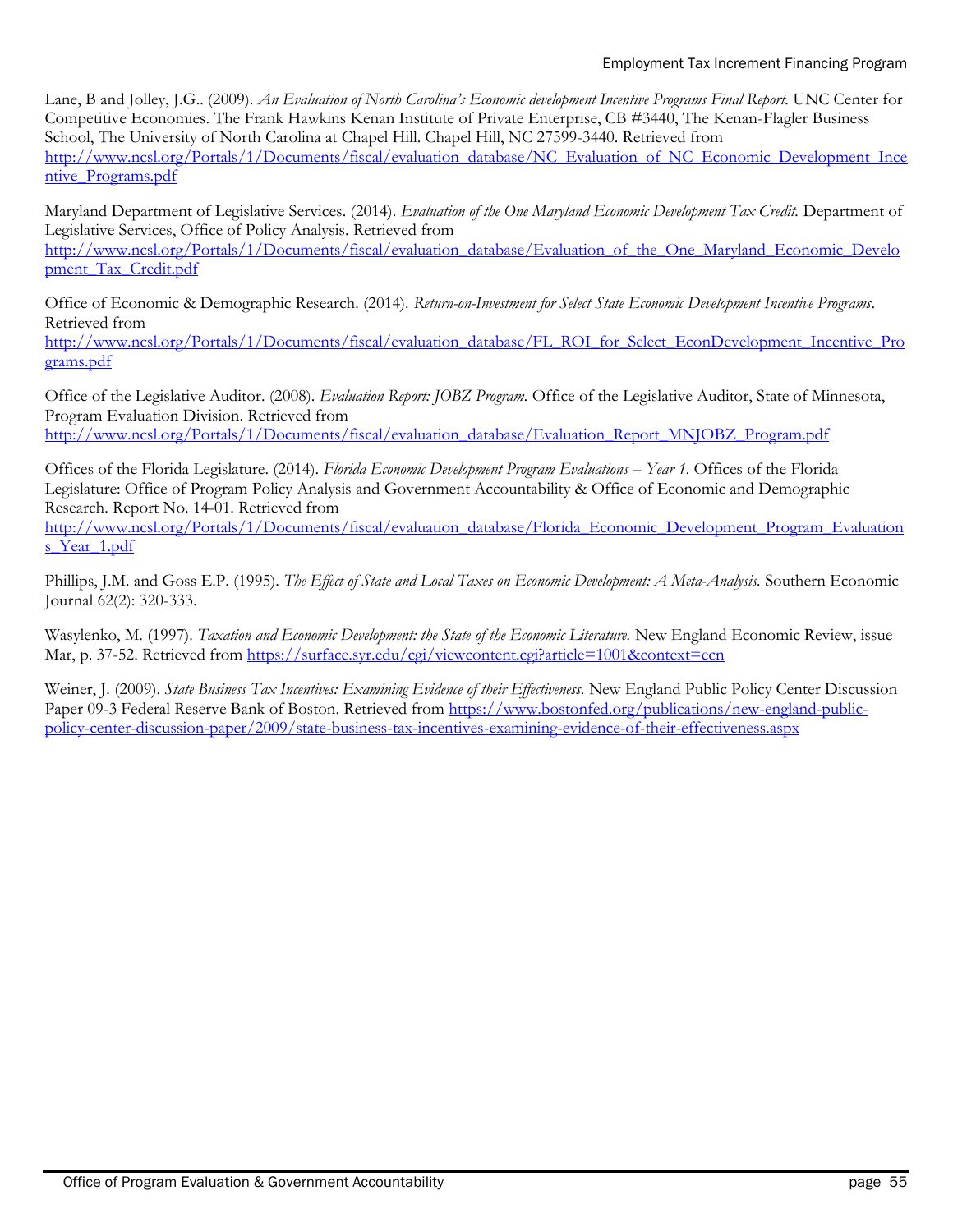Lane, B and Jolley, J.G.. (2009). *An Evaluation of North Carolina's Economic development Incentive Programs Final Report.* UNC Center for Competitive Economies. The Frank Hawkins Kenan Institute of Private Enterprise, CB #3440, The Kenan-Flagler Business School, The University of North Carolina at Chapel Hill. Chapel Hill, NC 27599-3440. Retrieved from http://www.ncsl.org/Portals/1/Documents/fiscal/evaluation_database/NC_Evaluation_of_NC_Economic_Development_Incentive_Programs.pdf

Maryland Department of Legislative Services. (2014). *Evaluation of the One Maryland Economic Development Tax Credit.* Department of Legislative Services, Office of Policy Analysis. Retrieved from http://www.ncsl.org/Portals/1/Documents/fiscal/evaluation_database/Evaluation_of_the_One_Maryland_Economic_Development_Tax_Credit.pdf

Office of Economic & Demographic Research. (2014). *Return-on-Investment for Select State Economic Development Incentive Programs*. Retrieved from http://www.ncsl.org/Portals/1/Documents/fiscal/evaluation_database/FL_ROI_for_Select_EconDevelopment_Incentive_Programs.pdf

Office of the Legislative Auditor. (2008). *Evaluation Report: JOBZ Program.* Office of the Legislative Auditor, State of Minnesota, Program Evaluation Division. Retrieved from http://www.ncsl.org/Portals/1/Documents/fiscal/evaluation_database/Evaluation_Report_MNJOBZ_Program.pdf

Offices of the Florida Legislature. (2014). *Florida Economic Development Program Evaluations – Year 1*. Offices of the Florida Legislature: Office of Program Policy Analysis and Government Accountability & Office of Economic and Demographic Research. Report No. 14-01. Retrieved from http://www.ncsl.org/Portals/1/Documents/fiscal/evaluation_database/Florida_Economic_Development_Program_Evaluations_Year_1.pdf

Phillips, J.M. and Goss E.P. (1995). *The Effect of State and Local Taxes on Economic Development: A Meta-Analysis.* Southern Economic Journal 62(2): 320-333.

Wasylenko, M. (1997). *Taxation and Economic Development: the State of the Economic Literature.* New England Economic Review, issue Mar, p. 37-52. Retrieved from https://surface.syr.edu/cgi/viewcontent.cgi?article=1001&context=ecn

Weiner, J. (2009). *State Business Tax Incentives: Examining Evidence of their Effectiveness.* New England Public Policy Center Discussion Paper 09-3 Federal Reserve Bank of Boston. Retrieved from https://www.bostonfed.org/publications/new-england-public-policy-center-discussion-paper/2009/state-business-tax-incentives-examining-evidence-of-their-effectiveness.aspx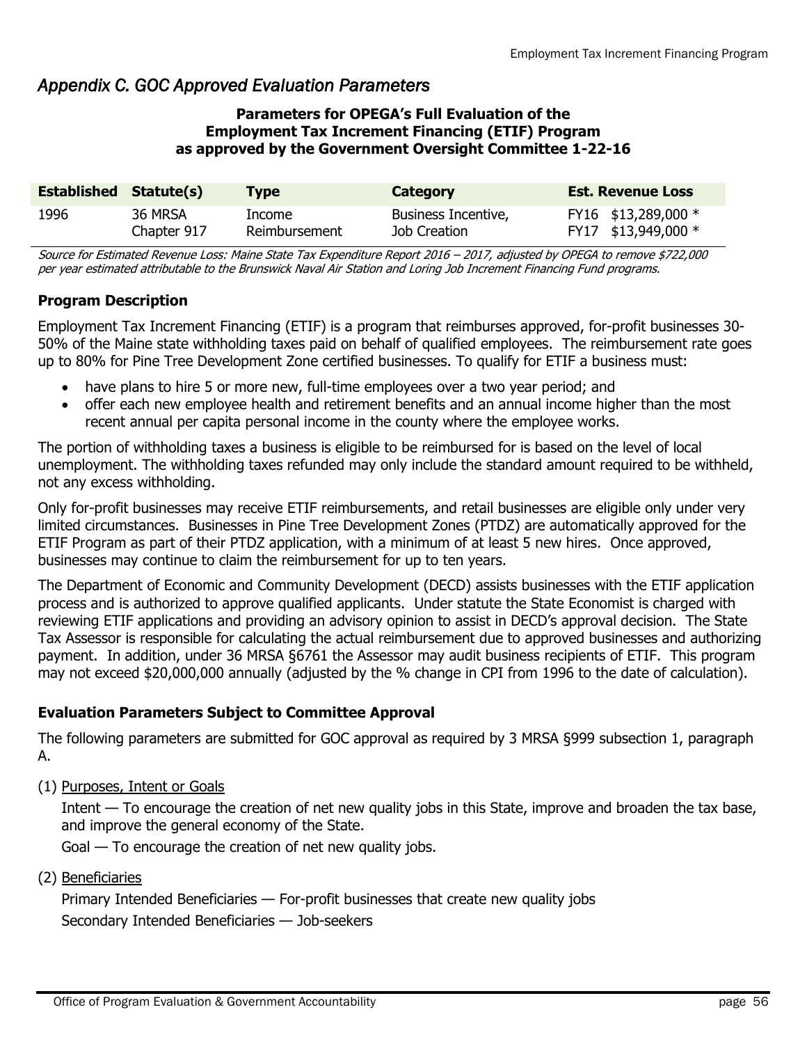## *Appendix C. GOC Approved Evaluation Parameters*

**Parameters for OPEGA's Full Evaluation of the Employment Tax Increment Financing (ETIF) Program as approved by the Government Oversight Committee 1-22-16**

| Established | Statute(s) | Type | Category | Est. Revenue Loss |
|---|---|---|---|---|
| 1996 | 36 MRSA Chapter 917 | Income Reimbursement | Business Incentive, Job Creation | FY16 $13,289,000 * FY17 $13,949,000 * |

*Source for Estimated Revenue Loss: Maine State Tax Expenditure Report 2016 – 2017, adjusted by OPEGA to remove $722,000 per year estimated attributable to the Brunswick Naval Air Station and Loring Job Increment Financing Fund programs.*

**Program Description**

Employment Tax Increment Financing (ETIF) is a program that reimburses approved, for-profit businesses 30-50% of the Maine state withholding taxes paid on behalf of qualified employees. The reimbursement rate goes up to 80% for Pine Tree Development Zone certified businesses. To qualify for ETIF a business must:

- have plans to hire 5 or more new, full-time employees over a two year period; and
- offer each new employee health and retirement benefits and an annual income higher than the most recent annual per capita personal income in the county where the employee works.

The portion of withholding taxes a business is eligible to be reimbursed for is based on the level of local unemployment. The withholding taxes refunded may only include the standard amount required to be withheld, not any excess withholding.

Only for-profit businesses may receive ETIF reimbursements, and retail businesses are eligible only under very limited circumstances. Businesses in Pine Tree Development Zones (PTDZ) are automatically approved for the ETIF Program as part of their PTDZ application, with a minimum of at least 5 new hires. Once approved, businesses may continue to claim the reimbursement for up to ten years.

The Department of Economic and Community Development (DECD) assists businesses with the ETIF application process and is authorized to approve qualified applicants. Under statute the State Economist is charged with reviewing ETIF applications and providing an advisory opinion to assist in DECD's approval decision. The State Tax Assessor is responsible for calculating the actual reimbursement due to approved businesses and authorizing payment. In addition, under 36 MRSA §6761 the Assessor may audit business recipients of ETIF. This program may not exceed $20,000,000 annually (adjusted by the % change in CPI from 1996 to the date of calculation).

**Evaluation Parameters Subject to Committee Approval**

The following parameters are submitted for GOC approval as required by 3 MRSA §999 subsection 1, paragraph A.

(1) Purposes, Intent or Goals

Intent — To encourage the creation of net new quality jobs in this State, improve and broaden the tax base, and improve the general economy of the State.

Goal — To encourage the creation of net new quality jobs.

(2) Beneficiaries

Primary Intended Beneficiaries — For-profit businesses that create new quality jobs

Secondary Intended Beneficiaries — Job-seekers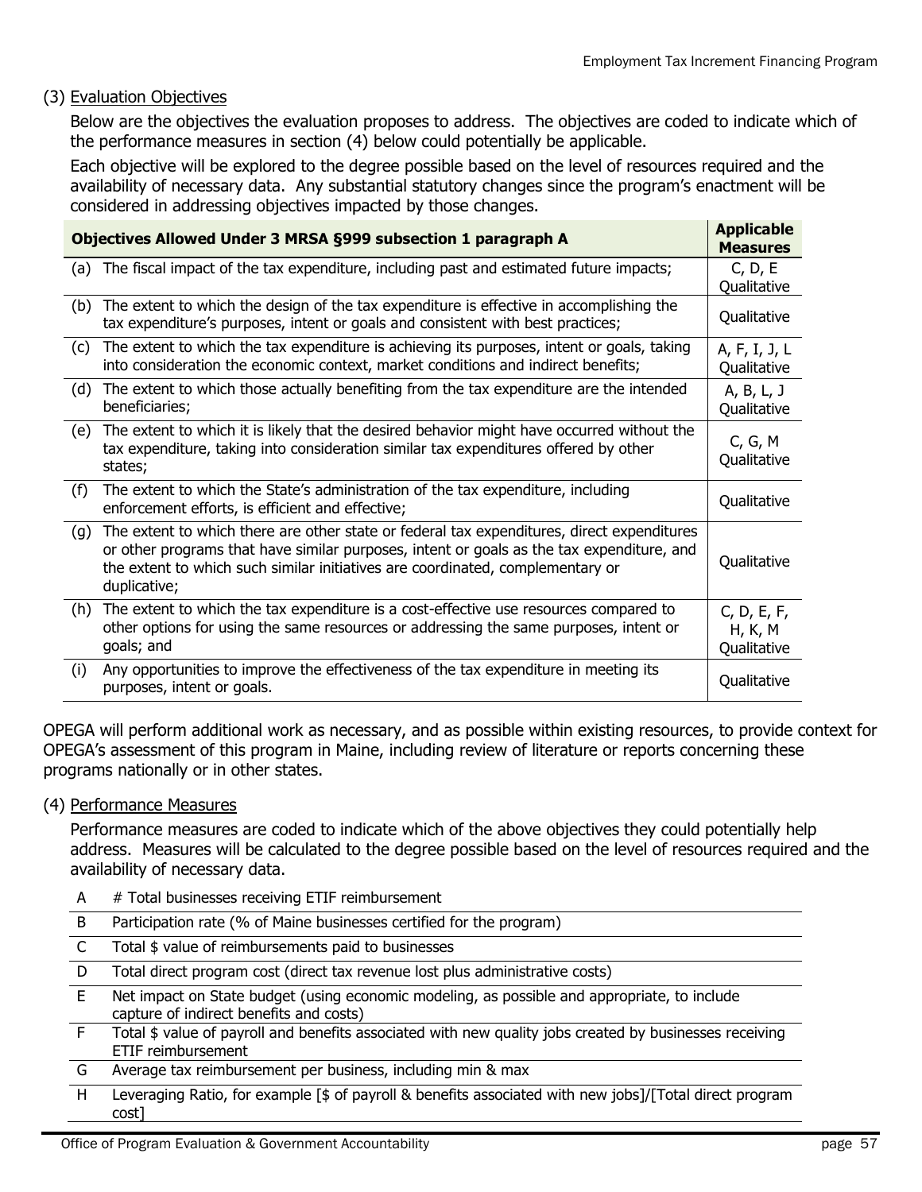(3) Evaluation Objectives

Below are the objectives the evaluation proposes to address. The objectives are coded to indicate which of the performance measures in section (4) below could potentially be applicable.

Each objective will be explored to the degree possible based on the level of resources required and the availability of necessary data. Any substantial statutory changes since the program's enactment will be considered in addressing objectives impacted by those changes.

| Objectives Allowed Under 3 MRSA §999 subsection 1 paragraph A | Applicable Measures |
|---|---|
| (a) The fiscal impact of the tax expenditure, including past and estimated future impacts; | C, D, E Qualitative |
| (b) The extent to which the design of the tax expenditure is effective in accomplishing the tax expenditure's purposes, intent or goals and consistent with best practices; | Qualitative |
| (c) The extent to which the tax expenditure is achieving its purposes, intent or goals, taking into consideration the economic context, market conditions and indirect benefits; | A, F, I, J, L Qualitative |
| (d) The extent to which those actually benefiting from the tax expenditure are the intended beneficiaries; | A, B, L, J Qualitative |
| (e) The extent to which it is likely that the desired behavior might have occurred without the tax expenditure, taking into consideration similar tax expenditures offered by other states; | C, G, M Qualitative |
| (f) The extent to which the State's administration of the tax expenditure, including enforcement efforts, is efficient and effective; | Qualitative |
| (g) The extent to which there are other state or federal tax expenditures, direct expenditures or other programs that have similar purposes, intent or goals as the tax expenditure, and the extent to which such similar initiatives are coordinated, complementary or duplicative; | Qualitative |
| (h) The extent to which the tax expenditure is a cost-effective use resources compared to other options for using the same resources or addressing the same purposes, intent or goals; and | C, D, E, F, H, K, M Qualitative |
| (i) Any opportunities to improve the effectiveness of the tax expenditure in meeting its purposes, intent or goals. | Qualitative |

OPEGA will perform additional work as necessary, and as possible within existing resources, to provide context for OPEGA's assessment of this program in Maine, including review of literature or reports concerning these programs nationally or in other states.

(4) Performance Measures

Performance measures are coded to indicate which of the above objectives they could potentially help address. Measures will be calculated to the degree possible based on the level of resources required and the availability of necessary data.

| | |
|---|---|
| A | # Total businesses receiving ETIF reimbursement |
| B | Participation rate (% of Maine businesses certified for the program) |
| C | Total $ value of reimbursements paid to businesses |
| D | Total direct program cost (direct tax revenue lost plus administrative costs) |
| E | Net impact on State budget (using economic modeling, as possible and appropriate, to include capture of indirect benefits and costs) |
| F | Total $ value of payroll and benefits associated with new quality jobs created by businesses receiving ETIF reimbursement |
| G | Average tax reimbursement per business, including min & max |
| H | Leveraging Ratio, for example [$ of payroll & benefits associated with new jobs]/[Total direct program cost] |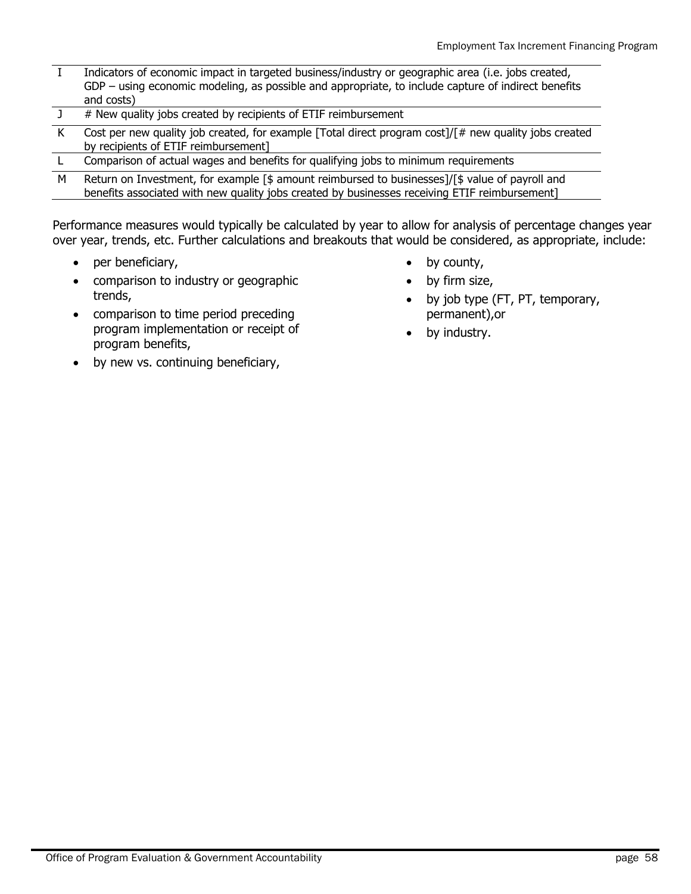| | |
|---|---|
| I | Indicators of economic impact in targeted business/industry or geographic area (i.e. jobs created, GDP – using economic modeling, as possible and appropriate, to include capture of indirect benefits and costs) |
| J | # New quality jobs created by recipients of ETIF reimbursement |
| K | Cost per new quality job created, for example [Total direct program cost]/[# new quality jobs created by recipients of ETIF reimbursement] |
| L | Comparison of actual wages and benefits for qualifying jobs to minimum requirements |
| M | Return on Investment, for example [$ amount reimbursed to businesses]/[$ value of payroll and benefits associated with new quality jobs created by businesses receiving ETIF reimbursement] |

Performance measures would typically be calculated by year to allow for analysis of percentage changes year over year, trends, etc. Further calculations and breakouts that would be considered, as appropriate, include:

- per beneficiary,
- comparison to industry or geographic trends,
- comparison to time period preceding program implementation or receipt of program benefits,
- by new vs. continuing beneficiary,
- by county,
- by firm size,
- by job type (FT, PT, temporary, permanent),or
- by industry.